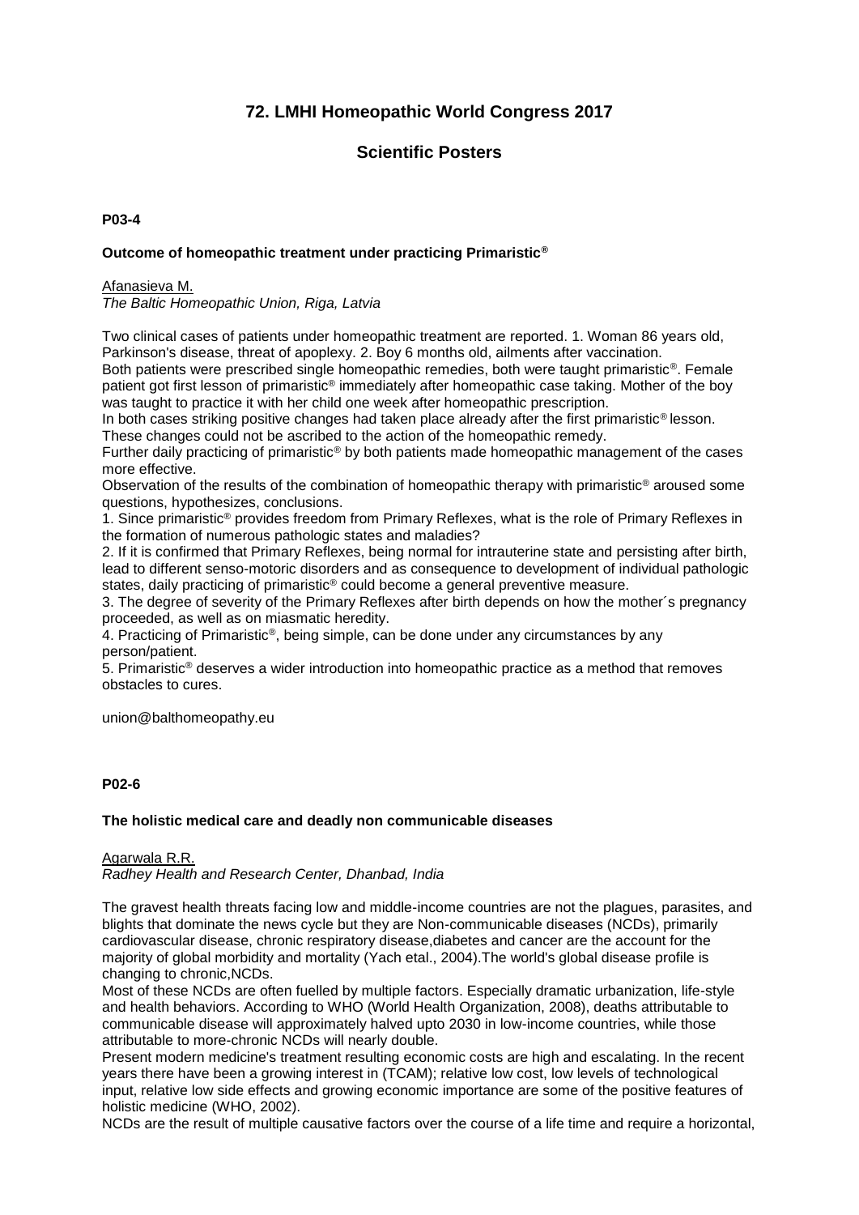# 72. LMHI Homeopathic World Congress 2017

## Scientific Posters

**P03-4**

**Outcome of homeopathic treatment under practicing Primaristic®**

Afanasieva M.
*The Baltic Homeopathic Union, Riga, Latvia*

Two clinical cases of patients under homeopathic treatment are reported. 1. Woman 86 years old, Parkinson's disease, threat of apoplexy. 2. Boy 6 months old, ailments after vaccination.
Both patients were prescribed single homeopathic remedies, both were taught primaristic®. Female patient got first lesson of primaristic® immediately after homeopathic case taking. Mother of the boy was taught to practice it with her child one week after homeopathic prescription.
In both cases striking positive changes had taken place already after the first primaristic® lesson. These changes could not be ascribed to the action of the homeopathic remedy.
Further daily practicing of primaristic® by both patients made homeopathic management of the cases more effective.
Observation of the results of the combination of homeopathic therapy with primaristic® aroused some questions, hypothesizes, conclusions.
1. Since primaristic® provides freedom from Primary Reflexes, what is the role of Primary Reflexes in the formation of numerous pathologic states and maladies?
2. If it is confirmed that Primary Reflexes, being normal for intrauterine state and persisting after birth, lead to different senso-motoric disorders and as consequence to development of individual pathologic states, daily practicing of primaristic® could become a general preventive measure.
3. The degree of severity of the Primary Reflexes after birth depends on how the mother´s pregnancy proceeded, as well as on miasmatic heredity.
4. Practicing of Primaristic®, being simple, can be done under any circumstances by any person/patient.
5. Primaristic® deserves a wider introduction into homeopathic practice as a method that removes obstacles to cures.

union@balthomeopathy.eu

**P02-6**

**The holistic medical care and deadly non communicable diseases**

Agarwala R.R.
*Radhey Health and Research Center, Dhanbad, India*

The gravest health threats facing low and middle-income countries are not the plagues, parasites, and blights that dominate the news cycle but they are Non-communicable diseases (NCDs), primarily cardiovascular disease, chronic respiratory disease,diabetes and cancer are the account for the majority of global morbidity and mortality (Yach etal., 2004).The world's global disease profile is changing to chronic,NCDs.
Most of these NCDs are often fuelled by multiple factors. Especially dramatic urbanization, life-style and health behaviors. According to WHO (World Health Organization, 2008), deaths attributable to communicable disease will approximately halved upto 2030 in low-income countries, while those attributable to more-chronic NCDs will nearly double.
Present modern medicine's treatment resulting economic costs are high and escalating. In the recent years there have been a growing interest in (TCAM); relative low cost, low levels of technological input, relative low side effects and growing economic importance are some of the positive features of holistic medicine (WHO, 2002).
NCDs are the result of multiple causative factors over the course of a life time and require a horizontal,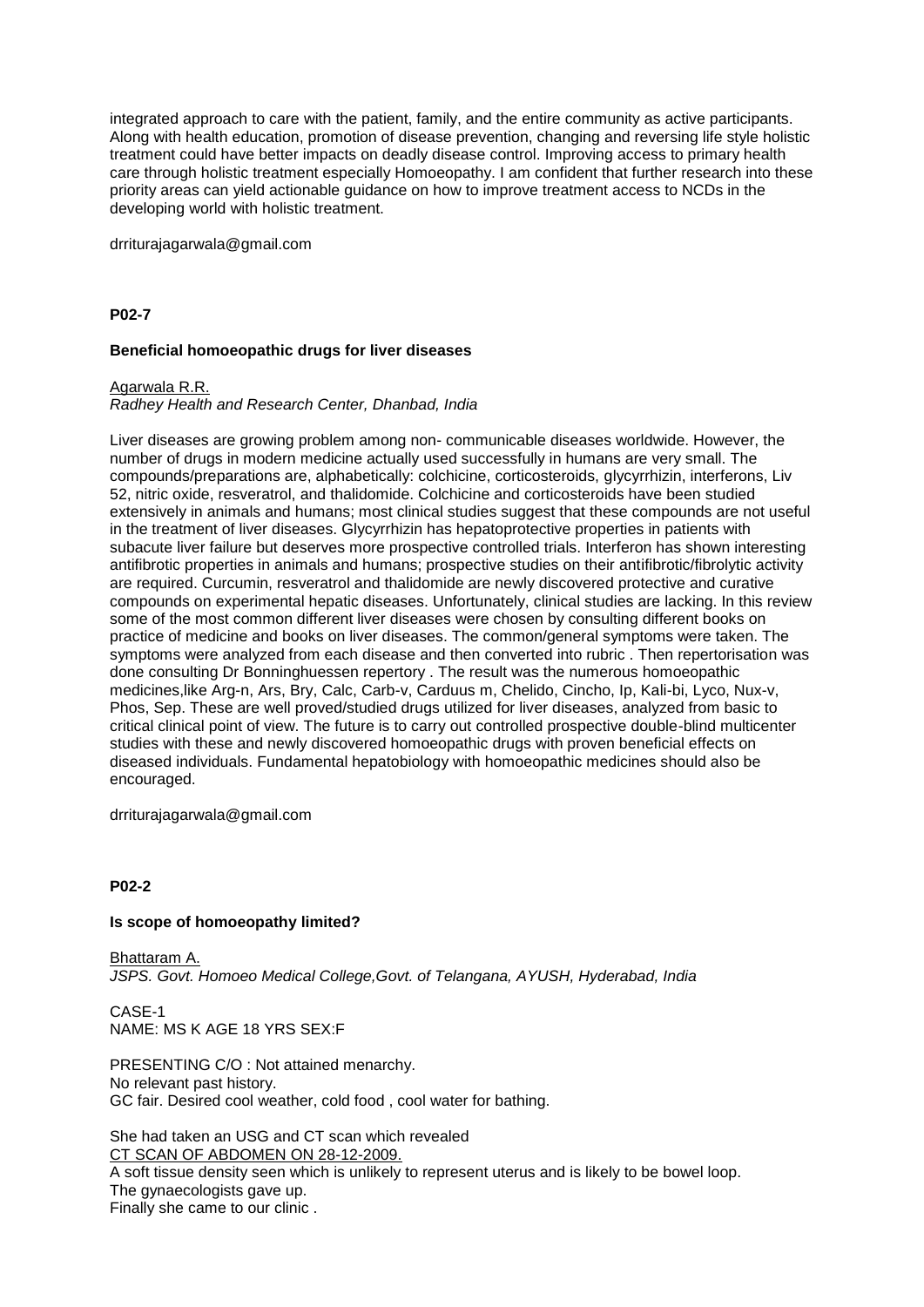integrated approach to care with the patient, family, and the entire community as active participants. Along with health education, promotion of disease prevention, changing and reversing life style holistic treatment could have better impacts on deadly disease control. Improving access to primary health care through holistic treatment especially Homoeopathy. I am confident that further research into these priority areas can yield actionable guidance on how to improve treatment access to NCDs in the developing world with holistic treatment.

drriturajagarwala@gmail.com

**P02-7**

**Beneficial homoeopathic drugs for liver diseases**

Agarwala R.R.
*Radhey Health and Research Center, Dhanbad, India*

Liver diseases are growing problem among non- communicable diseases worldwide. However, the number of drugs in modern medicine actually used successfully in humans are very small. The compounds/preparations are, alphabetically: colchicine, corticosteroids, glycyrrhizin, interferons, Liv 52, nitric oxide, resveratrol, and thalidomide. Colchicine and corticosteroids have been studied extensively in animals and humans; most clinical studies suggest that these compounds are not useful in the treatment of liver diseases. Glycyrrhizin has hepatoprotective properties in patients with subacute liver failure but deserves more prospective controlled trials. Interferon has shown interesting antifibrotic properties in animals and humans; prospective studies on their antifibrotic/fibrolytic activity are required. Curcumin, resveratrol and thalidomide are newly discovered protective and curative compounds on experimental hepatic diseases. Unfortunately, clinical studies are lacking. In this review some of the most common different liver diseases were chosen by consulting different books on practice of medicine and books on liver diseases. The common/general symptoms were taken. The symptoms were analyzed from each disease and then converted into rubric . Then repertorisation was done consulting Dr Bonninghuessen repertory . The result was the numerous homoeopathic medicines,like Arg-n, Ars, Bry, Calc, Carb-v, Carduus m, Chelido, Cincho, Ip, Kali-bi, Lyco, Nux-v, Phos, Sep. These are well proved/studied drugs utilized for liver diseases, analyzed from basic to critical clinical point of view. The future is to carry out controlled prospective double-blind multicenter studies with these and newly discovered homoeopathic drugs with proven beneficial effects on diseased individuals. Fundamental hepatobiology with homoeopathic medicines should also be encouraged.

drriturajagarwala@gmail.com

**P02-2**

**Is scope of homoeopathy limited?**

Bhattaram A.
*JSPS. Govt. Homoeo Medical College,Govt. of Telangana, AYUSH, Hyderabad, India*

CASE-1
NAME: MS K AGE 18 YRS SEX:F

PRESENTING C/O : Not attained menarchy.
No relevant past history.
GC fair. Desired cool weather, cold food , cool water for bathing.

She had taken an USG and CT scan which revealed
CT SCAN OF ABDOMEN ON 28-12-2009.
A soft tissue density seen which is unlikely to represent uterus and is likely to be bowel loop.
The gynaecologists gave up.
Finally she came to our clinic .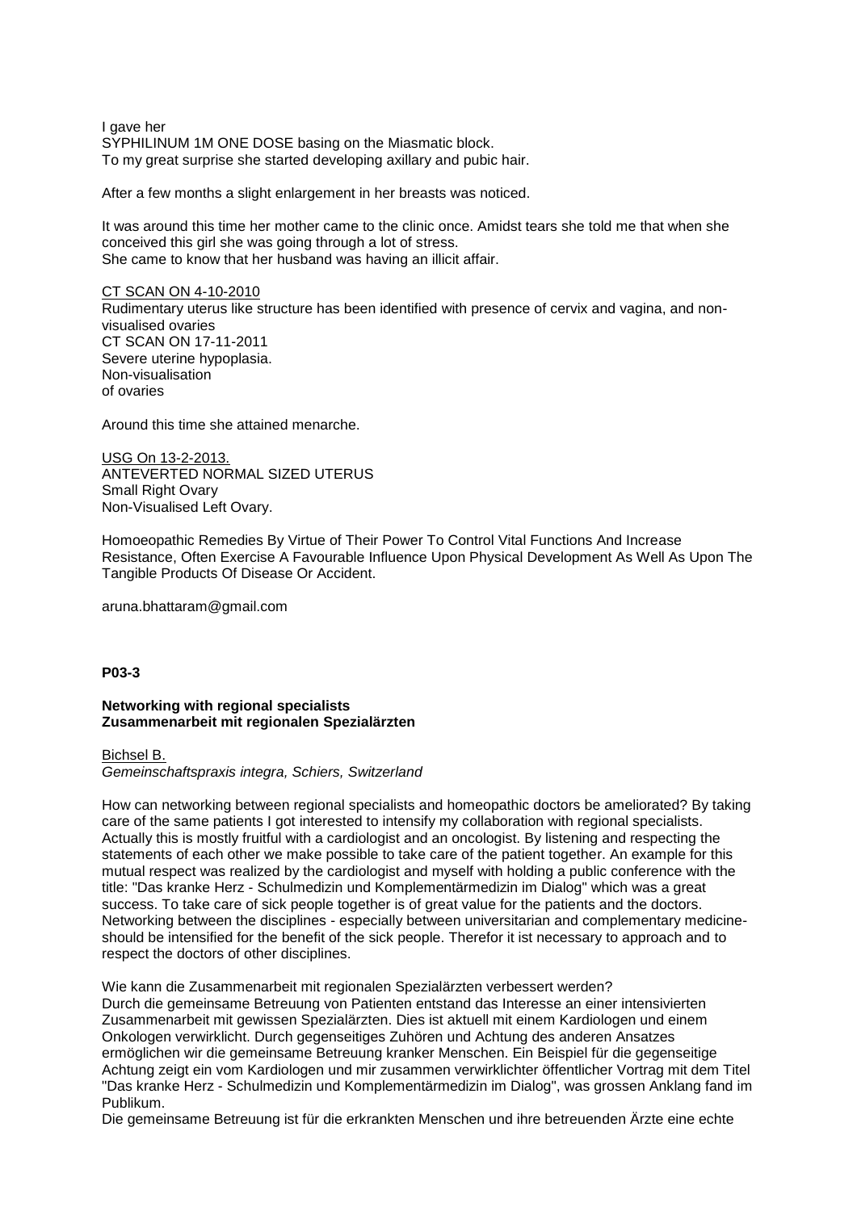I gave her
SYPHILINUM 1M ONE DOSE basing on the Miasmatic block.
To my great surprise she started developing axillary and pubic hair.

After a few months a slight enlargement in her breasts was noticed.

It was around this time her mother came to the clinic once. Amidst tears she told me that when she conceived this girl she was going through a lot of stress.
She came to know that her husband was having an illicit affair.

<u>CT SCAN ON 4-10-2010</u>
Rudimentary uterus like structure has been identified with presence of cervix and vagina, and non-visualised ovaries
CT SCAN ON 17-11-2011
Severe uterine hypoplasia.
Non-visualisation
of ovaries

Around this time she attained menarche.

<u>USG On 13-2-2013.</u>
ANTEVERTED NORMAL SIZED UTERUS
Small Right Ovary
Non-Visualised Left Ovary.

Homoeopathic Remedies By Virtue of Their Power To Control Vital Functions And Increase Resistance, Often Exercise A Favourable Influence Upon Physical Development As Well As Upon The Tangible Products Of Disease Or Accident.

aruna.bhattaram@gmail.com

**P03-3**

**Networking with regional specialists**
**Zusammenarbeit mit regionalen Spezialärzten**

<u>Bichsel B.</u>
*Gemeinschaftspraxis integra, Schiers, Switzerland*

How can networking between regional specialists and homeopathic doctors be ameliorated? By taking care of the same patients I got interested to intensify my collaboration with regional specialists. Actually this is mostly fruitful with a cardiologist and an oncologist. By listening and respecting the statements of each other we make possible to take care of the patient together. An example for this mutual respect was realized by the cardiologist and myself with holding a public conference with the title: "Das kranke Herz - Schulmedizin und Komplementärmedizin im Dialog" which was a great success. To take care of sick people together is of great value for the patients and the doctors. Networking between the disciplines - especially between universitarian and complementary medicine- should be intensified for the benefit of the sick people. Therefor it ist necessary to approach and to respect the doctors of other disciplines.

Wie kann die Zusammenarbeit mit regionalen Spezialärzten verbessert werden?
Durch die gemeinsame Betreuung von Patienten entstand das Interesse an einer intensivierten Zusammenarbeit mit gewissen Spezialärzten. Dies ist aktuell mit einem Kardiologen und einem Onkologen verwirklicht. Durch gegenseitiges Zuhören und Achtung des anderen Ansatzes ermöglichen wir die gemeinsame Betreuung kranker Menschen. Ein Beispiel für die gegenseitige Achtung zeigt ein vom Kardiologen und mir zusammen verwirklichter öffentlicher Vortrag mit dem Titel "Das kranke Herz - Schulmedizin und Komplementärmedizin im Dialog", was grossen Anklang fand im Publikum.
Die gemeinsame Betreuung ist für die erkrankten Menschen und ihre betreuenden Ärzte eine echte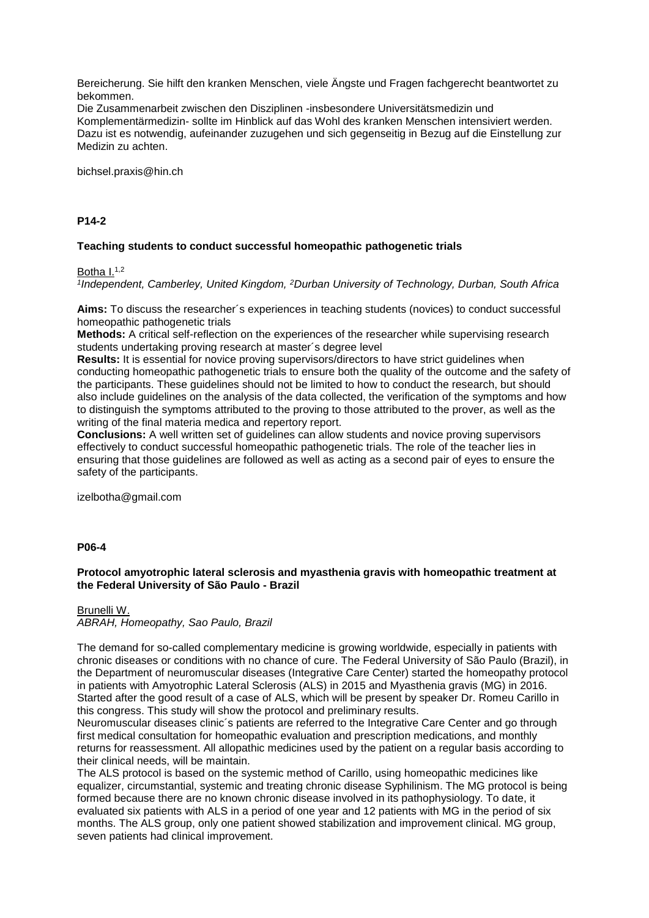Bereicherung. Sie hilft den kranken Menschen, viele Ängste und Fragen fachgerecht beantwortet zu bekommen.
Die Zusammenarbeit zwischen den Disziplinen -insbesondere Universitätsmedizin und Komplementärmedizin- sollte im Hinblick auf das Wohl des kranken Menschen intensiviert werden. Dazu ist es notwendig, aufeinander zuzugehen und sich gegenseitig in Bezug auf die Einstellung zur Medizin zu achten.

bichsel.praxis@hin.ch

**P14-2**

**Teaching students to conduct successful homeopathic pathogenetic trials**

Botha I.[1,2]
*[1]Independent, Camberley, United Kingdom, [2]Durban University of Technology, Durban, South Africa*

**Aims:** To discuss the researcher´s experiences in teaching students (novices) to conduct successful homeopathic pathogenetic trials
**Methods:** A critical self-reflection on the experiences of the researcher while supervising research students undertaking proving research at master´s degree level
**Results:** It is essential for novice proving supervisors/directors to have strict guidelines when conducting homeopathic pathogenetic trials to ensure both the quality of the outcome and the safety of the participants. These guidelines should not be limited to how to conduct the research, but should also include guidelines on the analysis of the data collected, the verification of the symptoms and how to distinguish the symptoms attributed to the proving to those attributed to the prover, as well as the writing of the final materia medica and repertory report.
**Conclusions:** A well written set of guidelines can allow students and novice proving supervisors effectively to conduct successful homeopathic pathogenetic trials. The role of the teacher lies in ensuring that those guidelines are followed as well as acting as a second pair of eyes to ensure the safety of the participants.

izelbotha@gmail.com

**P06-4**

**Protocol amyotrophic lateral sclerosis and myasthenia gravis with homeopathic treatment at the Federal University of São Paulo - Brazil**

Brunelli W.
*ABRAH, Homeopathy, Sao Paulo, Brazil*

The demand for so-called complementary medicine is growing worldwide, especially in patients with chronic diseases or conditions with no chance of cure. The Federal University of São Paulo (Brazil), in the Department of neuromuscular diseases (Integrative Care Center) started the homeopathy protocol in patients with Amyotrophic Lateral Sclerosis (ALS) in 2015 and Myasthenia gravis (MG) in 2016. Started after the good result of a case of ALS, which will be present by speaker Dr. Romeu Carillo in this congress. This study will show the protocol and preliminary results.
Neuromuscular diseases clinic´s patients are referred to the Integrative Care Center and go through first medical consultation for homeopathic evaluation and prescription medications, and monthly returns for reassessment. All allopathic medicines used by the patient on a regular basis according to their clinical needs, will be maintain.
The ALS protocol is based on the systemic method of Carillo, using homeopathic medicines like equalizer, circumstantial, systemic and treating chronic disease Syphilinism. The MG protocol is being formed because there are no known chronic disease involved in its pathophysiology. To date, it evaluated six patients with ALS in a period of one year and 12 patients with MG in the period of six months. The ALS group, only one patient showed stabilization and improvement clinical. MG group, seven patients had clinical improvement.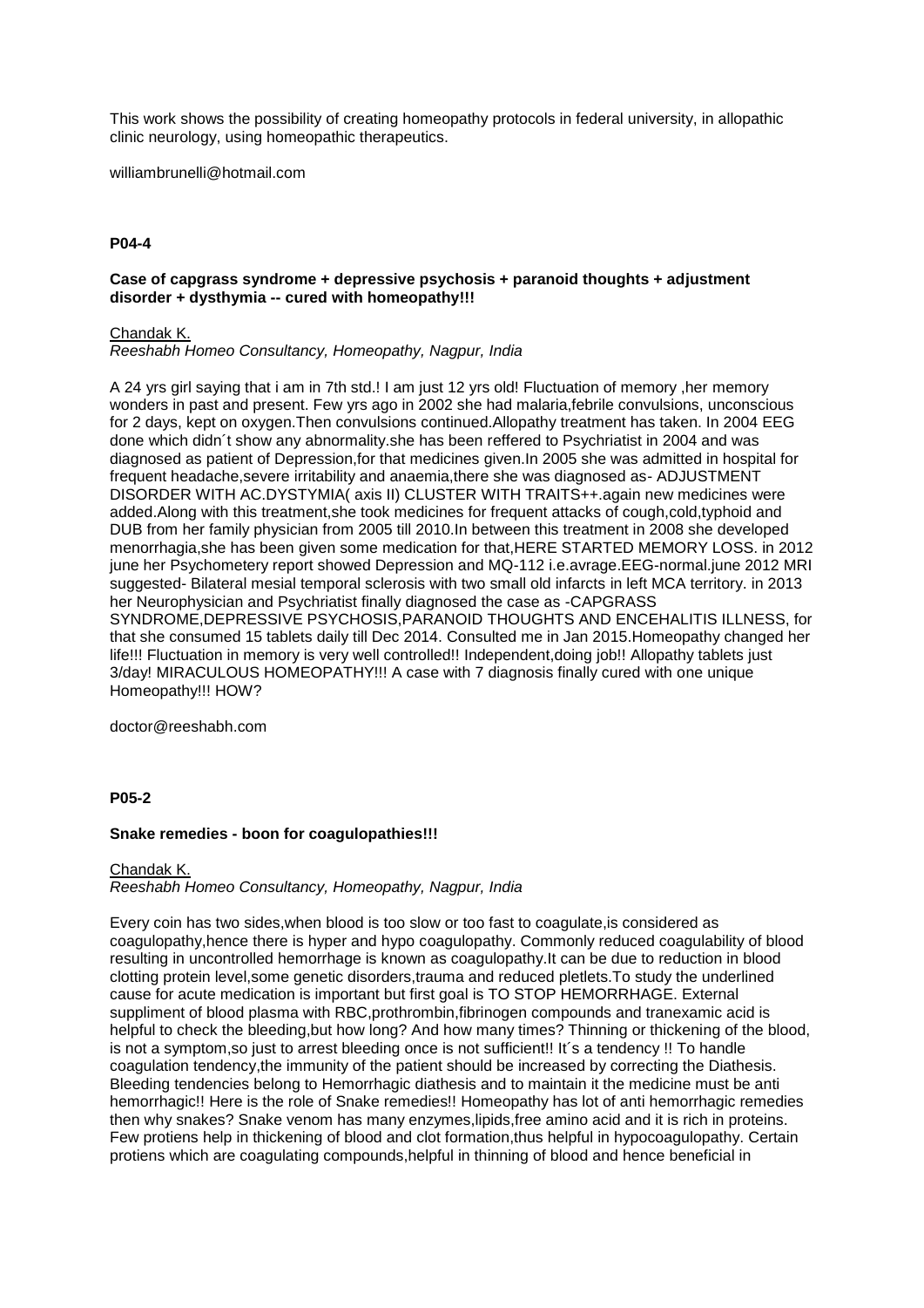This work shows the possibility of creating homeopathy protocols in federal university, in allopathic clinic neurology, using homeopathic therapeutics.

williambrunelli@hotmail.com

### P04-4

**Case of capgrass syndrome + depressive psychosis + paranoid thoughts + adjustment disorder + dysthymia -- cured with homeopathy!!!**

Chandak K.
*Reeshabh Homeo Consultancy, Homeopathy, Nagpur, India*

A 24 yrs girl saying that i am in 7th std.! I am just 12 yrs old! Fluctuation of memory ,her memory wonders in past and present. Few yrs ago in 2002 she had malaria,febrile convulsions, unconscious for 2 days, kept on oxygen.Then convulsions continued.Allopathy treatment has taken. In 2004 EEG done which didn´t show any abnormality.she has been reffered to Psychriatist in 2004 and was diagnosed as patient of Depression,for that medicines given.In 2005 she was admitted in hospital for frequent headache,severe irritability and anaemia,there she was diagnosed as- ADJUSTMENT DISORDER WITH AC.DYSTYMIA( axis II) CLUSTER WITH TRAITS++.again new medicines were added.Along with this treatment,she took medicines for frequent attacks of cough,cold,typhoid and DUB from her family physician from 2005 till 2010.In between this treatment in 2008 she developed menorrhagia,she has been given some medication for that,HERE STARTED MEMORY LOSS. in 2012 june her Psychometery report showed Depression and MQ-112 i.e.avrage.EEG-normal.june 2012 MRI suggested- Bilateral mesial temporal sclerosis with two small old infarcts in left MCA territory. in 2013 her Neurophysician and Psychriatist finally diagnosed the case as -CAPGRASS SYNDROME,DEPRESSIVE PSYCHOSIS,PARANOID THOUGHTS AND ENCEHALITIS ILLNESS, for that she consumed 15 tablets daily till Dec 2014. Consulted me in Jan 2015.Homeopathy changed her life!!! Fluctuation in memory is very well controlled!! Independent,doing job!! Allopathy tablets just 3/day! MIRACULOUS HOMEOPATHY!!! A case with 7 diagnosis finally cured with one unique Homeopathy!!! HOW?

doctor@reeshabh.com

### P05-2

**Snake remedies - boon for coagulopathies!!!**

Chandak K.
*Reeshabh Homeo Consultancy, Homeopathy, Nagpur, India*

Every coin has two sides,when blood is too slow or too fast to coagulate,is considered as coagulopathy,hence there is hyper and hypo coagulopathy. Commonly reduced coagulability of blood resulting in uncontrolled hemorrhage is known as coagulopathy.It can be due to reduction in blood clotting protein level,some genetic disorders,trauma and reduced pletlets.To study the underlined cause for acute medication is important but first goal is TO STOP HEMORRHAGE. External suppliment of blood plasma with RBC,prothrombin,fibrinogen compounds and tranexamic acid is helpful to check the bleeding,but how long? And how many times? Thinning or thickening of the blood, is not a symptom,so just to arrest bleeding once is not sufficient!! It´s a tendency !! To handle coagulation tendency,the immunity of the patient should be increased by correcting the Diathesis. Bleeding tendencies belong to Hemorrhagic diathesis and to maintain it the medicine must be anti hemorrhagic!! Here is the role of Snake remedies!! Homeopathy has lot of anti hemorrhagic remedies then why snakes? Snake venom has many enzymes,lipids,free amino acid and it is rich in proteins. Few protiens help in thickening of blood and clot formation,thus helpful in hypocoagulopathy. Certain protiens which are coagulating compounds,helpful in thinning of blood and hence beneficial in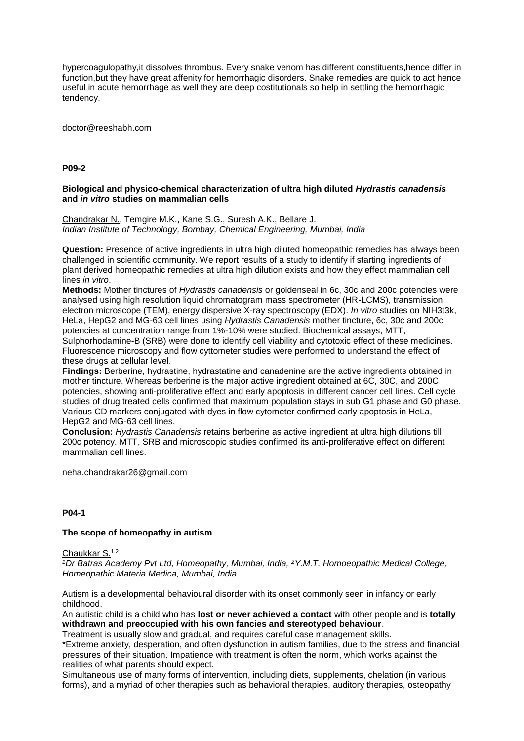hypercoagulopathy,it dissolves thrombus. Every snake venom has different constituents,hence differ in function,but they have great affenity for hemorrhagic disorders. Snake remedies are quick to act hence useful in acute hemorrhage as well they are deep costitutionals so help in settling the hemorrhagic tendency.

doctor@reeshabh.com

**P09-2**

**Biological and physico-chemical characterization of ultra high diluted *Hydrastis canadensis* and *in vitro* studies on mammalian cells**

Chandrakar N., Temgire M.K., Kane S.G., Suresh A.K., Bellare J.
*Indian Institute of Technology, Bombay, Chemical Engineering, Mumbai, India*

**Question:** Presence of active ingredients in ultra high diluted homeopathic remedies has always been challenged in scientific community. We report results of a study to identify if starting ingredients of plant derived homeopathic remedies at ultra high dilution exists and how they effect mammalian cell lines *in vitro*.

**Methods:** Mother tinctures of *Hydrastis canadensis* or goldenseal in 6c, 30c and 200c potencies were analysed using high resolution liquid chromatogram mass spectrometer (HR-LCMS), transmission electron microscope (TEM), energy dispersive X-ray spectroscopy (EDX). *In vitro* studies on NIH3t3k, HeLa, HepG2 and MG-63 cell lines using *Hydrastis Canadensis* mother tincture, 6c, 30c and 200c potencies at concentration range from 1%-10% were studied. Biochemical assays, MTT, Sulphorhodamine-B (SRB) were done to identify cell viability and cytotoxic effect of these medicines. Fluorescence microscopy and flow cyttometer studies were performed to understand the effect of these drugs at cellular level.

**Findings:** Berberine, hydrastine, hydrastatine and canadenine are the active ingredients obtained in mother tincture. Whereas berberine is the major active ingredient obtained at 6C, 30C, and 200C potencies, showing anti-proliferative effect and early apoptosis in different cancer cell lines. Cell cycle studies of drug treated cells confirmed that maximum population stays in sub G1 phase and G0 phase. Various CD markers conjugated with dyes in flow cytometer confirmed early apoptosis in HeLa, HepG2 and MG-63 cell lines.

**Conclusion:** *Hydrastis Canadensis* retains berberine as active ingredient at ultra high dilutions till 200c potency. MTT, SRB and microscopic studies confirmed its anti-proliferative effect on different mammalian cell lines.

neha.chandrakar26@gmail.com

**P04-1**

**The scope of homeopathy in autism**

Chaukkar S.[1,2]
*[1]Dr Batras Academy Pvt Ltd, Homeopathy, Mumbai, India, [2]Y.M.T. Homoeopathic Medical College, Homeopathic Materia Medica, Mumbai, India*

Autism is a developmental behavioural disorder with its onset commonly seen in infancy or early childhood.

An autistic child is a child who has **lost or never achieved a contact** with other people and is **totally withdrawn and preoccupied with his own fancies and stereotyped behaviour**.

Treatment is usually slow and gradual, and requires careful case management skills.

*Extreme anxiety, desperation, and often dysfunction in autism families, due to the stress and financial pressures of their situation. Impatience with treatment is often the norm, which works against the realities of what parents should expect.

Simultaneous use of many forms of intervention, including diets, supplements, chelation (in various forms), and a myriad of other therapies such as behavioral therapies, auditory therapies, osteopathy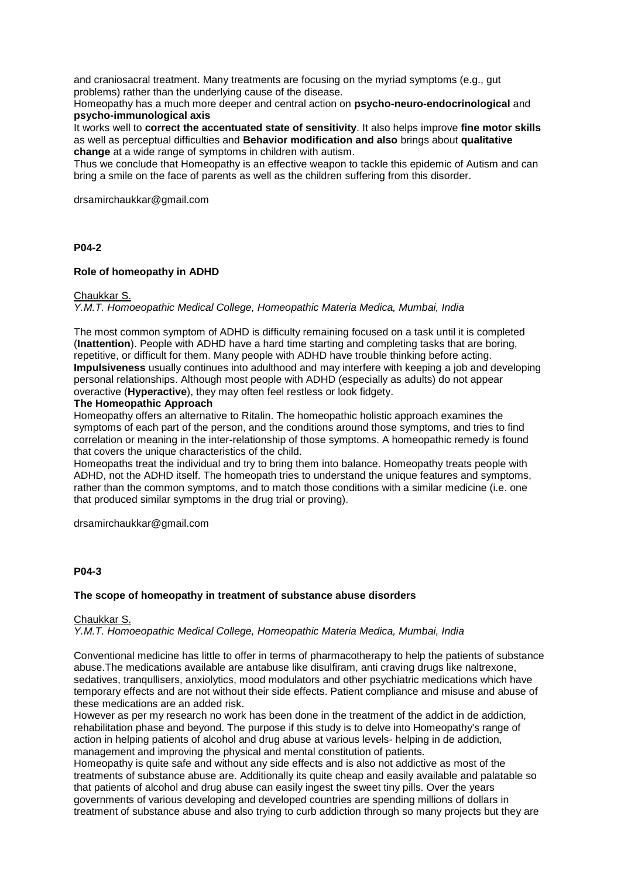and craniosacral treatment. Many treatments are focusing on the myriad symptoms (e.g., gut problems) rather than the underlying cause of the disease.

Homeopathy has a much more deeper and central action on **psycho-neuro-endocrinological** and **psycho-immunological axis**

It works well to **correct the accentuated state of sensitivity**. It also helps improve **fine motor skills** as well as perceptual difficulties and **Behavior modification and also** brings about **qualitative change** at a wide range of symptoms in children with autism.

Thus we conclude that Homeopathy is an effective weapon to tackle this epidemic of Autism and can bring a smile on the face of parents as well as the children suffering from this disorder.

drsamirchaukkar@gmail.com

**P04-2**

### Role of homeopathy in ADHD

Chaukkar S.

*Y.M.T. Homoeopathic Medical College, Homeopathic Materia Medica, Mumbai, India*

The most common symptom of ADHD is difficulty remaining focused on a task until it is completed (**Inattention**). People with ADHD have a hard time starting and completing tasks that are boring, repetitive, or difficult for them. Many people with ADHD have trouble thinking before acting. **Impulsiveness** usually continues into adulthood and may interfere with keeping a job and developing personal relationships. Although most people with ADHD (especially as adults) do not appear overactive (**Hyperactive**), they may often feel restless or look fidgety.

**The Homeopathic Approach**

Homeopathy offers an alternative to Ritalin. The homeopathic holistic approach examines the symptoms of each part of the person, and the conditions around those symptoms, and tries to find correlation or meaning in the inter-relationship of those symptoms. A homeopathic remedy is found that covers the unique characteristics of the child.

Homeopaths treat the individual and try to bring them into balance. Homeopathy treats people with ADHD, not the ADHD itself. The homeopath tries to understand the unique features and symptoms, rather than the common symptoms, and to match those conditions with a similar medicine (i.e. one that produced similar symptoms in the drug trial or proving).

drsamirchaukkar@gmail.com

**P04-3**

### The scope of homeopathy in treatment of substance abuse disorders

Chaukkar S.

*Y.M.T. Homoeopathic Medical College, Homeopathic Materia Medica, Mumbai, India*

Conventional medicine has little to offer in terms of pharmacotherapy to help the patients of substance abuse.The medications available are antabuse like disulfiram, anti craving drugs like naltrexone, sedatives, tranqullisers, anxiolytics, mood modulators and other psychiatric medications which have temporary effects and are not without their side effects. Patient compliance and misuse and abuse of these medications are an added risk.

However as per my research no work has been done in the treatment of the addict in de addiction, rehabilitation phase and beyond. The purpose if this study is to delve into Homeopathy's range of action in helping patients of alcohol and drug abuse at various levels- helping in de addiction, management and improving the physical and mental constitution of patients.

Homeopathy is quite safe and without any side effects and is also not addictive as most of the treatments of substance abuse are. Additionally its quite cheap and easily available and palatable so that patients of alcohol and drug abuse can easily ingest the sweet tiny pills. Over the years governments of various developing and developed countries are spending millions of dollars in treatment of substance abuse and also trying to curb addiction through so many projects but they are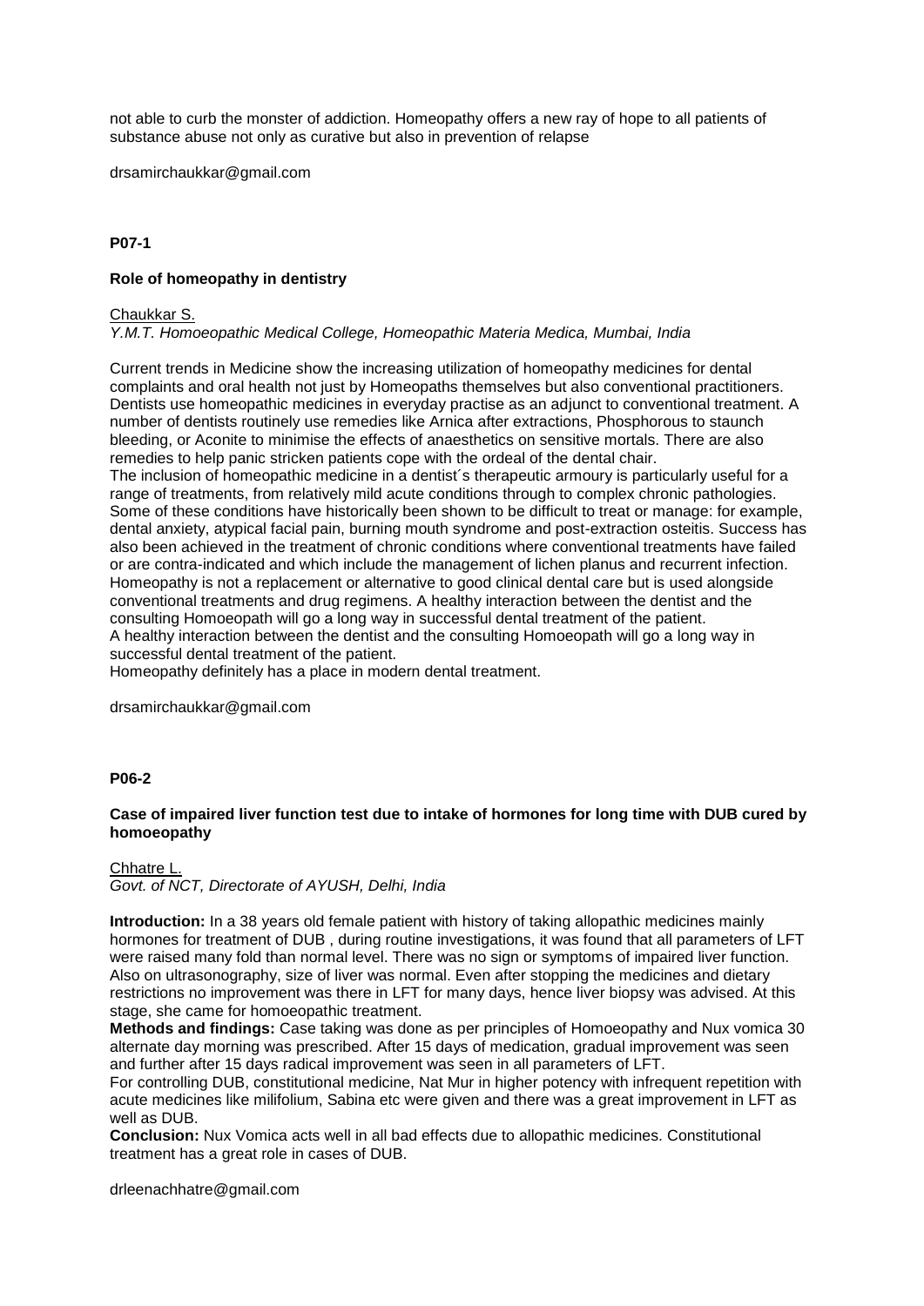not able to curb the monster of addiction. Homeopathy offers a new ray of hope to all patients of substance abuse not only as curative but also in prevention of relapse

drsamirchaukkar@gmail.com

**P07-1**

**Role of homeopathy in dentistry**

Chaukkar S.
*Y.M.T. Homoeopathic Medical College, Homeopathic Materia Medica, Mumbai, India*

Current trends in Medicine show the increasing utilization of homeopathy medicines for dental complaints and oral health not just by Homeopaths themselves but also conventional practitioners. Dentists use homeopathic medicines in everyday practise as an adjunct to conventional treatment. A number of dentists routinely use remedies like Arnica after extractions, Phosphorous to staunch bleeding, or Aconite to minimise the effects of anaesthetics on sensitive mortals. There are also remedies to help panic stricken patients cope with the ordeal of the dental chair.
The inclusion of homeopathic medicine in a dentist´s therapeutic armoury is particularly useful for a range of treatments, from relatively mild acute conditions through to complex chronic pathologies. Some of these conditions have historically been shown to be difficult to treat or manage: for example, dental anxiety, atypical facial pain, burning mouth syndrome and post-extraction osteitis. Success has also been achieved in the treatment of chronic conditions where conventional treatments have failed or are contra-indicated and which include the management of lichen planus and recurrent infection. Homeopathy is not a replacement or alternative to good clinical dental care but is used alongside conventional treatments and drug regimens. A healthy interaction between the dentist and the consulting Homoeopath will go a long way in successful dental treatment of the patient.
A healthy interaction between the dentist and the consulting Homoeopath will go a long way in successful dental treatment of the patient.
Homeopathy definitely has a place in modern dental treatment.

drsamirchaukkar@gmail.com

**P06-2**

**Case of impaired liver function test due to intake of hormones for long time with DUB cured by homoeopathy**

Chhatre L.
*Govt. of NCT, Directorate of AYUSH, Delhi, India*

**Introduction:** In a 38 years old female patient with history of taking allopathic medicines mainly hormones for treatment of DUB , during routine investigations, it was found that all parameters of LFT were raised many fold than normal level. There was no sign or symptoms of impaired liver function. Also on ultrasonography, size of liver was normal. Even after stopping the medicines and dietary restrictions no improvement was there in LFT for many days, hence liver biopsy was advised. At this stage, she came for homoeopathic treatment.
**Methods and findings:** Case taking was done as per principles of Homoeopathy and Nux vomica 30 alternate day morning was prescribed. After 15 days of medication, gradual improvement was seen and further after 15 days radical improvement was seen in all parameters of LFT.
For controlling DUB, constitutional medicine, Nat Mur in higher potency with infrequent repetition with acute medicines like milifolium, Sabina etc were given and there was a great improvement in LFT as well as DUB.
**Conclusion:** Nux Vomica acts well in all bad effects due to allopathic medicines. Constitutional treatment has a great role in cases of DUB.

drleenachhatre@gmail.com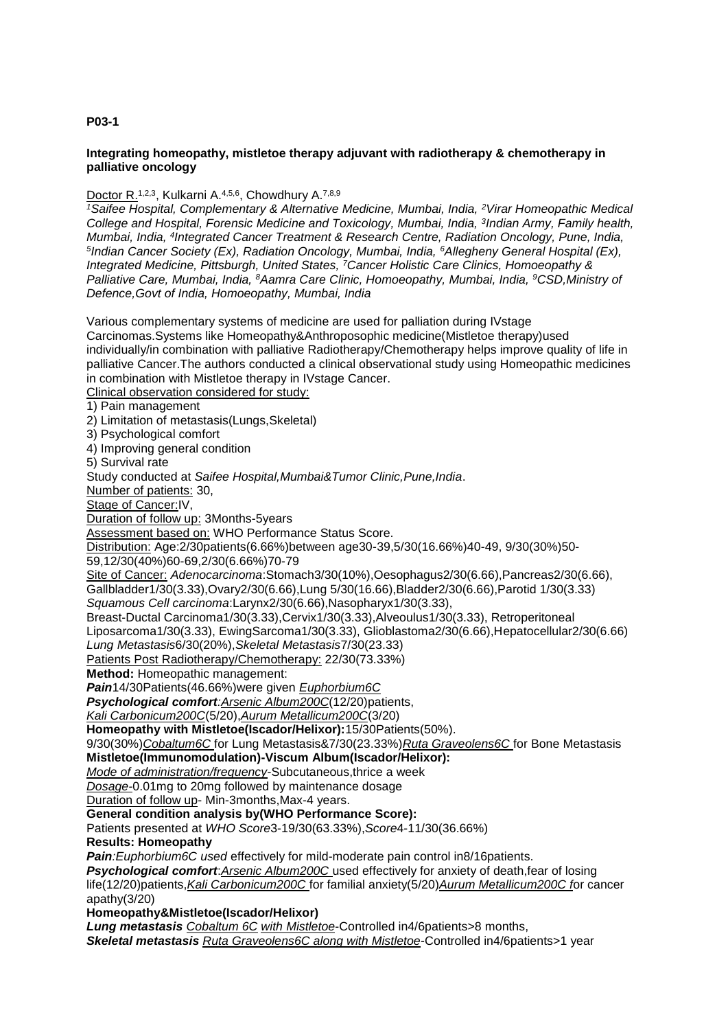**P03-1**

**Integrating homeopathy, mistletoe therapy adjuvant with radiotherapy & chemotherapy in palliative oncology**

Doctor R.[1,2,3], Kulkarni A.[4,5,6], Chowdhury A.[7,8,9]

*[1]Saifee Hospital, Complementary & Alternative Medicine, Mumbai, India, [2]Virar Homeopathic Medical College and Hospital, Forensic Medicine and Toxicology, Mumbai, India, [3]Indian Army, Family health, Mumbai, India, [4]Integrated Cancer Treatment & Research Centre, Radiation Oncology, Pune, India, [5]Indian Cancer Society (Ex), Radiation Oncology, Mumbai, India, [6]Allegheny General Hospital (Ex), Integrated Medicine, Pittsburgh, United States, [7]Cancer Holistic Care Clinics, Homoeopathy & Palliative Care, Mumbai, India, [8]Aamra Care Clinic, Homoeopathy, Mumbai, India, [9]CSD,Ministry of Defence,Govt of India, Homoeopathy, Mumbai, India*

Various complementary systems of medicine are used for palliation during IVstage Carcinomas.Systems like Homeopathy&Anthroposophic medicine(Mistletoe therapy)used individually/in combination with palliative Radiotherapy/Chemotherapy helps improve quality of life in palliative Cancer.The authors conducted a clinical observational study using Homeopathic medicines in combination with Mistletoe therapy in IVstage Cancer.

Clinical observation considered for study:

1) Pain management
2) Limitation of metastasis(Lungs,Skeletal)
3) Psychological comfort
4) Improving general condition
5) Survival rate

Study conducted at *Saifee Hospital,Mumbai&Tumor Clinic,Pune,India*.

Number of patients: 30,

Stage of Cancer:IV,

Duration of follow up: 3Months-5years

Assessment based on: WHO Performance Status Score.

Distribution: Age:2/30patients(6.66%)between age30-39,5/30(16.66%)40-49, 9/30(30%)50-59,12/30(40%)60-69,2/30(6.66%)70-79

Site of Cancer: *Adenocarcinoma*:Stomach3/30(10%),Oesophagus2/30(6.66),Pancreas2/30(6.66), Gallbladder1/30(3.33),Ovary2/30(6.66),Lung 5/30(16.66),Bladder2/30(6.66),Parotid 1/30(3.33)

*Squamous Cell carcinoma*:Larynx2/30(6.66),Nasopharyx1/30(3.33),

Breast-Ductal Carcinoma1/30(3.33),Cervix1/30(3.33),Alveoulus1/30(3.33), Retroperitoneal Liposarcoma1/30(3.33), EwingSarcoma1/30(3.33), Glioblastoma2/30(6.66),Hepatocellular2/30(6.66)

*Lung Metastasis*6/30(20%),*Skeletal Metastasis*7/30(23.33)

Patients Post Radiotherapy/Chemotherapy: 22/30(73.33%)

**Method:** Homeopathic management:

***Pain***14/30Patients(46.66%)were given *Euphorbium6C*

***Psychological comfort**:Arsenic Album200C*(12/20)patients,

*Kali Carbonicum200C*(5/20),*Aurum Metallicum200C*(3/20)

**Homeopathy with Mistletoe(Iscador/Helixor):**15/30Patients(50%).

9/30(30%)*Cobaltum6C* for Lung Metastasis&7/30(23.33%)*Ruta Graveolens6C* for Bone Metastasis

**Mistletoe(Immunomodulation)-Viscum Album(Iscador/Helixor):**

*Mode of administration/frequency*-Subcutaneous,thrice a week

*Dosage*-0.01mg to 20mg followed by maintenance dosage

Duration of follow up- Min-3months,Max-4 years.

**General condition analysis by(WHO Performance Score):**

Patients presented at *WHO Score*3-19/30(63.33%),*Score*4-11/30(36.66%)

**Results: Homeopathy**

***Pain**:Euphorbium6C used* effectively for mild-moderate pain control in8/16patients.

***Psychological comfort**:Arsenic Album200C* used effectively for anxiety of death,fear of losing life(12/20)patients,*Kali Carbonicum200C* for familial anxiety(5/20)*Aurum Metallicum200C f*or cancer apathy(3/20)

**Homeopathy&Mistletoe(Iscador/Helixor)**

***Lung metastasis*** *Cobaltum 6C with Mistletoe*-Controlled in4/6patients>8 months,

***Skeletal metastasis*** *Ruta Graveolens6C along with Mistletoe*-Controlled in4/6patients>1 year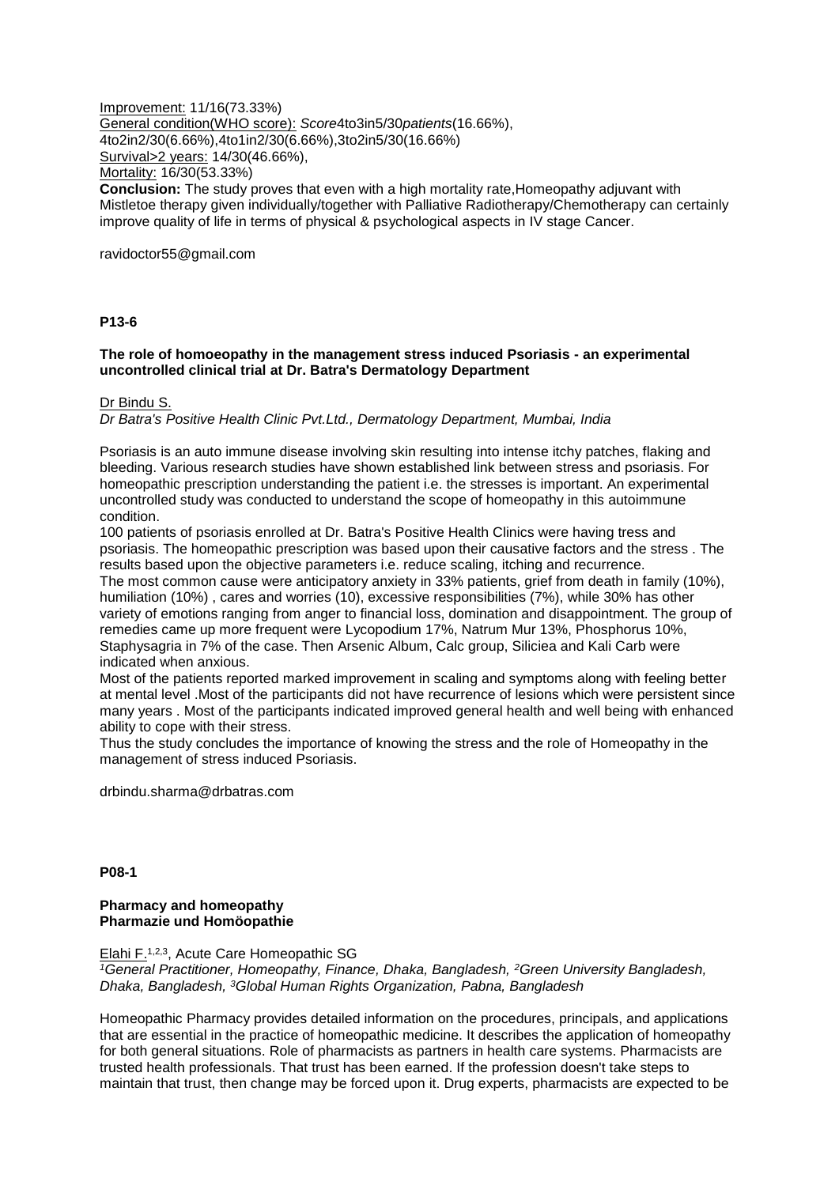Improvement: 11/16(73.33%)
General condition(WHO score): *Score*4to3in5/30*patients*(16.66%), 4to2in2/30(6.66%),4to1in2/30(6.66%),3to2in5/30(16.66%)
Survival>2 years: 14/30(46.66%),
Mortality: 16/30(53.33%)
**Conclusion:** The study proves that even with a high mortality rate,Homeopathy adjuvant with Mistletoe therapy given individually/together with Palliative Radiotherapy/Chemotherapy can certainly improve quality of life in terms of physical & psychological aspects in IV stage Cancer.

ravidoctor55@gmail.com

**P13-6**

**The role of homoeopathy in the management stress induced Psoriasis - an experimental uncontrolled clinical trial at Dr. Batra's Dermatology Department**

Dr Bindu S.
*Dr Batra's Positive Health Clinic Pvt.Ltd., Dermatology Department, Mumbai, India*

Psoriasis is an auto immune disease involving skin resulting into intense itchy patches, flaking and bleeding. Various research studies have shown established link between stress and psoriasis. For homeopathic prescription understanding the patient i.e. the stresses is important. An experimental uncontrolled study was conducted to understand the scope of homeopathy in this autoimmune condition.
100 patients of psoriasis enrolled at Dr. Batra's Positive Health Clinics were having tress and psoriasis. The homeopathic prescription was based upon their causative factors and the stress . The results based upon the objective parameters i.e. reduce scaling, itching and recurrence.
The most common cause were anticipatory anxiety in 33% patients, grief from death in family (10%), humiliation (10%) , cares and worries (10), excessive responsibilities (7%), while 30% has other variety of emotions ranging from anger to financial loss, domination and disappointment. The group of remedies came up more frequent were Lycopodium 17%, Natrum Mur 13%, Phosphorus 10%, Staphysagria in 7% of the case. Then Arsenic Album, Calc group, Siliciea and Kali Carb were indicated when anxious.
Most of the patients reported marked improvement in scaling and symptoms along with feeling better at mental level .Most of the participants did not have recurrence of lesions which were persistent since many years . Most of the participants indicated improved general health and well being with enhanced ability to cope with their stress.
Thus the study concludes the importance of knowing the stress and the role of Homeopathy in the management of stress induced Psoriasis.

drbindu.sharma@drbatras.com

**P08-1**

**Pharmacy and homeopathy**
**Pharmazie und Homöopathie**

Elahi F.[1,2,3], Acute Care Homeopathic SG
*[1]General Practitioner, Homeopathy, Finance, Dhaka, Bangladesh, [2]Green University Bangladesh, Dhaka, Bangladesh, [3]Global Human Rights Organization, Pabna, Bangladesh*

Homeopathic Pharmacy provides detailed information on the procedures, principals, and applications that are essential in the practice of homeopathic medicine. It describes the application of homeopathy for both general situations. Role of pharmacists as partners in health care systems. Pharmacists are trusted health professionals. That trust has been earned. If the profession doesn't take steps to maintain that trust, then change may be forced upon it. Drug experts, pharmacists are expected to be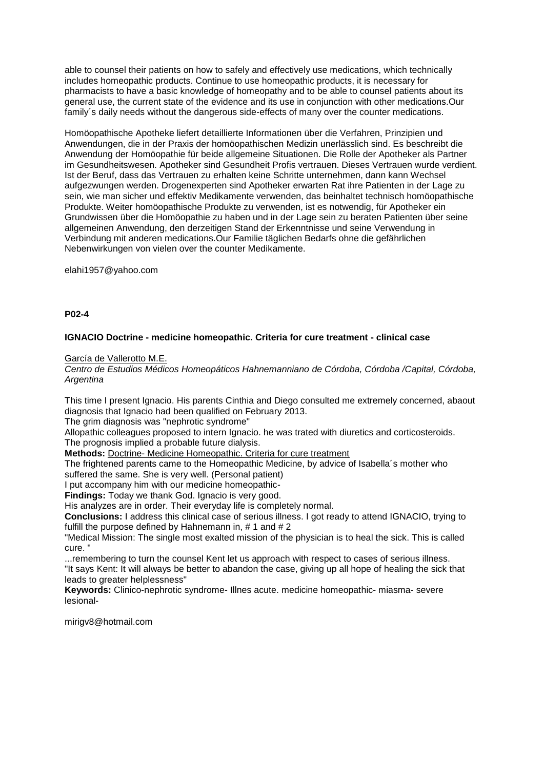able to counsel their patients on how to safely and effectively use medications, which technically includes homeopathic products. Continue to use homeopathic products, it is necessary for pharmacists to have a basic knowledge of homeopathy and to be able to counsel patients about its general use, the current state of the evidence and its use in conjunction with other medications.Our family´s daily needs without the dangerous side-effects of many over the counter medications.

Homöopathische Apotheke liefert detaillierte Informationen über die Verfahren, Prinzipien und Anwendungen, die in der Praxis der homöopathischen Medizin unerlässlich sind. Es beschreibt die Anwendung der Homöopathie für beide allgemeine Situationen. Die Rolle der Apotheker als Partner im Gesundheitswesen. Apotheker sind Gesundheit Profis vertrauen. Dieses Vertrauen wurde verdient. Ist der Beruf, dass das Vertrauen zu erhalten keine Schritte unternehmen, dann kann Wechsel aufgezwungen werden. Drogenexperten sind Apotheker erwarten Rat ihre Patienten in der Lage zu sein, wie man sicher und effektiv Medikamente verwenden, das beinhaltet technisch homöopathische Produkte. Weiter homöopathische Produkte zu verwenden, ist es notwendig, für Apotheker ein Grundwissen über die Homöopathie zu haben und in der Lage sein zu beraten Patienten über seine allgemeinen Anwendung, den derzeitigen Stand der Erkenntnisse und seine Verwendung in Verbindung mit anderen medications.Our Familie täglichen Bedarfs ohne die gefährlichen Nebenwirkungen von vielen over the counter Medikamente.

elahi1957@yahoo.com

**P02-4**

### IGNACIO Doctrine - medicine homeopathic. Criteria for cure treatment - clinical case

García de Vallerotto M.E.

*Centro de Estudios Médicos Homeopáticos Hahnemanniano de Córdoba, Córdoba /Capital, Córdoba, Argentina*

This time I present Ignacio. His parents Cinthia and Diego consulted me extremely concerned, abaout diagnosis that Ignacio had been qualified on February 2013.
The grim diagnosis was "nephrotic syndrome"
Allopathic colleagues proposed to intern Ignacio. he was trated with diuretics and corticosteroids.
The prognosis implied a probable future dialysis.

**Methods:** Doctrine- Medicine Homeopathic. Criteria for cure treatment

The frightened parents came to the Homeopathic Medicine, by advice of Isabella´s mother who suffered the same. She is very well. (Personal patient)
I put accompany him with our medicine homeopathic-

**Findings:** Today we thank God. Ignacio is very good.
His analyzes are in order. Their everyday life is completely normal.

**Conclusions:** I address this clinical case of serious illness. I got ready to attend IGNACIO, trying to fulfill the purpose defined by Hahnemann in, # 1 and # 2
"Medical Mission: The single most exalted mission of the physician is to heal the sick. This is called cure. "
...remembering to turn the counsel Kent let us approach with respect to cases of serious illness.
"It says Kent: It will always be better to abandon the case, giving up all hope of healing the sick that leads to greater helplessness"

**Keywords:** Clinico-nephrotic syndrome- Illnes acute. medicine homeopathic- miasma- severe lesional-

mirigv8@hotmail.com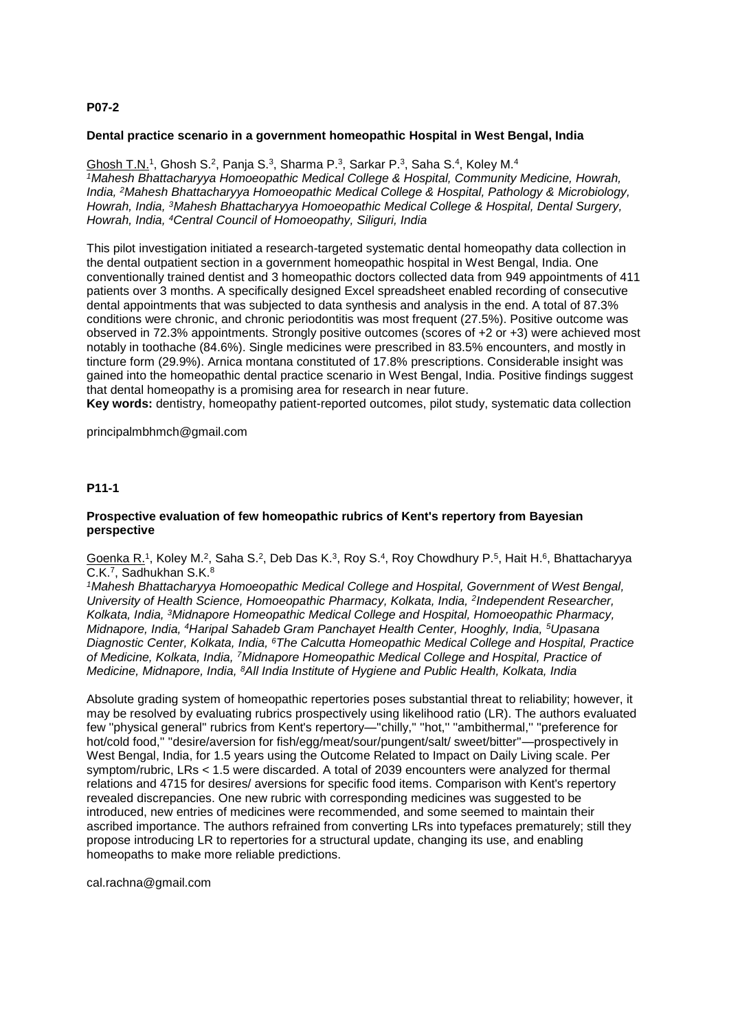**P07-2**

**Dental practice scenario in a government homeopathic Hospital in West Bengal, India**

Ghosh T.N.[1], Ghosh S.[2], Panja S.[3], Sharma P.[3], Sarkar P.[3], Saha S.[4], Koley M.[4]
*[1]Mahesh Bhattacharyya Homoeopathic Medical College & Hospital, Community Medicine, Howrah, India, [2]Mahesh Bhattacharyya Homoeopathic Medical College & Hospital, Pathology & Microbiology, Howrah, India, [3]Mahesh Bhattacharyya Homoeopathic Medical College & Hospital, Dental Surgery, Howrah, India, [4]Central Council of Homoeopathy, Siliguri, India*

This pilot investigation initiated a research-targeted systematic dental homeopathy data collection in the dental outpatient section in a government homeopathic hospital in West Bengal, India. One conventionally trained dentist and 3 homeopathic doctors collected data from 949 appointments of 411 patients over 3 months. A specifically designed Excel spreadsheet enabled recording of consecutive dental appointments that was subjected to data synthesis and analysis in the end. A total of 87.3% conditions were chronic, and chronic periodontitis was most frequent (27.5%). Positive outcome was observed in 72.3% appointments. Strongly positive outcomes (scores of +2 or +3) were achieved most notably in toothache (84.6%). Single medicines were prescribed in 83.5% encounters, and mostly in tincture form (29.9%). Arnica montana constituted of 17.8% prescriptions. Considerable insight was gained into the homeopathic dental practice scenario in West Bengal, India. Positive findings suggest that dental homeopathy is a promising area for research in near future.
**Key words:** dentistry, homeopathy patient-reported outcomes, pilot study, systematic data collection

principalmbhmch@gmail.com

**P11-1**

**Prospective evaluation of few homeopathic rubrics of Kent's repertory from Bayesian perspective**

Goenka R.[1], Koley M.[2], Saha S.[2], Deb Das K.[3], Roy S.[4], Roy Chowdhury P.[5], Hait H.[6], Bhattacharyya C.K.[7], Sadhukhan S.K.[8]
*[1]Mahesh Bhattacharyya Homoeopathic Medical College and Hospital, Government of West Bengal, University of Health Science, Homoeopathic Pharmacy, Kolkata, India, [2]Independent Researcher, Kolkata, India, [3]Midnapore Homeopathic Medical College and Hospital, Homoeopathic Pharmacy, Midnapore, India, [4]Haripal Sahadeb Gram Panchayet Health Center, Hooghly, India, [5]Upasana Diagnostic Center, Kolkata, India, [6]The Calcutta Homeopathic Medical College and Hospital, Practice of Medicine, Kolkata, India, [7]Midnapore Homeopathic Medical College and Hospital, Practice of Medicine, Midnapore, India, [8]All India Institute of Hygiene and Public Health, Kolkata, India*

Absolute grading system of homeopathic repertories poses substantial threat to reliability; however, it may be resolved by evaluating rubrics prospectively using likelihood ratio (LR). The authors evaluated few "physical general" rubrics from Kent's repertory—"chilly," "hot," "ambithermal," "preference for hot/cold food," "desire/aversion for fish/egg/meat/sour/pungent/salt/ sweet/bitter"—prospectively in West Bengal, India, for 1.5 years using the Outcome Related to Impact on Daily Living scale. Per symptom/rubric, LRs < 1.5 were discarded. A total of 2039 encounters were analyzed for thermal relations and 4715 for desires/ aversions for specific food items. Comparison with Kent's repertory revealed discrepancies. One new rubric with corresponding medicines was suggested to be introduced, new entries of medicines were recommended, and some seemed to maintain their ascribed importance. The authors refrained from converting LRs into typefaces prematurely; still they propose introducing LR to repertories for a structural update, changing its use, and enabling homeopaths to make more reliable predictions.

cal.rachna@gmail.com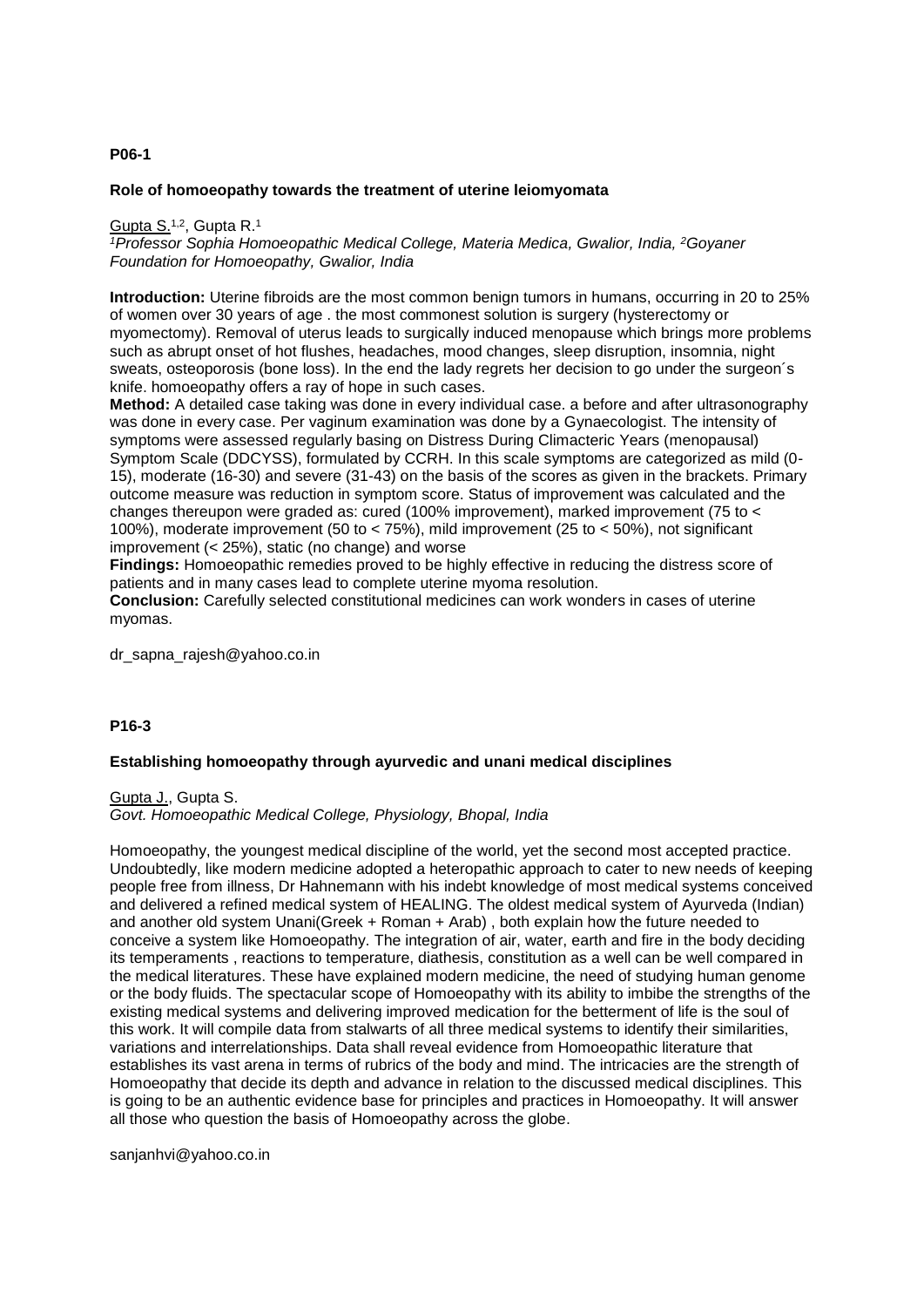**P06-1**

**Role of homoeopathy towards the treatment of uterine leiomyomata**

Gupta S.[1,2], Gupta R.[1]

*[1]Professor Sophia Homoeopathic Medical College, Materia Medica, Gwalior, India, [2]Goyaner Foundation for Homoeopathy, Gwalior, India*

**Introduction:** Uterine fibroids are the most common benign tumors in humans, occurring in 20 to 25% of women over 30 years of age . the most commonest solution is surgery (hysterectomy or myomectomy). Removal of uterus leads to surgically induced menopause which brings more problems such as abrupt onset of hot flushes, headaches, mood changes, sleep disruption, insomnia, night sweats, osteoporosis (bone loss). In the end the lady regrets her decision to go under the surgeon´s knife. homoeopathy offers a ray of hope in such cases.

**Method:** A detailed case taking was done in every individual case. a before and after ultrasonography was done in every case. Per vaginum examination was done by a Gynaecologist. The intensity of symptoms were assessed regularly basing on Distress During Climacteric Years (menopausal) Symptom Scale (DDCYSS), formulated by CCRH. In this scale symptoms are categorized as mild (0-15), moderate (16-30) and severe (31-43) on the basis of the scores as given in the brackets. Primary outcome measure was reduction in symptom score. Status of improvement was calculated and the changes thereupon were graded as: cured (100% improvement), marked improvement (75 to < 100%), moderate improvement (50 to < 75%), mild improvement (25 to < 50%), not significant improvement (< 25%), static (no change) and worse

**Findings:** Homoeopathic remedies proved to be highly effective in reducing the distress score of patients and in many cases lead to complete uterine myoma resolution.

**Conclusion:** Carefully selected constitutional medicines can work wonders in cases of uterine myomas.

dr_sapna_rajesh@yahoo.co.in

**P16-3**

**Establishing homoeopathy through ayurvedic and unani medical disciplines**

Gupta J., Gupta S.

*Govt. Homoeopathic Medical College, Physiology, Bhopal, India*

Homoeopathy, the youngest medical discipline of the world, yet the second most accepted practice. Undoubtedly, like modern medicine adopted a heteropathic approach to cater to new needs of keeping people free from illness, Dr Hahnemann with his indebt knowledge of most medical systems conceived and delivered a refined medical system of HEALING. The oldest medical system of Ayurveda (Indian) and another old system Unani(Greek + Roman + Arab) , both explain how the future needed to conceive a system like Homoeopathy. The integration of air, water, earth and fire in the body deciding its temperaments , reactions to temperature, diathesis, constitution as a well can be well compared in the medical literatures. These have explained modern medicine, the need of studying human genome or the body fluids. The spectacular scope of Homoeopathy with its ability to imbibe the strengths of the existing medical systems and delivering improved medication for the betterment of life is the soul of this work. It will compile data from stalwarts of all three medical systems to identify their similarities, variations and interrelationships. Data shall reveal evidence from Homoeopathic literature that establishes its vast arena in terms of rubrics of the body and mind. The intricacies are the strength of Homoeopathy that decide its depth and advance in relation to the discussed medical disciplines. This is going to be an authentic evidence base for principles and practices in Homoeopathy. It will answer all those who question the basis of Homoeopathy across the globe.

sanjanhvi@yahoo.co.in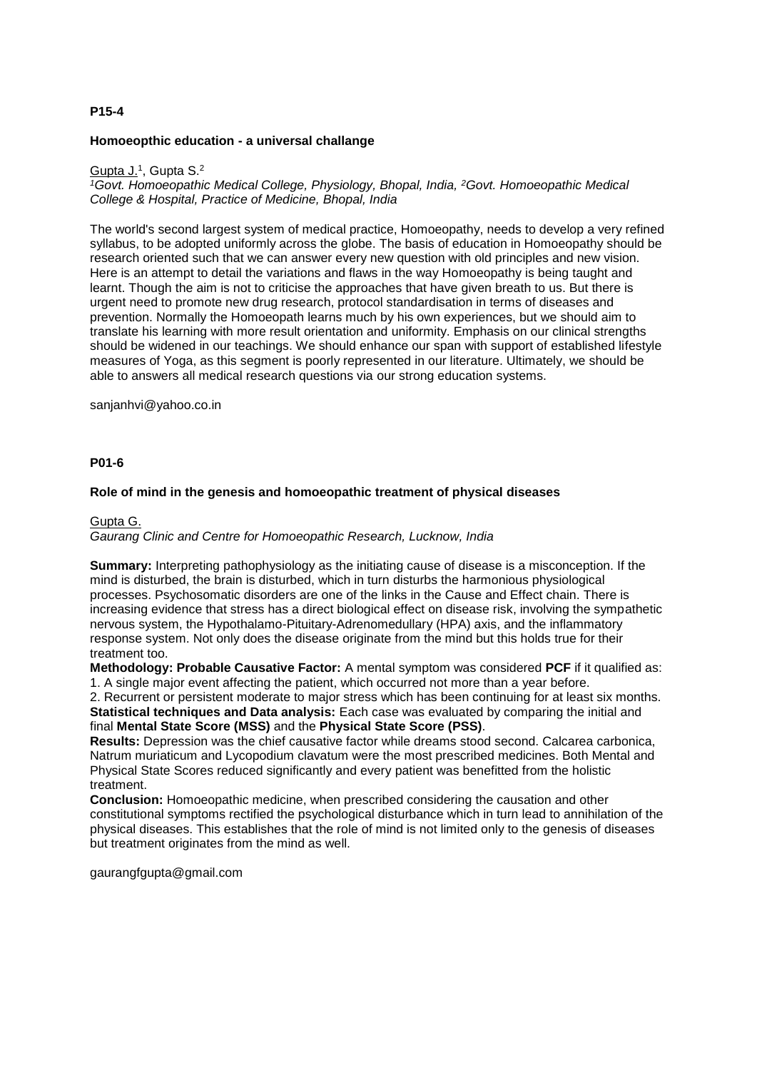**P15-4**

### Homoeopthic education - a universal challange

Gupta J.[1], Gupta S.[2]

*[1]Govt. Homoeopathic Medical College, Physiology, Bhopal, India, [2]Govt. Homoeopathic Medical College & Hospital, Practice of Medicine, Bhopal, India*

The world's second largest system of medical practice, Homoeopathy, needs to develop a very refined syllabus, to be adopted uniformly across the globe. The basis of education in Homoeopathy should be research oriented such that we can answer every new question with old principles and new vision. Here is an attempt to detail the variations and flaws in the way Homoeopathy is being taught and learnt. Though the aim is not to criticise the approaches that have given breath to us. But there is urgent need to promote new drug research, protocol standardisation in terms of diseases and prevention. Normally the Homoeopath learns much by his own experiences, but we should aim to translate his learning with more result orientation and uniformity. Emphasis on our clinical strengths should be widened in our teachings. We should enhance our span with support of established lifestyle measures of Yoga, as this segment is poorly represented in our literature. Ultimately, we should be able to answers all medical research questions via our strong education systems.

sanjanhvi@yahoo.co.in

**P01-6**

### Role of mind in the genesis and homoeopathic treatment of physical diseases

Gupta G.

*Gaurang Clinic and Centre for Homoeopathic Research, Lucknow, India*

**Summary:** Interpreting pathophysiology as the initiating cause of disease is a misconception. If the mind is disturbed, the brain is disturbed, which in turn disturbs the harmonious physiological processes. Psychosomatic disorders are one of the links in the Cause and Effect chain. There is increasing evidence that stress has a direct biological effect on disease risk, involving the sympathetic nervous system, the Hypothalamo-Pituitary-Adrenomedullary (HPA) axis, and the inflammatory response system. Not only does the disease originate from the mind but this holds true for their treatment too.

**Methodology: Probable Causative Factor:** A mental symptom was considered **PCF** if it qualified as:
1. A single major event affecting the patient, which occurred not more than a year before.
2. Recurrent or persistent moderate to major stress which has been continuing for at least six months.

**Statistical techniques and Data analysis:** Each case was evaluated by comparing the initial and final **Mental State Score (MSS)** and the **Physical State Score (PSS)**.

**Results:** Depression was the chief causative factor while dreams stood second. Calcarea carbonica, Natrum muriaticum and Lycopodium clavatum were the most prescribed medicines. Both Mental and Physical State Scores reduced significantly and every patient was benefitted from the holistic treatment.

**Conclusion:** Homoeopathic medicine, when prescribed considering the causation and other constitutional symptoms rectified the psychological disturbance which in turn lead to annihilation of the physical diseases. This establishes that the role of mind is not limited only to the genesis of diseases but treatment originates from the mind as well.

gaurangfgupta@gmail.com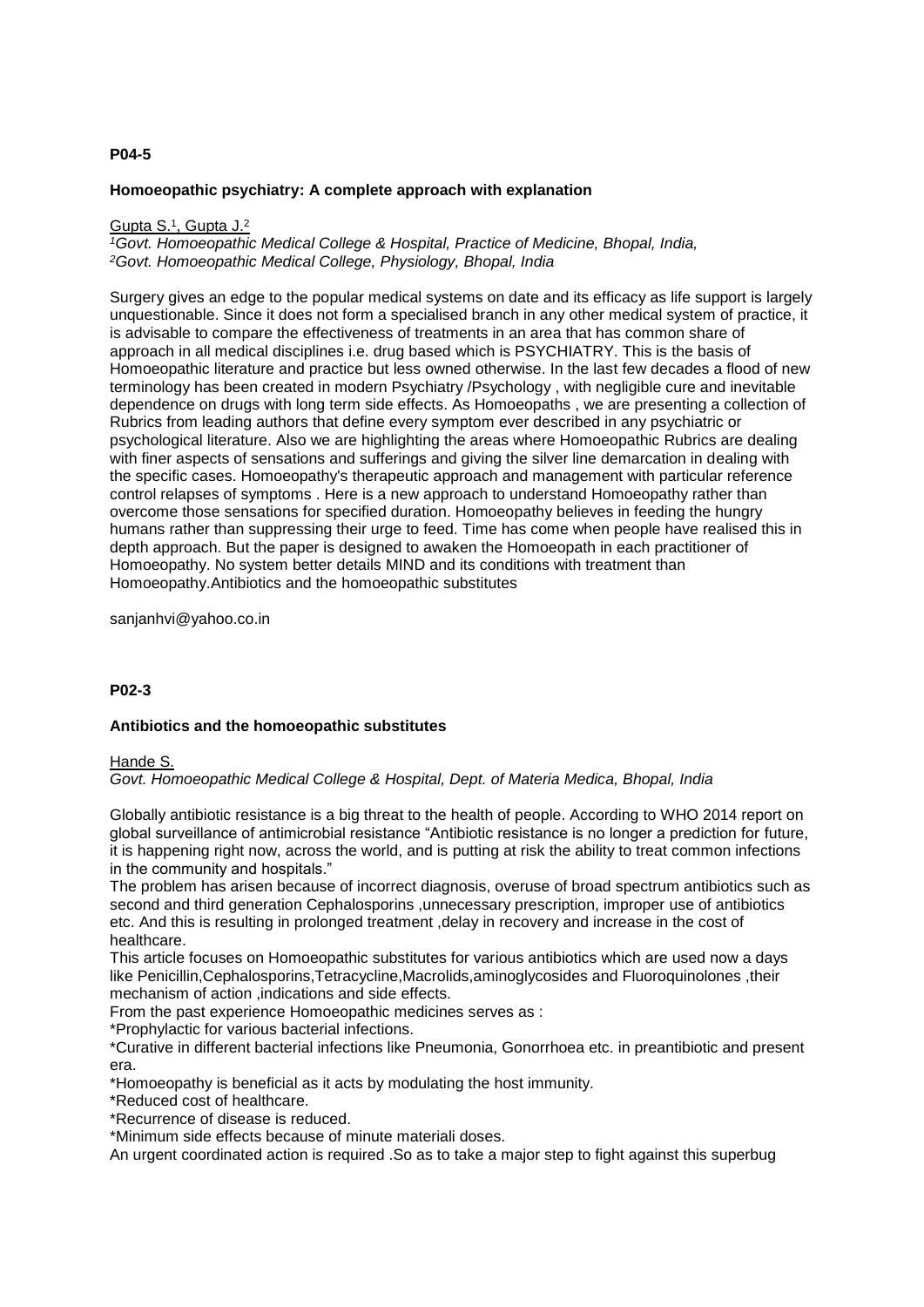**P04-5**

**Homoeopathic psychiatry: A complete approach with explanation**

Gupta S.[1], Gupta J.[2]

*[1]Govt. Homoeopathic Medical College & Hospital, Practice of Medicine, Bhopal, India,*
*[2]Govt. Homoeopathic Medical College, Physiology, Bhopal, India*

Surgery gives an edge to the popular medical systems on date and its efficacy as life support is largely unquestionable. Since it does not form a specialised branch in any other medical system of practice, it is advisable to compare the effectiveness of treatments in an area that has common share of approach in all medical disciplines i.e. drug based which is PSYCHIATRY. This is the basis of Homoeopathic literature and practice but less owned otherwise. In the last few decades a flood of new terminology has been created in modern Psychiatry /Psychology , with negligible cure and inevitable dependence on drugs with long term side effects. As Homoeopaths , we are presenting a collection of Rubrics from leading authors that define every symptom ever described in any psychiatric or psychological literature. Also we are highlighting the areas where Homoeopathic Rubrics are dealing with finer aspects of sensations and sufferings and giving the silver line demarcation in dealing with the specific cases. Homoeopathy's therapeutic approach and management with particular reference control relapses of symptoms . Here is a new approach to understand Homoeopathy rather than overcome those sensations for specified duration. Homoeopathy believes in feeding the hungry humans rather than suppressing their urge to feed. Time has come when people have realised this in depth approach. But the paper is designed to awaken the Homoeopath in each practitioner of Homoeopathy. No system better details MIND and its conditions with treatment than Homoeopathy.Antibiotics and the homoeopathic substitutes

sanjanhvi@yahoo.co.in

**P02-3**

**Antibiotics and the homoeopathic substitutes**

Hande S.

*Govt. Homoeopathic Medical College & Hospital, Dept. of Materia Medica, Bhopal, India*

Globally antibiotic resistance is a big threat to the health of people. According to WHO 2014 report on global surveillance of antimicrobial resistance "Antibiotic resistance is no longer a prediction for future, it is happening right now, across the world, and is putting at risk the ability to treat common infections in the community and hospitals."

The problem has arisen because of incorrect diagnosis, overuse of broad spectrum antibiotics such as second and third generation Cephalosporins ,unnecessary prescription, improper use of antibiotics etc. And this is resulting in prolonged treatment ,delay in recovery and increase in the cost of healthcare.

This article focuses on Homoeopathic substitutes for various antibiotics which are used now a days like Penicillin,Cephalosporins,Tetracycline,Macrolids,aminoglycosides and Fluoroquinolones ,their mechanism of action ,indications and side effects.

From the past experience Homoeopathic medicines serves as :

*Prophylactic for various bacterial infections.

*Curative in different bacterial infections like Pneumonia, Gonorrhoea etc. in preantibiotic and present era.

*Homoeopathy is beneficial as it acts by modulating the host immunity.

*Reduced cost of healthcare.

*Recurrence of disease is reduced.

*Minimum side effects because of minute materiali doses.

An urgent coordinated action is required .So as to take a major step to fight against this superbug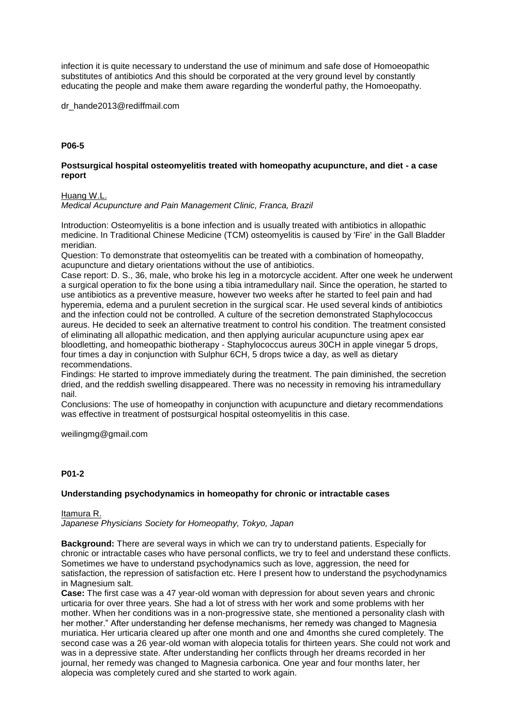infection it is quite necessary to understand the use of minimum and safe dose of Homoeopathic substitutes of antibiotics And this should be corporated at the very ground level by constantly educating the people and make them aware regarding the wonderful pathy, the Homoeopathy.

dr_hande2013@rediffmail.com

**P06-5**

**Postsurgical hospital osteomyelitis treated with homeopathy acupuncture, and diet - a case report**

Huang W.L.
*Medical Acupuncture and Pain Management Clinic, Franca, Brazil*

Introduction: Osteomyelitis is a bone infection and is usually treated with antibiotics in allopathic medicine. In Traditional Chinese Medicine (TCM) osteomyelitis is caused by 'Fire' in the Gall Bladder meridian.

Question: To demonstrate that osteomyelitis can be treated with a combination of homeopathy, acupuncture and dietary orientations without the use of antibiotics.

Case report: D. S., 36, male, who broke his leg in a motorcycle accident. After one week he underwent a surgical operation to fix the bone using a tibia intramedullary nail. Since the operation, he started to use antibiotics as a preventive measure, however two weeks after he started to feel pain and had hyperemia, edema and a purulent secretion in the surgical scar. He used several kinds of antibiotics and the infection could not be controlled. A culture of the secretion demonstrated Staphylococcus aureus. He decided to seek an alternative treatment to control his condition. The treatment consisted of eliminating all allopathic medication, and then applying auricular acupuncture using apex ear bloodletting, and homeopathic biotherapy - Staphylococcus aureus 30CH in apple vinegar 5 drops, four times a day in conjunction with Sulphur 6CH, 5 drops twice a day, as well as dietary recommendations.

Findings: He started to improve immediately during the treatment. The pain diminished, the secretion dried, and the reddish swelling disappeared. There was no necessity in removing his intramedullary nail.

Conclusions: The use of homeopathy in conjunction with acupuncture and dietary recommendations was effective in treatment of postsurgical hospital osteomyelitis in this case.

weilingmg@gmail.com

**P01-2**

**Understanding psychodynamics in homeopathy for chronic or intractable cases**

Itamura R.
*Japanese Physicians Society for Homeopathy, Tokyo, Japan*

**Background:** There are several ways in which we can try to understand patients. Especially for chronic or intractable cases who have personal conflicts, we try to feel and understand these conflicts. Sometimes we have to understand psychodynamics such as love, aggression, the need for satisfaction, the repression of satisfaction etc. Here I present how to understand the psychodynamics in Magnesium salt.

**Case:** The first case was a 47 year-old woman with depression for about seven years and chronic urticaria for over three years. She had a lot of stress with her work and some problems with her mother. When her conditions was in a non-progressive state, she mentioned a personality clash with her mother." After understanding her defense mechanisms, her remedy was changed to Magnesia muriatica. Her urticaria cleared up after one month and one and 4months she cured completely. The second case was a 26 year-old woman with alopecia totalis for thirteen years. She could not work and was in a depressive state. After understanding her conflicts through her dreams recorded in her journal, her remedy was changed to Magnesia carbonica. One year and four months later, her alopecia was completely cured and she started to work again.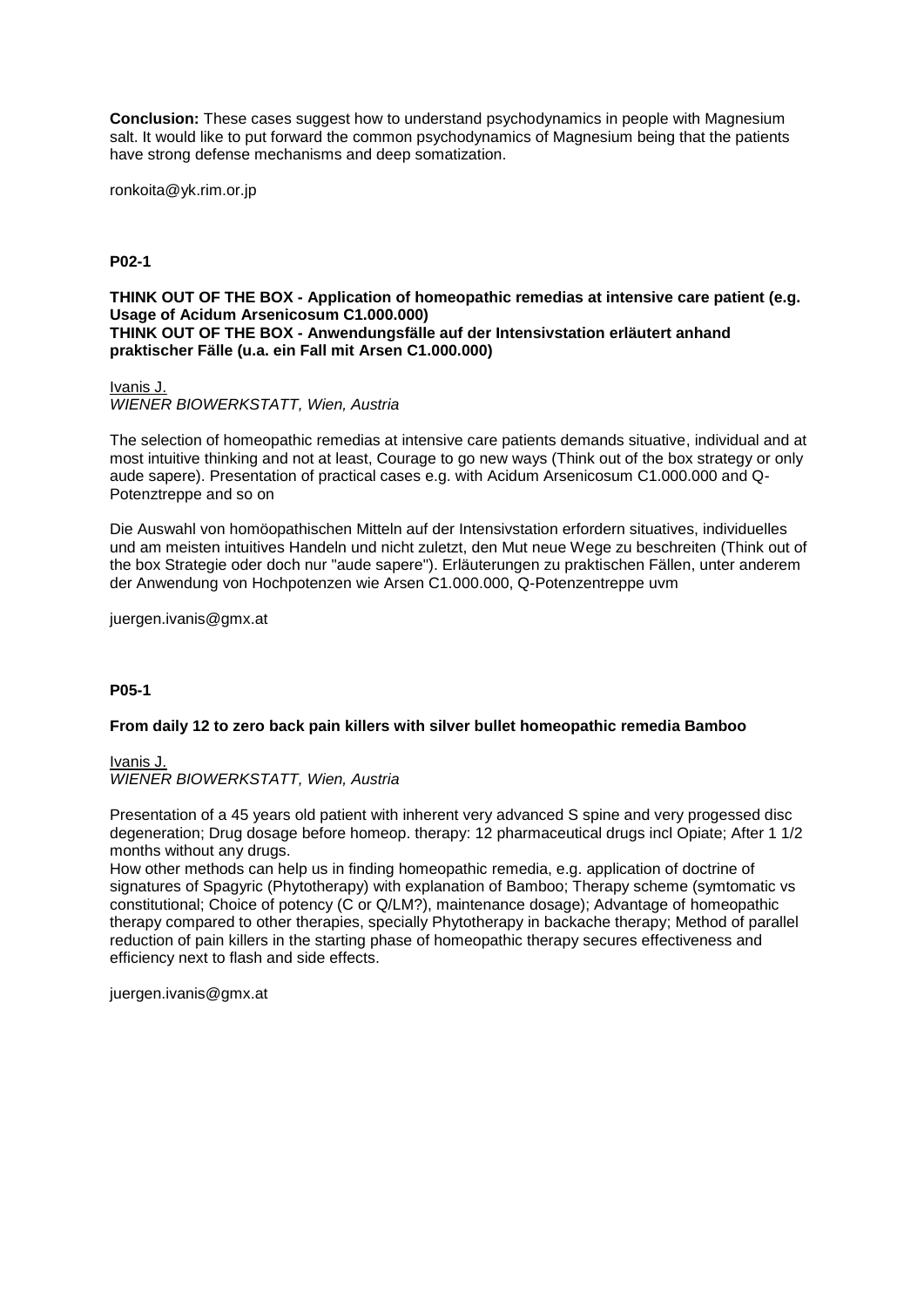**Conclusion:** These cases suggest how to understand psychodynamics in people with Magnesium salt. It would like to put forward the common psychodynamics of Magnesium being that the patients have strong defense mechanisms and deep somatization.

ronkoita@yk.rim.or.jp

**P02-1**

**THINK OUT OF THE BOX - Application of homeopathic remedias at intensive care patient (e.g. Usage of Acidum Arsenicosum C1.000.000)**
**THINK OUT OF THE BOX - Anwendungsfälle auf der Intensivstation erläutert anhand praktischer Fälle (u.a. ein Fall mit Arsen C1.000.000)**

Ivanis J.
*WIENER BIOWERKSTATT, Wien, Austria*

The selection of homeopathic remedias at intensive care patients demands situative, individual and at most intuitive thinking and not at least, Courage to go new ways (Think out of the box strategy or only aude sapere). Presentation of practical cases e.g. with Acidum Arsenicosum C1.000.000 and Q-Potenztreppe and so on

Die Auswahl von homöopathischen Mitteln auf der Intensivstation erfordern situatives, individuelles und am meisten intuitives Handeln und nicht zuletzt, den Mut neue Wege zu beschreiten (Think out of the box Strategie oder doch nur "aude sapere"). Erläuterungen zu praktischen Fällen, unter anderem der Anwendung von Hochpotenzen wie Arsen C1.000.000, Q-Potenzentreppe uvm

juergen.ivanis@gmx.at

**P05-1**

**From daily 12 to zero back pain killers with silver bullet homeopathic remedia Bamboo**

Ivanis J.
*WIENER BIOWERKSTATT, Wien, Austria*

Presentation of a 45 years old patient with inherent very advanced S spine and very progessed disc degeneration; Drug dosage before homeop. therapy: 12 pharmaceutical drugs incl Opiate; After 1 1/2 months without any drugs.
How other methods can help us in finding homeopathic remedia, e.g. application of doctrine of signatures of Spagyric (Phytotherapy) with explanation of Bamboo; Therapy scheme (symtomatic vs constitutional; Choice of potency (C or Q/LM?), maintenance dosage); Advantage of homeopathic therapy compared to other therapies, specially Phytotherapy in backache therapy; Method of parallel reduction of pain killers in the starting phase of homeopathic therapy secures effectiveness and efficiency next to flash and side effects.

juergen.ivanis@gmx.at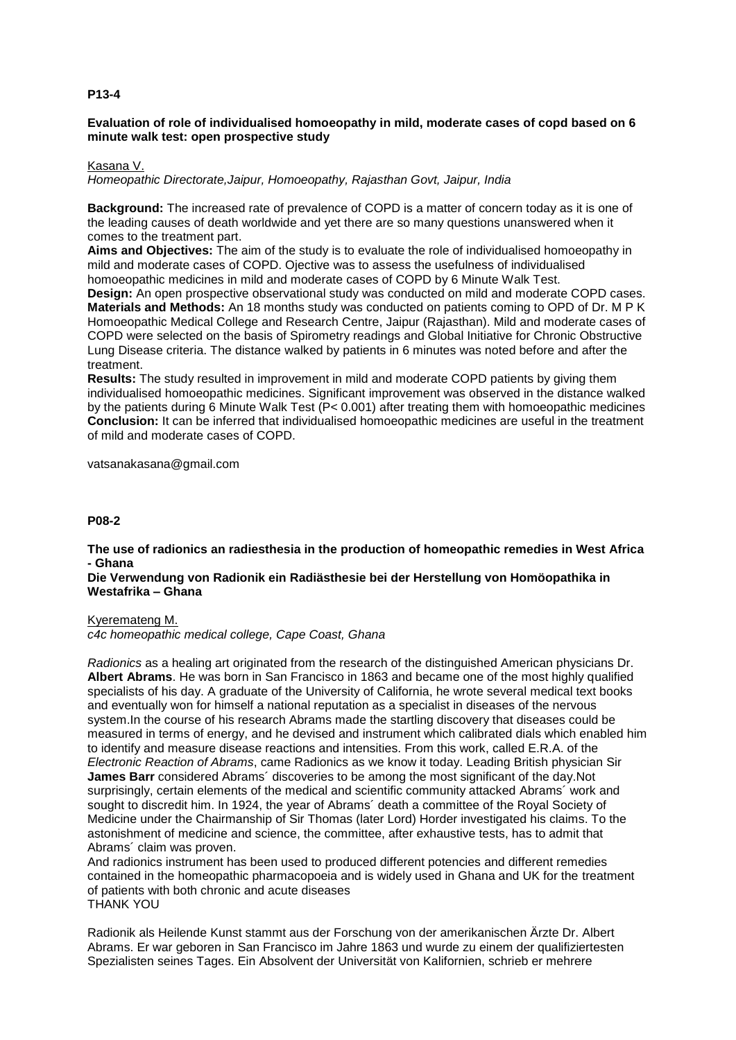**P13-4**

**Evaluation of role of individualised homoeopathy in mild, moderate cases of copd based on 6 minute walk test: open prospective study**

Kasana V.
*Homeopathic Directorate,Jaipur, Homoeopathy, Rajasthan Govt, Jaipur, India*

**Background:** The increased rate of prevalence of COPD is a matter of concern today as it is one of the leading causes of death worldwide and yet there are so many questions unanswered when it comes to the treatment part.
**Aims and Objectives:** The aim of the study is to evaluate the role of individualised homoeopathy in mild and moderate cases of COPD. Ojective was to assess the usefulness of individualised homoeopathic medicines in mild and moderate cases of COPD by 6 Minute Walk Test.
**Design:** An open prospective observational study was conducted on mild and moderate COPD cases.
**Materials and Methods:** An 18 months study was conducted on patients coming to OPD of Dr. M P K Homoeopathic Medical College and Research Centre, Jaipur (Rajasthan). Mild and moderate cases of COPD were selected on the basis of Spirometry readings and Global Initiative for Chronic Obstructive Lung Disease criteria. The distance walked by patients in 6 minutes was noted before and after the treatment.
**Results:** The study resulted in improvement in mild and moderate COPD patients by giving them individualised homoeopathic medicines. Significant improvement was observed in the distance walked by the patients during 6 Minute Walk Test ($P < 0.001$) after treating them with homoeopathic medicines
**Conclusion:** It can be inferred that individualised homoeopathic medicines are useful in the treatment of mild and moderate cases of COPD.

vatsanakasana@gmail.com

**P08-2**

**The use of radionics an radiesthesia in the production of homeopathic remedies in West Africa - Ghana**
**Die Verwendung von Radionik ein Radiästhesie bei der Herstellung von Homöopathika in Westafrika – Ghana**

Kyeremateng M.
*c4c homeopathic medical college, Cape Coast, Ghana*

*Radionics* as a healing art originated from the research of the distinguished American physicians Dr. **Albert Abrams**. He was born in San Francisco in 1863 and became one of the most highly qualified specialists of his day. A graduate of the University of California, he wrote several medical text books and eventually won for himself a national reputation as a specialist in diseases of the nervous system.In the course of his research Abrams made the startling discovery that diseases could be measured in terms of energy, and he devised and instrument which calibrated dials which enabled him to identify and measure disease reactions and intensities. From this work, called E.R.A. of the *Electronic Reaction of Abrams*, came Radionics as we know it today. Leading British physician Sir **James Barr** considered Abrams´ discoveries to be among the most significant of the day.Not surprisingly, certain elements of the medical and scientific community attacked Abrams´ work and sought to discredit him. In 1924, the year of Abrams´ death a committee of the Royal Society of Medicine under the Chairmanship of Sir Thomas (later Lord) Horder investigated his claims. To the astonishment of medicine and science, the committee, after exhaustive tests, has to admit that Abrams´ claim was proven.
And radionics instrument has been used to produced different potencies and different remedies contained in the homeopathic pharmacopoeia and is widely used in Ghana and UK for the treatment of patients with both chronic and acute diseases
THANK YOU

Radionik als Heilende Kunst stammt aus der Forschung von der amerikanischen Ärzte Dr. Albert Abrams. Er war geboren in San Francisco im Jahre 1863 und wurde zu einem der qualifiziertesten Spezialisten seines Tages. Ein Absolvent der Universität von Kalifornien, schrieb er mehrere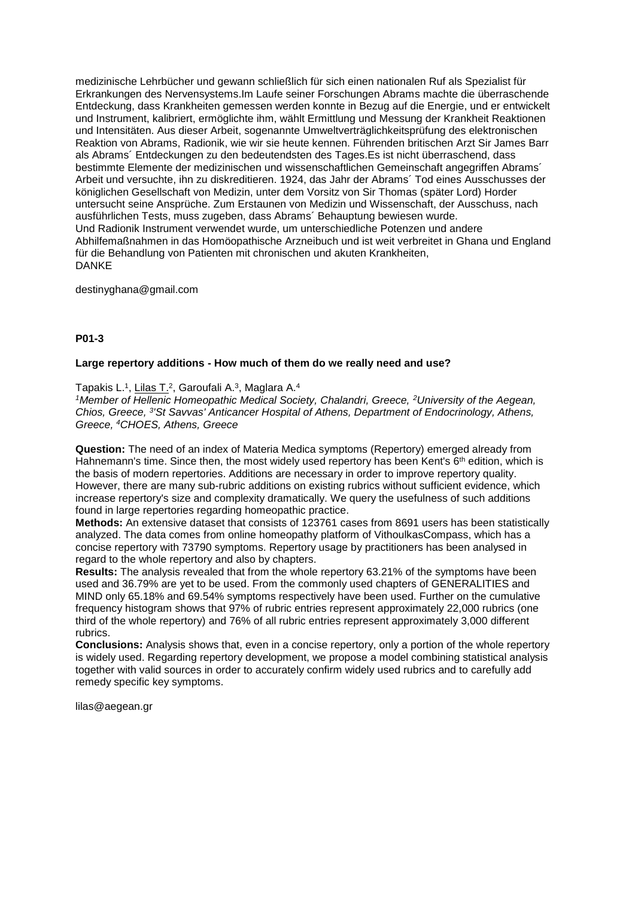medizinische Lehrbücher und gewann schließlich für sich einen nationalen Ruf als Spezialist für Erkrankungen des Nervensystems.Im Laufe seiner Forschungen Abrams machte die überraschende Entdeckung, dass Krankheiten gemessen werden konnte in Bezug auf die Energie, und er entwickelt und Instrument, kalibriert, ermöglichte ihm, wählt Ermittlung und Messung der Krankheit Reaktionen und Intensitäten. Aus dieser Arbeit, sogenannte Umweltverträglichkeitsprüfung des elektronischen Reaktion von Abrams, Radionik, wie wir sie heute kennen. Führenden britischen Arzt Sir James Barr als Abrams´ Entdeckungen zu den bedeutendsten des Tages.Es ist nicht überraschend, dass bestimmte Elemente der medizinischen und wissenschaftlichen Gemeinschaft angegriffen Abrams´ Arbeit und versuchte, ihn zu diskreditieren. 1924, das Jahr der Abrams´ Tod eines Ausschusses der königlichen Gesellschaft von Medizin, unter dem Vorsitz von Sir Thomas (später Lord) Horder untersucht seine Ansprüche. Zum Erstaunen von Medizin und Wissenschaft, der Ausschuss, nach ausführlichen Tests, muss zugeben, dass Abrams´ Behauptung bewiesen wurde.
Und Radionik Instrument verwendet wurde, um unterschiedliche Potenzen und andere Abhilfemaßnahmen in das Homöopathische Arzneibuch und ist weit verbreitet in Ghana und England für die Behandlung von Patienten mit chronischen und akuten Krankheiten,
DANKE

destinyghana@gmail.com

**P01-3**

**Large repertory additions - How much of them do we really need and use?**

Tapakis L.[1], Lilas T.[2], Garoufali A.[3], Maglara A.[4]

*[1]Member of Hellenic Homeopathic Medical Society, Chalandri, Greece, [2]University of the Aegean, Chios, Greece, [3]'St Savvas' Anticancer Hospital of Athens, Department of Endocrinology, Athens, Greece, [4]CHOES, Athens, Greece*

**Question:** The need of an index of Materia Medica symptoms (Repertory) emerged already from Hahnemann's time. Since then, the most widely used repertory has been Kent's 6th edition, which is the basis of modern repertories. Additions are necessary in order to improve repertory quality. However, there are many sub-rubric additions on existing rubrics without sufficient evidence, which increase repertory's size and complexity dramatically. We query the usefulness of such additions found in large repertories regarding homeopathic practice.

**Methods:** An extensive dataset that consists of 123761 cases from 8691 users has been statistically analyzed. The data comes from online homeopathy platform of VithoulkasCompass, which has a concise repertory with 73790 symptoms. Repertory usage by practitioners has been analysed in regard to the whole repertory and also by chapters.

**Results:** The analysis revealed that from the whole repertory 63.21% of the symptoms have been used and 36.79% are yet to be used. From the commonly used chapters of GENERALITIES and MIND only 65.18% and 69.54% symptoms respectively have been used. Further on the cumulative frequency histogram shows that 97% of rubric entries represent approximately 22,000 rubrics (one third of the whole repertory) and 76% of all rubric entries represent approximately 3,000 different rubrics.

**Conclusions:** Analysis shows that, even in a concise repertory, only a portion of the whole repertory is widely used. Regarding repertory development, we propose a model combining statistical analysis together with valid sources in order to accurately confirm widely used rubrics and to carefully add remedy specific key symptoms.

lilas@aegean.gr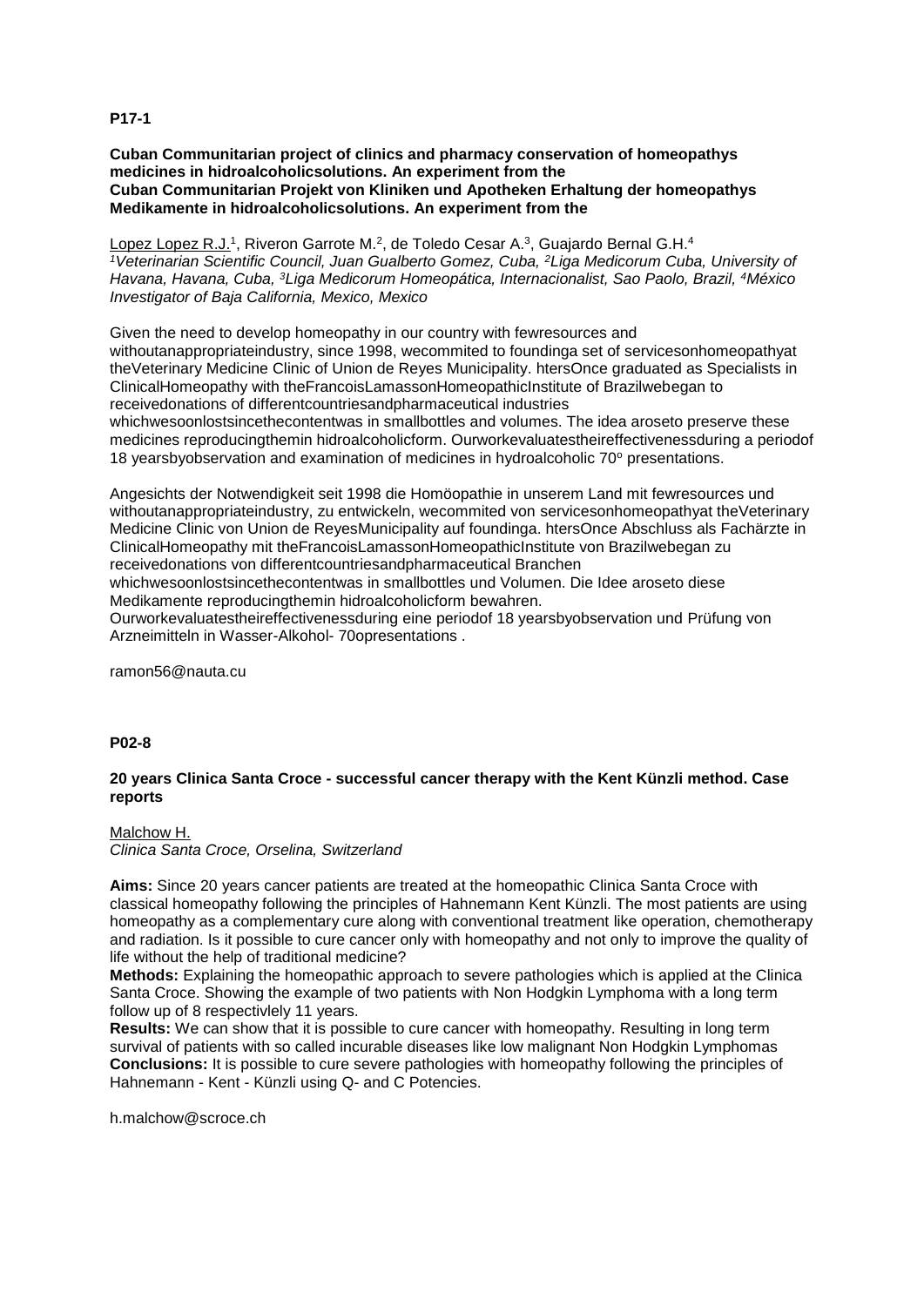**P17-1**

**Cuban Communitarian project of clinics and pharmacy conservation of homeopathys medicines in hidroalcoholicsolutions. An experiment from the**
**Cuban Communitarian Projekt von Kliniken und Apotheken Erhaltung der homeopathys Medikamente in hidroalcoholicsolutions. An experiment from the**

Lopez Lopez R.J.[1], Riveron Garrote M.[2], de Toledo Cesar A.[3], Guajardo Bernal G.H.[4]
*[1]Veterinarian Scientific Council, Juan Gualberto Gomez, Cuba, [2]Liga Medicorum Cuba, University of Havana, Havana, Cuba, [3]Liga Medicorum Homeopática, Internacionalist, Sao Paolo, Brazil, [4]México Investigator of Baja California, Mexico, Mexico*

Given the need to develop homeopathy in our country with fewresources and withoutanappropriateindustry, since 1998, wecommited to foundinga set of servicesonhomeopathyat theVeterinary Medicine Clinic of Union de Reyes Municipality. htersOnce graduated as Specialists in ClinicalHomeopathy with theFrancoisLamassonHomeopathicInstitute of Brazilwebegan to receivedonations of differentcountriesandpharmaceutical industries whichwesoonlostsincethecontentwas in smallbottles and volumes. The idea aroseto preserve these medicines reproducingthemin hidroalcoholicform. Ourworkevaluatestheireffectivenessduring a periodof 18 yearsbyobservation and examination of medicines in hydroalcoholic 70º presentations.

Angesichts der Notwendigkeit seit 1998 die Homöopathie in unserem Land mit fewresources und withoutanappropriateindustry, zu entwickeln, wecommited von servicesonhomeopathyat theVeterinary Medicine Clinic von Union de ReyesMunicipality auf foundinga. htersOnce Abschluss als Fachärzte in ClinicalHomeopathy mit theFrancoisLamassonHomeopathicInstitute von Brazilwebegan zu receivedonations von differentcountriesandpharmaceutical Branchen whichwesoonlostsincethecontentwas in smallbottles und Volumen. Die Idee aroseto diese Medikamente reproducingthemin hidroalcoholicform bewahren.
Ourworkevaluatestheireffectivenessduring eine periodof 18 yearsbyobservation und Prüfung von Arzneimitteln in Wasser-Alkohol- 70opresentations .

ramon56@nauta.cu

**P02-8**

**20 years Clinica Santa Croce - successful cancer therapy with the Kent Künzli method. Case reports**

Malchow H.
*Clinica Santa Croce, Orselina, Switzerland*

**Aims:** Since 20 years cancer patients are treated at the homeopathic Clinica Santa Croce with classical homeopathy following the principles of Hahnemann Kent Künzli. The most patients are using homeopathy as a complementary cure along with conventional treatment like operation, chemotherapy and radiation. Is it possible to cure cancer only with homeopathy and not only to improve the quality of life without the help of traditional medicine?
**Methods:** Explaining the homeopathic approach to severe pathologies which is applied at the Clinica Santa Croce. Showing the example of two patients with Non Hodgkin Lymphoma with a long term follow up of 8 respectivlely 11 years.
**Results:** We can show that it is possible to cure cancer with homeopathy. Resulting in long term survival of patients with so called incurable diseases like low malignant Non Hodgkin Lymphomas
**Conclusions:** It is possible to cure severe pathologies with homeopathy following the principles of Hahnemann - Kent - Künzli using Q- and C Potencies.

h.malchow@scroce.ch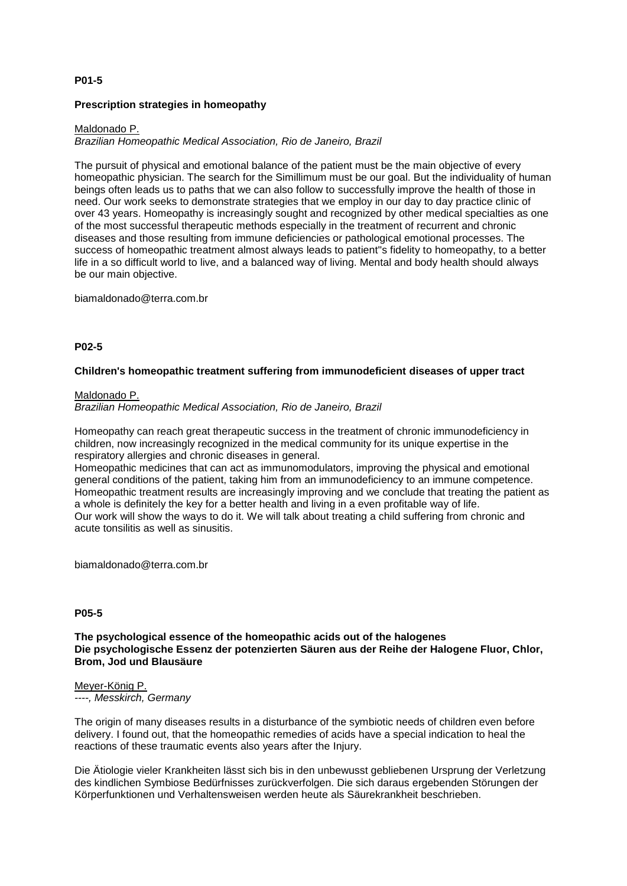**P01-5**

**Prescription strategies in homeopathy**

Maldonado P.
*Brazilian Homeopathic Medical Association, Rio de Janeiro, Brazil*

The pursuit of physical and emotional balance of the patient must be the main objective of every homeopathic physician. The search for the Simillimum must be our goal. But the individuality of human beings often leads us to paths that we can also follow to successfully improve the health of those in need. Our work seeks to demonstrate strategies that we employ in our day to day practice clinic of over 43 years. Homeopathy is increasingly sought and recognized by other medical specialties as one of the most successful therapeutic methods especially in the treatment of recurrent and chronic diseases and those resulting from immune deficiencies or pathological emotional processes. The success of homeopathic treatment almost always leads to patient"s fidelity to homeopathy, to a better life in a so difficult world to live, and a balanced way of living. Mental and body health should always be our main objective.

biamaldonado@terra.com.br

**P02-5**

**Children's homeopathic treatment suffering from immunodeficient diseases of upper tract**

Maldonado P.
*Brazilian Homeopathic Medical Association, Rio de Janeiro, Brazil*

Homeopathy can reach great therapeutic success in the treatment of chronic immunodeficiency in children, now increasingly recognized in the medical community for its unique expertise in the respiratory allergies and chronic diseases in general.
Homeopathic medicines that can act as immunomodulators, improving the physical and emotional general conditions of the patient, taking him from an immunodeficiency to an immune competence. Homeopathic treatment results are increasingly improving and we conclude that treating the patient as a whole is definitely the key for a better health and living in a even profitable way of life.
Our work will show the ways to do it. We will talk about treating a child suffering from chronic and acute tonsilitis as well as sinusitis.

biamaldonado@terra.com.br

**P05-5**

**The psychological essence of the homeopathic acids out of the halogenes**
**Die psychologische Essenz der potenzierten Säuren aus der Reihe der Halogene Fluor, Chlor, Brom, Jod und Blausäure**

Meyer-König P.
*----, Messkirch, Germany*

The origin of many diseases results in a disturbance of the symbiotic needs of children even before delivery. I found out, that the homeopathic remedies of acids have a special indication to heal the reactions of these traumatic events also years after the Injury.

Die Ätiologie vieler Krankheiten lässt sich bis in den unbewusst gebliebenen Ursprung der Verletzung des kindlichen Symbiose Bedürfnisses zurückverfolgen. Die sich daraus ergebenden Störungen der Körperfunktionen und Verhaltensweisen werden heute als Säurekrankheit beschrieben.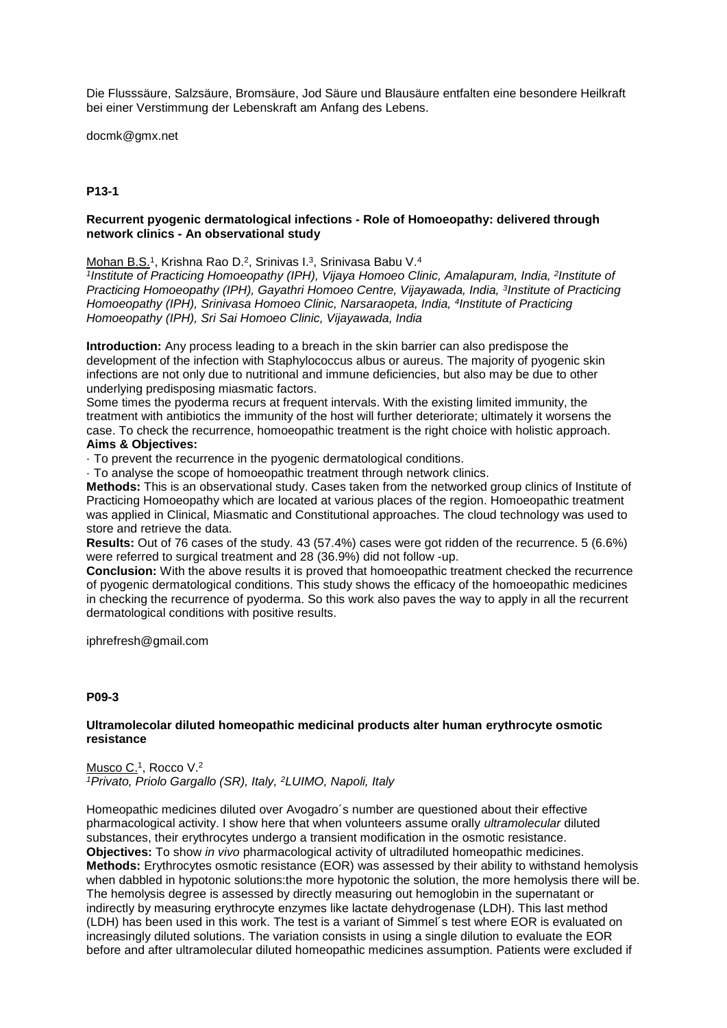Die Flusssäure, Salzsäure, Bromsäure, Jod Säure und Blausäure entfalten eine besondere Heilkraft bei einer Verstimmung der Lebenskraft am Anfang des Lebens.

docmk@gmx.net

**P13-1**

**Recurrent pyogenic dermatological infections - Role of Homoeopathy: delivered through network clinics - An observational study**

Mohan B.S.[1], Krishna Rao D.[2], Srinivas I.[3], Srinivasa Babu V.[4]

*[1]Institute of Practicing Homoeopathy (IPH), Vijaya Homoeo Clinic, Amalapuram, India, [2]Institute of Practicing Homoeopathy (IPH), Gayathri Homoeo Centre, Vijayawada, India, [3]Institute of Practicing Homoeopathy (IPH), Srinivasa Homoeo Clinic, Narsaraopeta, India, [4]Institute of Practicing Homoeopathy (IPH), Sri Sai Homoeo Clinic, Vijayawada, India*

**Introduction:** Any process leading to a breach in the skin barrier can also predispose the development of the infection with Staphylococcus albus or aureus. The majority of pyogenic skin infections are not only due to nutritional and immune deficiencies, but also may be due to other underlying predisposing miasmatic factors.
Some times the pyoderma recurs at frequent intervals. With the existing limited immunity, the treatment with antibiotics the immunity of the host will further deteriorate; ultimately it worsens the case. To check the recurrence, homoeopathic treatment is the right choice with holistic approach.

**Aims & Objectives:**

· To prevent the recurrence in the pyogenic dermatological conditions.

· To analyse the scope of homoeopathic treatment through network clinics.

**Methods:** This is an observational study. Cases taken from the networked group clinics of Institute of Practicing Homoeopathy which are located at various places of the region. Homoeopathic treatment was applied in Clinical, Miasmatic and Constitutional approaches. The cloud technology was used to store and retrieve the data.

**Results:** Out of 76 cases of the study. 43 (57.4%) cases were got ridden of the recurrence. 5 (6.6%) were referred to surgical treatment and 28 (36.9%) did not follow -up.

**Conclusion:** With the above results it is proved that homoeopathic treatment checked the recurrence of pyogenic dermatological conditions. This study shows the efficacy of the homoeopathic medicines in checking the recurrence of pyoderma. So this work also paves the way to apply in all the recurrent dermatological conditions with positive results.

iphrefresh@gmail.com

**P09-3**

**Ultramolecolar diluted homeopathic medicinal products alter human erythrocyte osmotic resistance**

Musco C.[1], Rocco V.[2]

*[1]Privato, Priolo Gargallo (SR), Italy, [2]LUIMO, Napoli, Italy*

Homeopathic medicines diluted over Avogadro´s number are questioned about their effective pharmacological activity. I show here that when volunteers assume orally *ultramolecular* diluted substances, their erythrocytes undergo a transient modification in the osmotic resistance.

**Objectives:** To show *in vivo* pharmacological activity of ultradiluted homeopathic medicines.

**Methods:** Erythrocytes osmotic resistance (EOR) was assessed by their ability to withstand hemolysis when dabbled in hypotonic solutions:the more hypotonic the solution, the more hemolysis there will be. The hemolysis degree is assessed by directly measuring out hemoglobin in the supernatant or indirectly by measuring erythrocyte enzymes like lactate dehydrogenase (LDH). This last method (LDH) has been used in this work. The test is a variant of Simmel´s test where EOR is evaluated on increasingly diluted solutions. The variation consists in using a single dilution to evaluate the EOR before and after ultramolecular diluted homeopathic medicines assumption. Patients were excluded if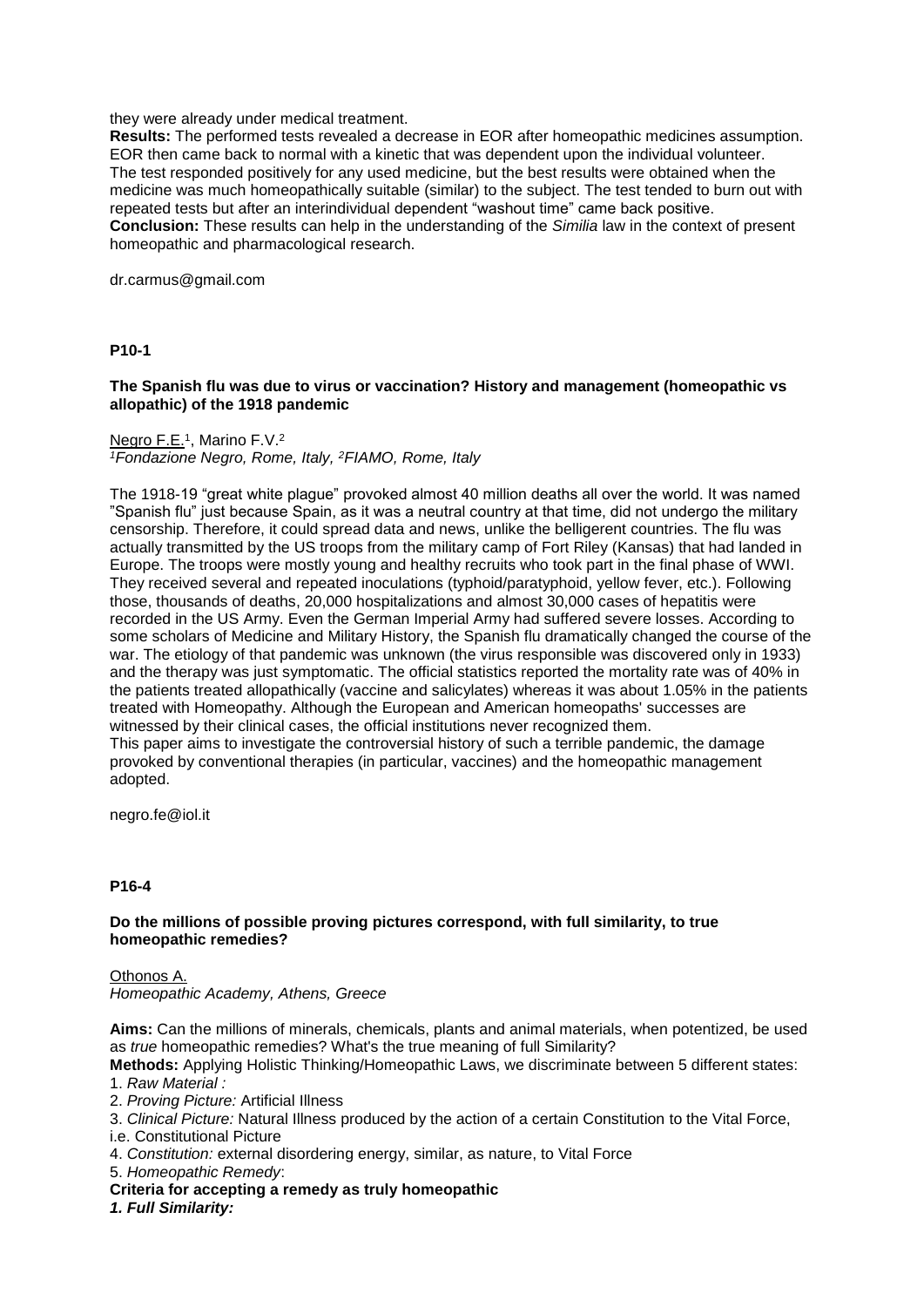they were already under medical treatment.

**Results:** The performed tests revealed a decrease in EOR after homeopathic medicines assumption. EOR then came back to normal with a kinetic that was dependent upon the individual volunteer. The test responded positively for any used medicine, but the best results were obtained when the medicine was much homeopathically suitable (similar) to the subject. The test tended to burn out with repeated tests but after an interindividual dependent "washout time" came back positive.

**Conclusion:** These results can help in the understanding of the *Similia* law in the context of present homeopathic and pharmacological research.

dr.carmus@gmail.com

### P10-1

#### The Spanish flu was due to virus or vaccination? History and management (homeopathic vs allopathic) of the 1918 pandemic

Negro F.E.[1], Marino F.V.[2]

*[1]Fondazione Negro, Rome, Italy, [2]FIAMO, Rome, Italy*

The 1918-19 "great white plague" provoked almost 40 million deaths all over the world. It was named "Spanish flu" just because Spain, as it was a neutral country at that time, did not undergo the military censorship. Therefore, it could spread data and news, unlike the belligerent countries. The flu was actually transmitted by the US troops from the military camp of Fort Riley (Kansas) that had landed in Europe. The troops were mostly young and healthy recruits who took part in the final phase of WWI. They received several and repeated inoculations (typhoid/paratyphoid, yellow fever, etc.). Following those, thousands of deaths, 20,000 hospitalizations and almost 30,000 cases of hepatitis were recorded in the US Army. Even the German Imperial Army had suffered severe losses. According to some scholars of Medicine and Military History, the Spanish flu dramatically changed the course of the war. The etiology of that pandemic was unknown (the virus responsible was discovered only in 1933) and the therapy was just symptomatic. The official statistics reported the mortality rate was of 40% in the patients treated allopathically (vaccine and salicylates) whereas it was about 1.05% in the patients treated with Homeopathy. Although the European and American homeopaths' successes are witnessed by their clinical cases, the official institutions never recognized them.

This paper aims to investigate the controversial history of such a terrible pandemic, the damage provoked by conventional therapies (in particular, vaccines) and the homeopathic management adopted.

negro.fe@iol.it

### P16-4

#### Do the millions of possible proving pictures correspond, with full similarity, to true homeopathic remedies?

Othonos A.

*Homeopathic Academy, Athens, Greece*

**Aims:** Can the millions of minerals, chemicals, plants and animal materials, when potentized, be used as *true* homeopathic remedies? What's the true meaning of full Similarity?

**Methods:** Applying Holistic Thinking/Homeopathic Laws, we discriminate between 5 different states:

1. *Raw Material :*
2. *Proving Picture:* Artificial Illness
3. *Clinical Picture:* Natural Illness produced by the action of a certain Constitution to the Vital Force, i.e. Constitutional Picture
4. *Constitution:* external disordering energy, similar, as nature, to Vital Force
5. *Homeopathic Remedy*:

**Criteria for accepting a remedy as truly homeopathic**

***1. Full Similarity:***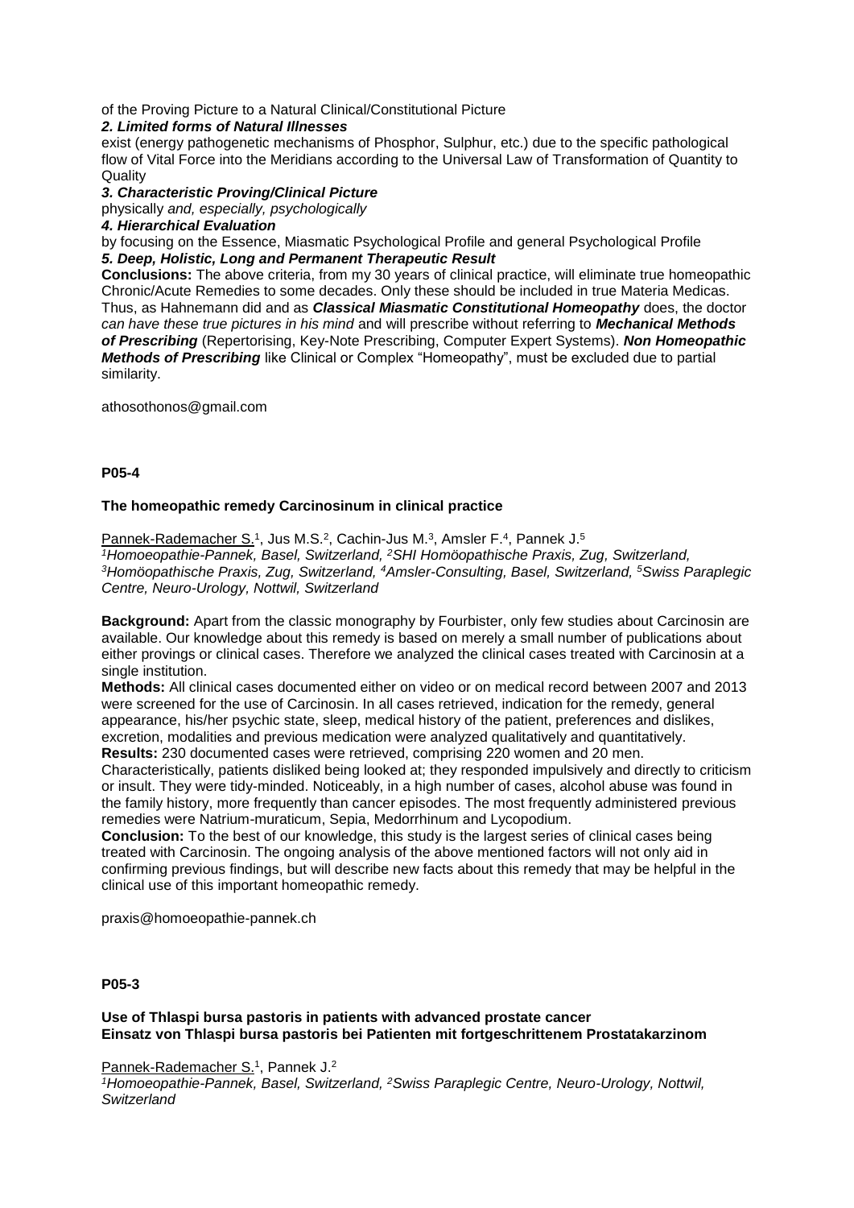of the Proving Picture to a Natural Clinical/Constitutional Picture

***2. Limited forms of Natural Illnesses***

exist (energy pathogenetic mechanisms of Phosphor, Sulphur, etc.) due to the specific pathological flow of Vital Force into the Meridians according to the Universal Law of Transformation of Quantity to Quality

***3. Characteristic Proving/Clinical Picture***

physically *and, especially, psychologically*

***4. Hierarchical Evaluation***

by focusing on the Essence, Miasmatic Psychological Profile and general Psychological Profile

***5. Deep, Holistic, Long and Permanent Therapeutic Result***

**Conclusions:** The above criteria, from my 30 years of clinical practice, will eliminate true homeopathic Chronic/Acute Remedies to some decades. Only these should be included in true Materia Medicas. Thus, as Hahnemann did and as ***Classical Miasmatic Constitutional Homeopathy*** does, the doctor *can have these true pictures in his mind* and will prescribe without referring to ***Mechanical Methods of Prescribing*** (Repertorising, Key-Note Prescribing, Computer Expert Systems). ***Non Homeopathic Methods of Prescribing*** like Clinical or Complex "Homeopathy", must be excluded due to partial similarity.

athosothonos@gmail.com

**P05-4**

### The homeopathic remedy Carcinosinum in clinical practice

Pannek-Rademacher S.[1], Jus M.S.[2], Cachin-Jus M.[3], Amsler F.[4], Pannek J.[5]

*[1]Homoeopathie-Pannek, Basel, Switzerland, [2]SHI Homöopathische Praxis, Zug, Switzerland, [3]Homöopathische Praxis, Zug, Switzerland, [4]Amsler-Consulting, Basel, Switzerland, [5]Swiss Paraplegic Centre, Neuro-Urology, Nottwil, Switzerland*

**Background:** Apart from the classic monography by Fourbister, only few studies about Carcinosin are available. Our knowledge about this remedy is based on merely a small number of publications about either provings or clinical cases. Therefore we analyzed the clinical cases treated with Carcinosin at a single institution.

**Methods:** All clinical cases documented either on video or on medical record between 2007 and 2013 were screened for the use of Carcinosin. In all cases retrieved, indication for the remedy, general appearance, his/her psychic state, sleep, medical history of the patient, preferences and dislikes, excretion, modalities and previous medication were analyzed qualitatively and quantitatively.

**Results:** 230 documented cases were retrieved, comprising 220 women and 20 men. Characteristically, patients disliked being looked at; they responded impulsively and directly to criticism or insult. They were tidy-minded. Noticeably, in a high number of cases, alcohol abuse was found in the family history, more frequently than cancer episodes. The most frequently administered previous remedies were Natrium-muraticum, Sepia, Medorrhinum and Lycopodium.

**Conclusion:** To the best of our knowledge, this study is the largest series of clinical cases being treated with Carcinosin. The ongoing analysis of the above mentioned factors will not only aid in confirming previous findings, but will describe new facts about this remedy that may be helpful in the clinical use of this important homeopathic remedy.

praxis@homoeopathie-pannek.ch

**P05-3**

### Use of Thlaspi bursa pastoris in patients with advanced prostate cancer
### Einsatz von Thlaspi bursa pastoris bei Patienten mit fortgeschrittenem Prostatakarzinom

Pannek-Rademacher S.[1], Pannek J.[2]

*[1]Homoeopathie-Pannek, Basel, Switzerland, [2]Swiss Paraplegic Centre, Neuro-Urology, Nottwil, Switzerland*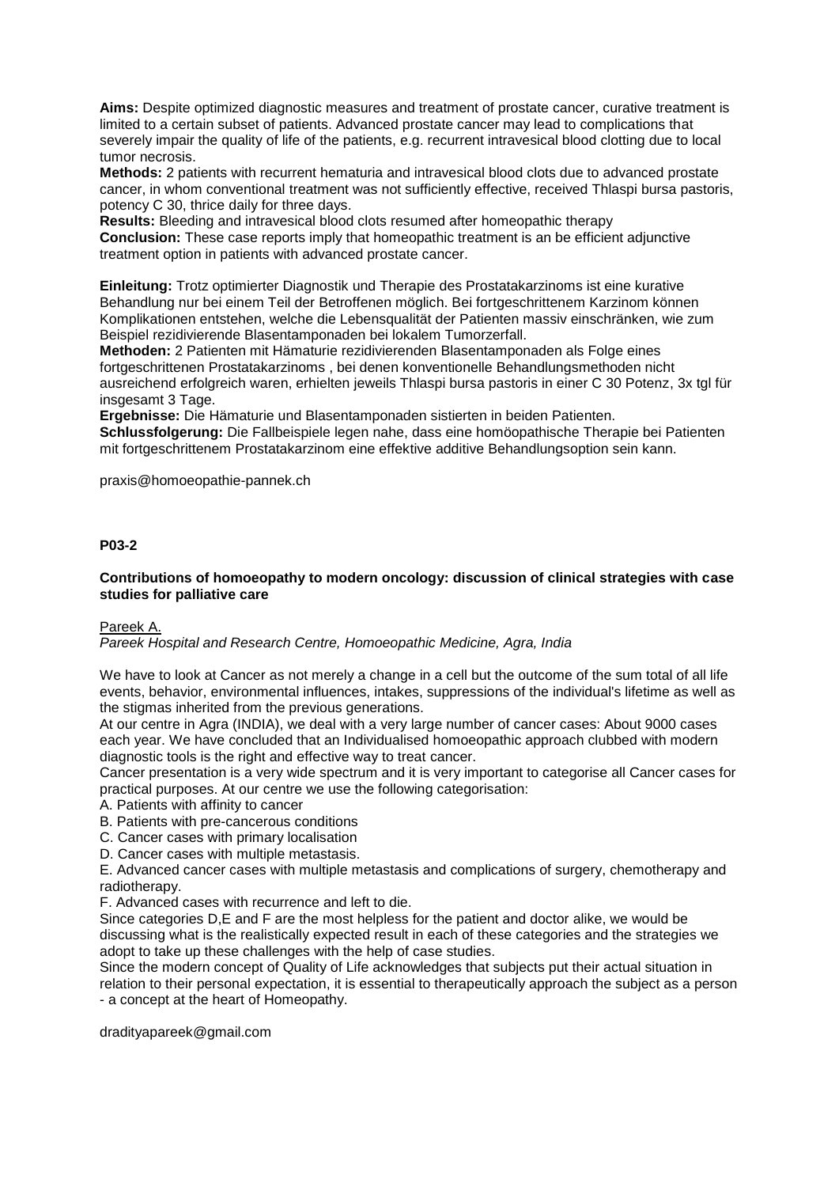**Aims:** Despite optimized diagnostic measures and treatment of prostate cancer, curative treatment is limited to a certain subset of patients. Advanced prostate cancer may lead to complications that severely impair the quality of life of the patients, e.g. recurrent intravesical blood clotting due to local tumor necrosis.
**Methods:** 2 patients with recurrent hematuria and intravesical blood clots due to advanced prostate cancer, in whom conventional treatment was not sufficiently effective, received Thlaspi bursa pastoris, potency C 30, thrice daily for three days.
**Results:** Bleeding and intravesical blood clots resumed after homeopathic therapy
**Conclusion:** These case reports imply that homeopathic treatment is an be efficient adjunctive treatment option in patients with advanced prostate cancer.

**Einleitung:** Trotz optimierter Diagnostik und Therapie des Prostatakarzinoms ist eine kurative Behandlung nur bei einem Teil der Betroffenen möglich. Bei fortgeschrittenem Karzinom können Komplikationen entstehen, welche die Lebensqualität der Patienten massiv einschränken, wie zum Beispiel rezidivierende Blasentamponaden bei lokalem Tumorzerfall.
**Methoden:** 2 Patienten mit Hämaturie rezidivierenden Blasentamponaden als Folge eines fortgeschrittenen Prostatakarzinoms , bei denen konventionelle Behandlungsmethoden nicht ausreichend erfolgreich waren, erhielten jeweils Thlaspi bursa pastoris in einer C 30 Potenz, 3x tgl für insgesamt 3 Tage.
**Ergebnisse:** Die Hämaturie und Blasentamponaden sistierten in beiden Patienten.
**Schlussfolgerung:** Die Fallbeispiele legen nahe, dass eine homöopathische Therapie bei Patienten mit fortgeschrittenem Prostatakarzinom eine effektive additive Behandlungsoption sein kann.

praxis@homoeopathie-pannek.ch

**P03-2**

**Contributions of homoeopathy to modern oncology: discussion of clinical strategies with case studies for palliative care**

Pareek A.
*Pareek Hospital and Research Centre, Homoeopathic Medicine, Agra, India*

We have to look at Cancer as not merely a change in a cell but the outcome of the sum total of all life events, behavior, environmental influences, intakes, suppressions of the individual's lifetime as well as the stigmas inherited from the previous generations.
At our centre in Agra (INDIA), we deal with a very large number of cancer cases: About 9000 cases each year. We have concluded that an Individualised homoeopathic approach clubbed with modern diagnostic tools is the right and effective way to treat cancer.
Cancer presentation is a very wide spectrum and it is very important to categorise all Cancer cases for practical purposes. At our centre we use the following categorisation:
A. Patients with affinity to cancer
B. Patients with pre-cancerous conditions
C. Cancer cases with primary localisation
D. Cancer cases with multiple metastasis.
E. Advanced cancer cases with multiple metastasis and complications of surgery, chemotherapy and radiotherapy.
F. Advanced cases with recurrence and left to die.
Since categories D,E and F are the most helpless for the patient and doctor alike, we would be discussing what is the realistically expected result in each of these categories and the strategies we adopt to take up these challenges with the help of case studies.
Since the modern concept of Quality of Life acknowledges that subjects put their actual situation in relation to their personal expectation, it is essential to therapeutically approach the subject as a person - a concept at the heart of Homeopathy.

dradityapareek@gmail.com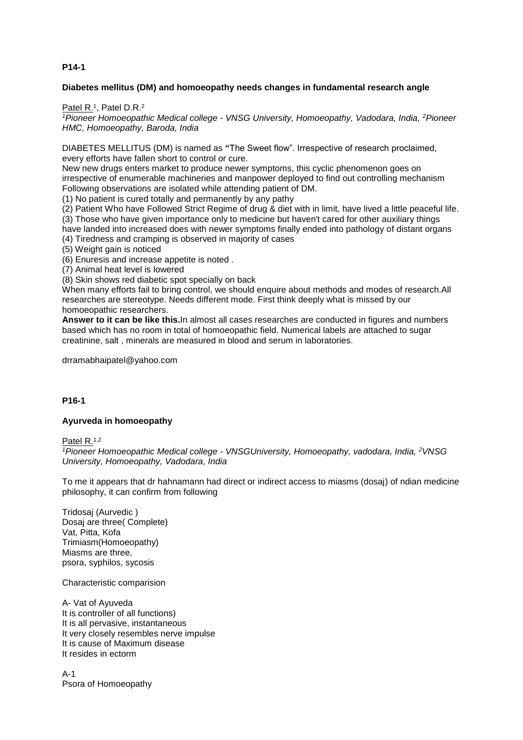**P14-1**

**Diabetes mellitus (DM) and homoeopathy needs changes in fundamental research angle**

Patel R.[1], Patel D.R.[2]

[1]*Pioneer Homoeopathic Medical college - VNSG University, Homoeopathy, Vadodara, India,* [2]*Pioneer HMC, Homoeopathy, Baroda, India*

DIABETES MELLITUS (DM) is named as **"**The Sweet flow". Irrespective of research proclaimed, every efforts have fallen short to control or cure.

New new drugs enters market to produce newer symptoms, this cyclic phenomenon goes on irrespective of enumerable machineries and manpower deployed to find out controlling mechanism Following observations are isolated while attending patient of DM.

(1) No patient is cured totally and permanently by any pathy

(2) Patient Who have Followed Strict Regime of drug & diet with in limit, have lived a little peaceful life.

(3) Those who have given importance only to medicine but haven't cared for other auxiliary things have landed into increased does with newer symptoms finally ended into pathology of distant organs

(4) Tiredness and cramping is observed in majority of cases

(5) Weight gain is noticed

(6) Enuresis and increase appetite is noted .

(7) Animal heat level is lowered

(8) Skin shows red diabetic spot specially on back

When many efforts fail to bring control, we should enquire about methods and modes of research.All researches are stereotype. Needs different mode. First think deeply what is missed by our homoeopathic researchers.

**Answer to it can be like this.**In almost all cases researches are conducted in figures and numbers based which has no room in total of homoeopathic field. Numerical labels are attached to sugar creatinine, salt , minerals are measured in blood and serum in laboratories.

drramabhaipatel@yahoo.com

**P16-1**

**Ayurveda in homoeopathy**

Patel R.[1,2]

[1]*Pioneer Homoeopathic Medical college - VNSGUniversity, Homoeopathy, vadodara, India,* [2]*VNSG University, Homoeopathy, Vadodara, India*

To me it appears that dr hahnamann had direct or indirect access to miasms (dosaj) of ndian medicine philosophy, it can confirm from following

Tridosaj (Aurvedic )
Dosaj are three( Complete)
Vat, Pitta, Kofa
Trimiasm(Homoeopathy)
Miasms are three,
psora, syphilos, sycosis

Characteristic comparision

A- Vat of Ayuveda
It is controller of all functions)
It is all pervasive, instantaneous
It very closely resembles nerve impulse
It is cause of Maximum disease
It resides in ectorm

A-1
Psora of Homoeopathy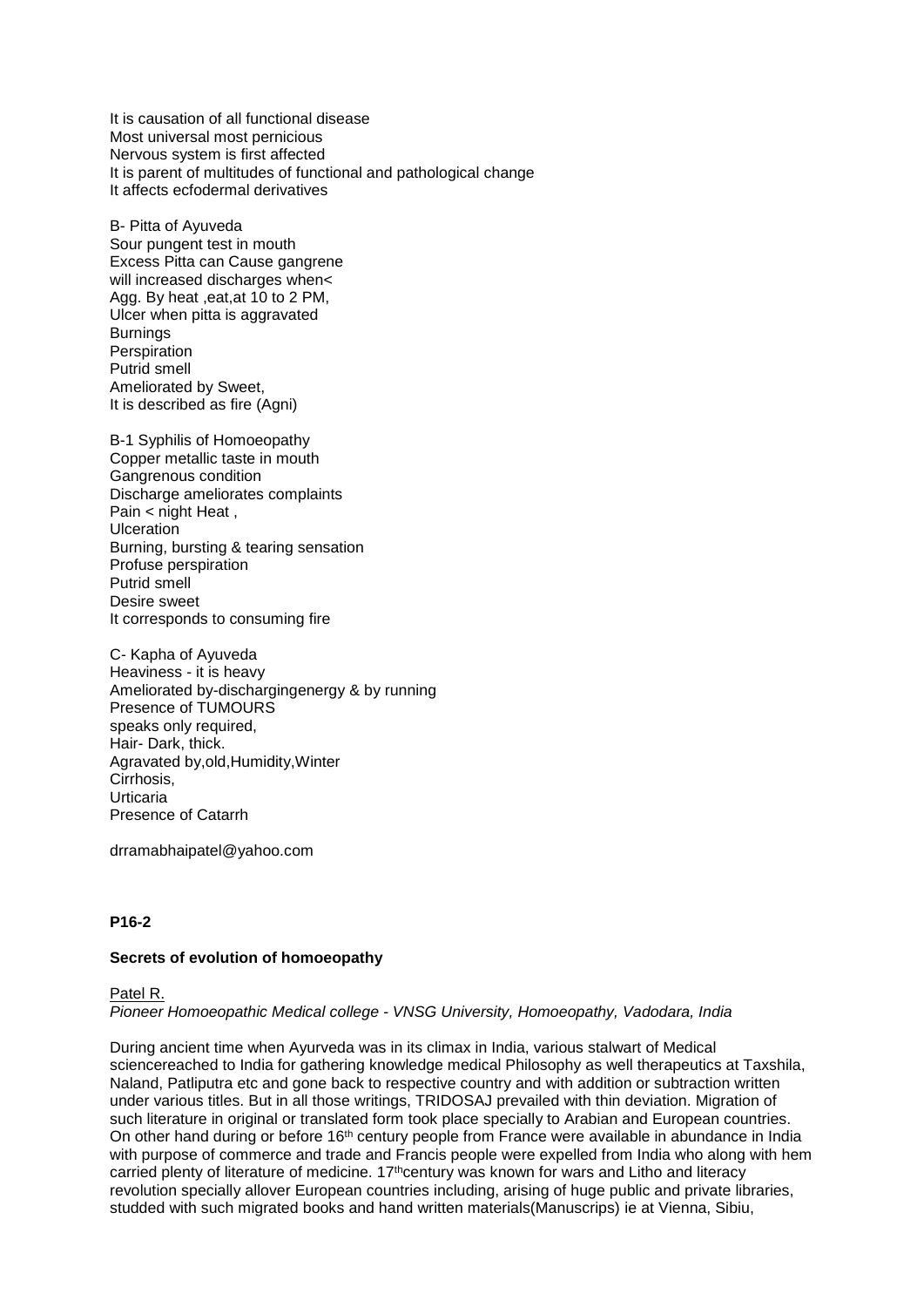It is causation of all functional disease
Most universal most pernicious
Nervous system is first affected
It is parent of multitudes of functional and pathological change
It affects ecfodermal derivatives

B- Pitta of Ayuveda
Sour pungent test in mouth
Excess Pitta can Cause gangrene
will increased discharges when<
Agg. By heat ,eat,at 10 to 2 PM,
Ulcer when pitta is aggravated
Burnings
Perspiration
Putrid smell
Ameliorated by Sweet,
It is described as fire (Agni)

B-1 Syphilis of Homoeopathy
Copper metallic taste in mouth
Gangrenous condition
Discharge ameliorates complaints
Pain < night Heat ,
Ulceration
Burning, bursting & tearing sensation
Profuse perspiration
Putrid smell
Desire sweet
It corresponds to consuming fire

C- Kapha of Ayuveda
Heaviness - it is heavy
Ameliorated by-dischargingenergy & by running
Presence of TUMOURS
speaks only required,
Hair- Dark, thick.
Agravated by,old,Humidity,Winter
Cirrhosis,
Urticaria
Presence of Catarrh

drramabhaipatel@yahoo.com

**P16-2**

**Secrets of evolution of homoeopathy**

Patel R.
*Pioneer Homoeopathic Medical college - VNSG University, Homoeopathy, Vadodara, India*

During ancient time when Ayurveda was in its climax in India, various stalwart of Medical sciencereached to India for gathering knowledge medical Philosophy as well therapeutics at Taxshila, Naland, Patliputra etc and gone back to respective country and with addition or subtraction written under various titles. But in all those writings, TRIDOSAJ prevailed with thin deviation. Migration of such literature in original or translated form took place specially to Arabian and European countries. On other hand during or before 16th century people from France were available in abundance in India with purpose of commerce and trade and Francis people were expelled from India who along with hem carried plenty of literature of medicine. 17thcentury was known for wars and Litho and literacy revolution specially allover European countries including, arising of huge public and private libraries, studded with such migrated books and hand written materials(Manuscrips) ie at Vienna, Sibiu,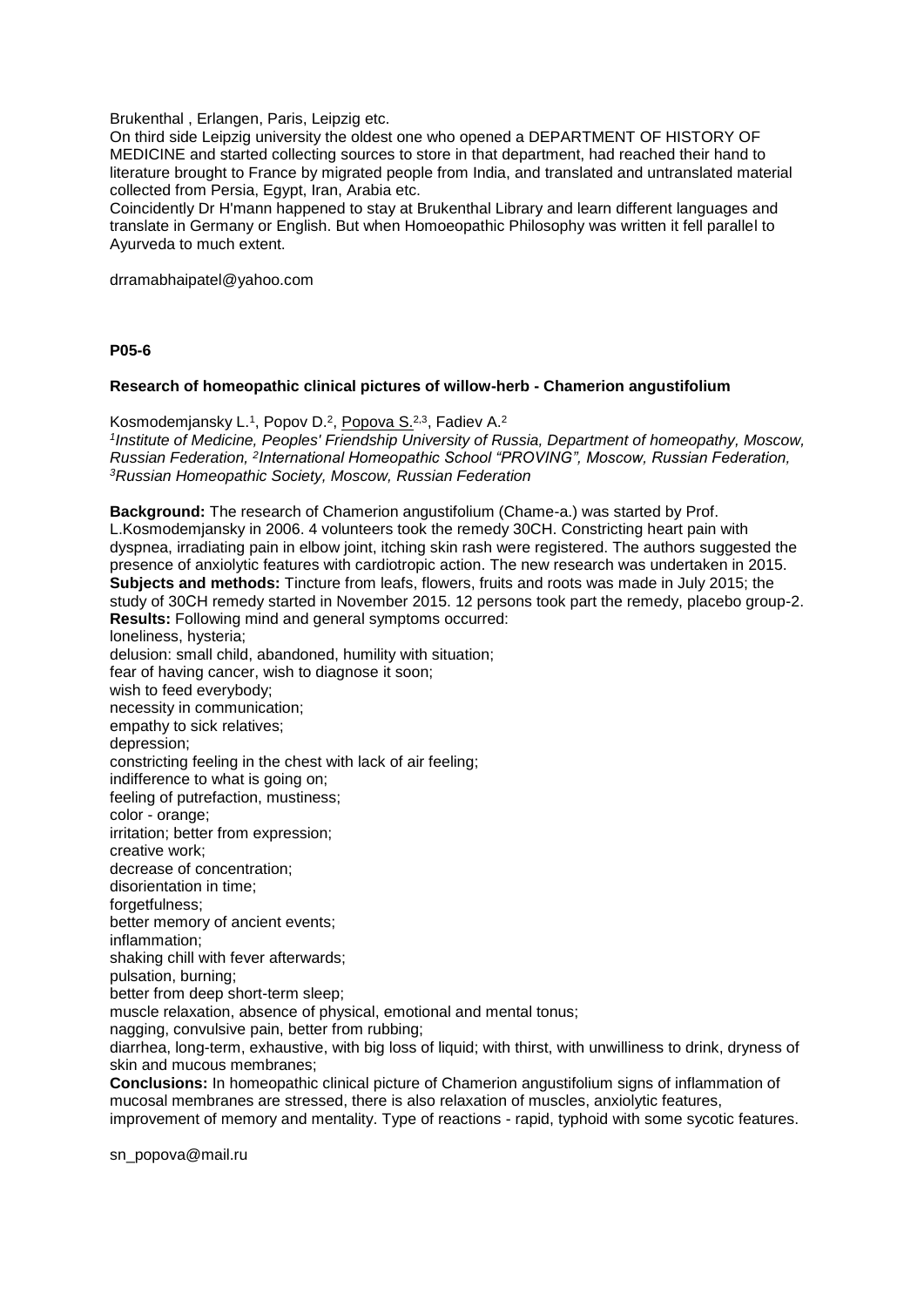Brukenthal , Erlangen, Paris, Leipzig etc.

On third side Leipzig university the oldest one who opened a DEPARTMENT OF HISTORY OF MEDICINE and started collecting sources to store in that department, had reached their hand to literature brought to France by migrated people from India, and translated and untranslated material collected from Persia, Egypt, Iran, Arabia etc.

Coincidently Dr H'mann happened to stay at Brukenthal Library and learn different languages and translate in Germany or English. But when Homoeopathic Philosophy was written it fell parallel to Ayurveda to much extent.

drramabhaipatel@yahoo.com

**P05-6**

**Research of homeopathic clinical pictures of willow-herb - Chamerion angustifolium**

Kosmodemjansky L.[1], Popov D.[2], Popova S.[2,3], Fadiev A.[2]

*[1]Institute of Medicine, Peoples' Friendship University of Russia, Department of homeopathy, Moscow, Russian Federation, [2]International Homeopathic School "PROVING", Moscow, Russian Federation, [3]Russian Homeopathic Society, Moscow, Russian Federation*

**Background:** The research of Chamerion angustifolium (Chame-a.) was started by Prof. L.Kosmodemjansky in 2006. 4 volunteers took the remedy 30CH. Constricting heart pain with dyspnea, irradiating pain in elbow joint, itching skin rash were registered. The authors suggested the presence of anxiolytic features with cardiotropic action. The new research was undertaken in 2015.

**Subjects and methods:** Tincture from leafs, flowers, fruits and roots was made in July 2015; the study of 30CH remedy started in November 2015. 12 persons took part the remedy, placebo group-2.

**Results:** Following mind and general symptoms occurred:

loneliness, hysteria;
delusion: small child, abandoned, humility with situation;
fear of having cancer, wish to diagnose it soon;
wish to feed everybody;
necessity in communication;
empathy to sick relatives;
depression;
constricting feeling in the chest with lack of air feeling;
indifference to what is going on;
feeling of putrefaction, mustiness;
color - orange;
irritation; better from expression;
creative work;
decrease of concentration;
disorientation in time;
forgetfulness;
better memory of ancient events;
inflammation;
shaking chill with fever afterwards;
pulsation, burning;
better from deep short-term sleep;
muscle relaxation, absence of physical, emotional and mental tonus;
nagging, convulsive pain, better from rubbing;
diarrhea, long-term, exhaustive, with big loss of liquid; with thirst, with unwilliness to drink, dryness of skin and mucous membranes;

**Conclusions:** In homeopathic clinical picture of Chamerion angustifolium signs of inflammation of mucosal membranes are stressed, there is also relaxation of muscles, anxiolytic features, improvement of memory and mentality. Type of reactions - rapid, typhoid with some sycotic features.

sn_popova@mail.ru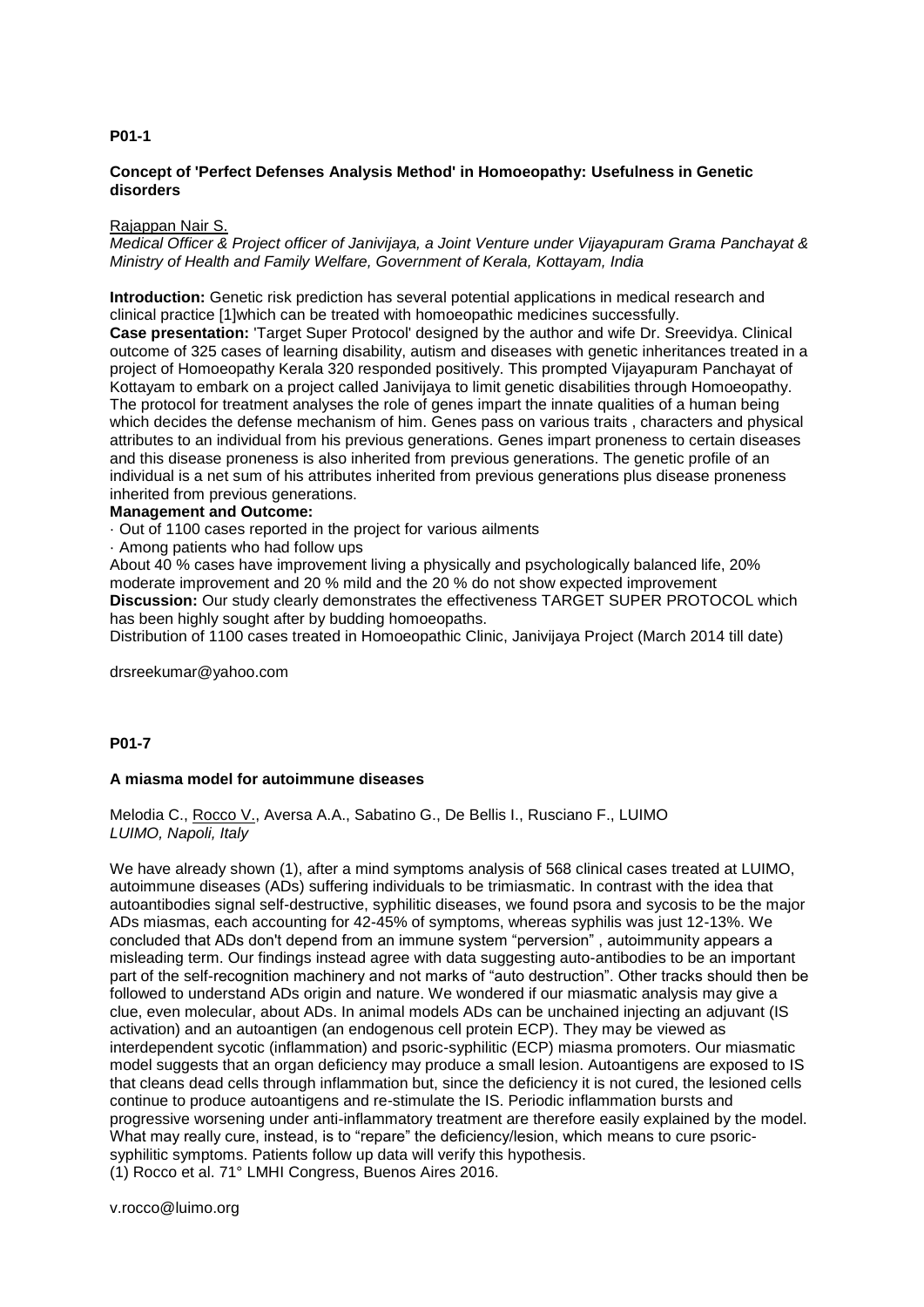**P01-1**

**Concept of 'Perfect Defenses Analysis Method' in Homoeopathy: Usefulness in Genetic disorders**

Rajappan Nair S.

*Medical Officer & Project officer of Janivijaya, a Joint Venture under Vijayapuram Grama Panchayat & Ministry of Health and Family Welfare, Government of Kerala, Kottayam, India*

**Introduction:** Genetic risk prediction has several potential applications in medical research and clinical practice [1]which can be treated with homoeopathic medicines successfully.
**Case presentation:** 'Target Super Protocol' designed by the author and wife Dr. Sreevidya. Clinical outcome of 325 cases of learning disability, autism and diseases with genetic inheritances treated in a project of Homoeopathy Kerala 320 responded positively. This prompted Vijayapuram Panchayat of Kottayam to embark on a project called Janivijaya to limit genetic disabilities through Homoeopathy. The protocol for treatment analyses the role of genes impart the innate qualities of a human being which decides the defense mechanism of him. Genes pass on various traits , characters and physical attributes to an individual from his previous generations. Genes impart proneness to certain diseases and this disease proneness is also inherited from previous generations. The genetic profile of an individual is a net sum of his attributes inherited from previous generations plus disease proneness inherited from previous generations.
**Management and Outcome:**

- Out of 1100 cases reported in the project for various ailments
- Among patients who had follow ups

About 40 % cases have improvement living a physically and psychologically balanced life, 20% moderate improvement and 20 % mild and the 20 % do not show expected improvement
**Discussion:** Our study clearly demonstrates the effectiveness TARGET SUPER PROTOCOL which has been highly sought after by budding homoeopaths.
Distribution of 1100 cases treated in Homoeopathic Clinic, Janivijaya Project (March 2014 till date)

drsreekumar@yahoo.com

**P01-7**

**A miasma model for autoimmune diseases**

Melodia C., Rocco V., Aversa A.A., Sabatino G., De Bellis I., Rusciano F., LUIMO
*LUIMO, Napoli, Italy*

We have already shown (1), after a mind symptoms analysis of 568 clinical cases treated at LUIMO, autoimmune diseases (ADs) suffering individuals to be trimiasmatic. In contrast with the idea that autoantibodies signal self-destructive, syphilitic diseases, we found psora and sycosis to be the major ADs miasmas, each accounting for 42-45% of symptoms, whereas syphilis was just 12-13%. We concluded that ADs don't depend from an immune system "perversion" , autoimmunity appears a misleading term. Our findings instead agree with data suggesting auto-antibodies to be an important part of the self-recognition machinery and not marks of "auto destruction". Other tracks should then be followed to understand ADs origin and nature. We wondered if our miasmatic analysis may give a clue, even molecular, about ADs. In animal models ADs can be unchained injecting an adjuvant (IS activation) and an autoantigen (an endogenous cell protein ECP). They may be viewed as interdependent sycotic (inflammation) and psoric-syphilitic (ECP) miasma promoters. Our miasmatic model suggests that an organ deficiency may produce a small lesion. Autoantigens are exposed to IS that cleans dead cells through inflammation but, since the deficiency it is not cured, the lesioned cells continue to produce autoantigens and re-stimulate the IS. Periodic inflammation bursts and progressive worsening under anti-inflammatory treatment are therefore easily explained by the model. What may really cure, instead, is to "repare" the deficiency/lesion, which means to cure psoric-syphilitic symptoms. Patients follow up data will verify this hypothesis.
(1) Rocco et al. 71° LMHI Congress, Buenos Aires 2016.

v.rocco@luimo.org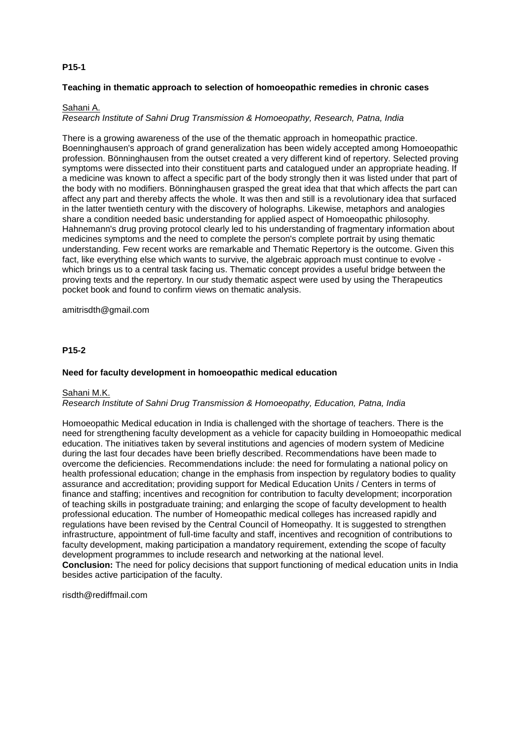**P15-1**

**Teaching in thematic approach to selection of homoeopathic remedies in chronic cases**

Sahani A.
*Research Institute of Sahni Drug Transmission & Homoeopathy, Research, Patna, India*

There is a growing awareness of the use of the thematic approach in homeopathic practice. Boenninghausen's approach of grand generalization has been widely accepted among Homoeopathic profession. Bönninghausen from the outset created a very different kind of repertory. Selected proving symptoms were dissected into their constituent parts and catalogued under an appropriate heading. If a medicine was known to affect a specific part of the body strongly then it was listed under that part of the body with no modifiers. Bönninghausen grasped the great idea that that which affects the part can affect any part and thereby affects the whole. It was then and still is a revolutionary idea that surfaced in the latter twentieth century with the discovery of holographs. Likewise, metaphors and analogies share a condition needed basic understanding for applied aspect of Homoeopathic philosophy. Hahnemann's drug proving protocol clearly led to his understanding of fragmentary information about medicines symptoms and the need to complete the person's complete portrait by using thematic understanding. Few recent works are remarkable and Thematic Repertory is the outcome. Given this fact, like everything else which wants to survive, the algebraic approach must continue to evolve - which brings us to a central task facing us. Thematic concept provides a useful bridge between the proving texts and the repertory. In our study thematic aspect were used by using the Therapeutics pocket book and found to confirm views on thematic analysis.

amitrisdth@gmail.com

**P15-2**

**Need for faculty development in homoeopathic medical education**

Sahani M.K.
*Research Institute of Sahni Drug Transmission & Homoeopathy, Education, Patna, India*

Homoeopathic Medical education in India is challenged with the shortage of teachers. There is the need for strengthening faculty development as a vehicle for capacity building in Homoeopathic medical education. The initiatives taken by several institutions and agencies of modern system of Medicine during the last four decades have been briefly described. Recommendations have been made to overcome the deficiencies. Recommendations include: the need for formulating a national policy on health professional education; change in the emphasis from inspection by regulatory bodies to quality assurance and accreditation; providing support for Medical Education Units / Centers in terms of finance and staffing; incentives and recognition for contribution to faculty development; incorporation of teaching skills in postgraduate training; and enlarging the scope of faculty development to health professional education. The number of Homeopathic medical colleges has increased rapidly and regulations have been revised by the Central Council of Homeopathy. It is suggested to strengthen infrastructure, appointment of full-time faculty and staff, incentives and recognition of contributions to faculty development, making participation a mandatory requirement, extending the scope of faculty development programmes to include research and networking at the national level.
**Conclusion:** The need for policy decisions that support functioning of medical education units in India besides active participation of the faculty.

risdth@rediffmail.com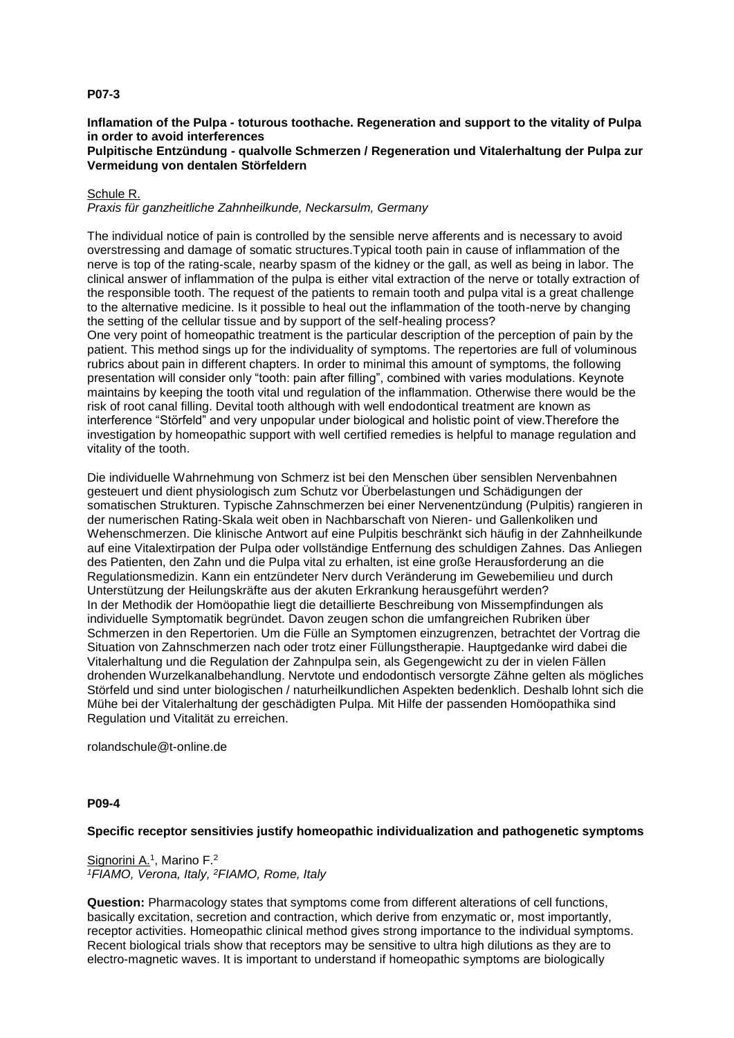**P07-3**

**Inflamation of the Pulpa - toturous toothache. Regeneration and support to the vitality of Pulpa in order to avoid interferences**
**Pulpitische Entzündung - qualvolle Schmerzen / Regeneration und Vitalerhaltung der Pulpa zur Vermeidung von dentalen Störfeldern**

Schule R.
*Praxis für ganzheitliche Zahnheilkunde, Neckarsulm, Germany*

The individual notice of pain is controlled by the sensible nerve afferents and is necessary to avoid overstressing and damage of somatic structures.Typical tooth pain in cause of inflammation of the nerve is top of the rating-scale, nearby spasm of the kidney or the gall, as well as being in labor. The clinical answer of inflammation of the pulpa is either vital extraction of the nerve or totally extraction of the responsible tooth. The request of the patients to remain tooth and pulpa vital is a great challenge to the alternative medicine. Is it possible to heal out the inflammation of the tooth-nerve by changing the setting of the cellular tissue and by support of the self-healing process?
One very point of homeopathic treatment is the particular description of the perception of pain by the patient. This method sings up for the individuality of symptoms. The repertories are full of voluminous rubrics about pain in different chapters. In order to minimal this amount of symptoms, the following presentation will consider only "tooth: pain after filling", combined with varies modulations. Keynote maintains by keeping the tooth vital und regulation of the inflammation. Otherwise there would be the risk of root canal filling. Devital tooth although with well endodontical treatment are known as interference "Störfeld" and very unpopular under biological and holistic point of view.Therefore the investigation by homeopathic support with well certified remedies is helpful to manage regulation and vitality of the tooth.

Die individuelle Wahrnehmung von Schmerz ist bei den Menschen über sensiblen Nervenbahnen gesteuert und dient physiologisch zum Schutz vor Überbelastungen und Schädigungen der somatischen Strukturen. Typische Zahnschmerzen bei einer Nervenentzündung (Pulpitis) rangieren in der numerischen Rating-Skala weit oben in Nachbarschaft von Nieren- und Gallenkoliken und Wehenschmerzen. Die klinische Antwort auf eine Pulpitis beschränkt sich häufig in der Zahnheilkunde auf eine Vitalextirpation der Pulpa oder vollständige Entfernung des schuldigen Zahnes. Das Anliegen des Patienten, den Zahn und die Pulpa vital zu erhalten, ist eine große Herausforderung an die Regulationsmedizin. Kann ein entzündeter Nerv durch Veränderung im Gewebemilieu und durch Unterstützung der Heilungskräfte aus der akuten Erkrankung herausgeführt werden?
In der Methodik der Homöopathie liegt die detaillierte Beschreibung von Missempfindungen als individuelle Symptomatik begründet. Davon zeugen schon die umfangreichen Rubriken über Schmerzen in den Repertorien. Um die Fülle an Symptomen einzugrenzen, betrachtet der Vortrag die Situation von Zahnschmerzen nach oder trotz einer Füllungstherapie. Hauptgedanke wird dabei die Vitalerhaltung und die Regulation der Zahnpulpa sein, als Gegengewicht zu der in vielen Fällen drohenden Wurzelkanalbehandlung. Nervtote und endodontisch versorgte Zähne gelten als mögliches Störfeld und sind unter biologischen / naturheilkundlichen Aspekten bedenklich. Deshalb lohnt sich die Mühe bei der Vitalerhaltung der geschädigten Pulpa. Mit Hilfe der passenden Homöopathika sind Regulation und Vitalität zu erreichen.

rolandschule@t-online.de

**P09-4**

**Specific receptor sensitivies justify homeopathic individualization and pathogenetic symptoms**

Signorini A.[1], Marino F.[2]
*[1]FIAMO, Verona, Italy, [2]FIAMO, Rome, Italy*

**Question:** Pharmacology states that symptoms come from different alterations of cell functions, basically excitation, secretion and contraction, which derive from enzymatic or, most importantly, receptor activities. Homeopathic clinical method gives strong importance to the individual symptoms. Recent biological trials show that receptors may be sensitive to ultra high dilutions as they are to electro-magnetic waves. It is important to understand if homeopathic symptoms are biologically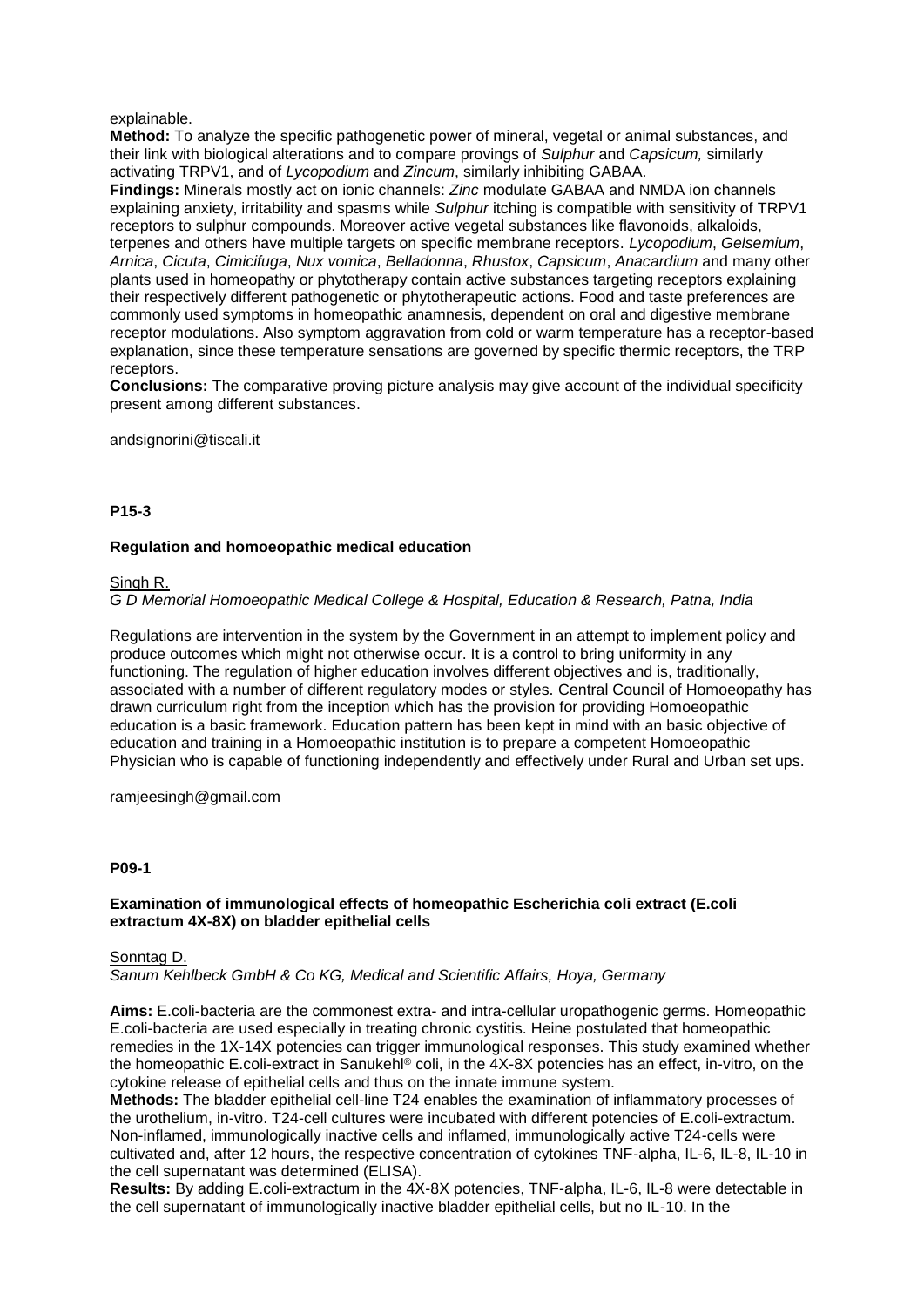explainable.

**Method:** To analyze the specific pathogenetic power of mineral, vegetal or animal substances, and their link with biological alterations and to compare provings of *Sulphur* and *Capsicum,* similarly activating TRPV1, and of *Lycopodium* and *Zincum*, similarly inhibiting GABAA.

**Findings:** Minerals mostly act on ionic channels: *Zinc* modulate GABAA and NMDA ion channels explaining anxiety, irritability and spasms while *Sulphur* itching is compatible with sensitivity of TRPV1 receptors to sulphur compounds. Moreover active vegetal substances like flavonoids, alkaloids, terpenes and others have multiple targets on specific membrane receptors. *Lycopodium*, *Gelsemium*, *Arnica*, *Cicuta*, *Cimicifuga*, *Nux vomica*, *Belladonna*, *Rhustox*, *Capsicum*, *Anacardium* and many other plants used in homeopathy or phytotherapy contain active substances targeting receptors explaining their respectively different pathogenetic or phytotherapeutic actions. Food and taste preferences are commonly used symptoms in homeopathic anamnesis, dependent on oral and digestive membrane receptor modulations. Also symptom aggravation from cold or warm temperature has a receptor-based explanation, since these temperature sensations are governed by specific thermic receptors, the TRP receptors.

**Conclusions:** The comparative proving picture analysis may give account of the individual specificity present among different substances.

andsignorini@tiscali.it

**P15-3**

### Regulation and homoeopathic medical education

Singh R.

*G D Memorial Homoeopathic Medical College & Hospital, Education & Research, Patna, India*

Regulations are intervention in the system by the Government in an attempt to implement policy and produce outcomes which might not otherwise occur. It is a control to bring uniformity in any functioning. The regulation of higher education involves different objectives and is, traditionally, associated with a number of different regulatory modes or styles. Central Council of Homoeopathy has drawn curriculum right from the inception which has the provision for providing Homoeopathic education is a basic framework. Education pattern has been kept in mind with an basic objective of education and training in a Homoeopathic institution is to prepare a competent Homoeopathic Physician who is capable of functioning independently and effectively under Rural and Urban set ups.

ramjeesingh@gmail.com

**P09-1**

### Examination of immunological effects of homeopathic Escherichia coli extract (E.coli extractum 4X-8X) on bladder epithelial cells

Sonntag D.

*Sanum Kehlbeck GmbH & Co KG, Medical and Scientific Affairs, Hoya, Germany*

**Aims:** E.coli-bacteria are the commonest extra- and intra-cellular uropathogenic germs. Homeopathic E.coli-bacteria are used especially in treating chronic cystitis. Heine postulated that homeopathic remedies in the 1X-14X potencies can trigger immunological responses. This study examined whether the homeopathic E.coli-extract in Sanukehl® coli, in the 4X-8X potencies has an effect, in-vitro, on the cytokine release of epithelial cells and thus on the innate immune system.

**Methods:** The bladder epithelial cell-line T24 enables the examination of inflammatory processes of the urothelium, in-vitro. T24-cell cultures were incubated with different potencies of E.coli-extractum. Non-inflamed, immunologically inactive cells and inflamed, immunologically active T24-cells were cultivated and, after 12 hours, the respective concentration of cytokines TNF-alpha, IL-6, IL-8, IL-10 in the cell supernatant was determined (ELISA).

**Results:** By adding E.coli-extractum in the 4X-8X potencies, TNF-alpha, IL-6, IL-8 were detectable in the cell supernatant of immunologically inactive bladder epithelial cells, but no IL-10. In the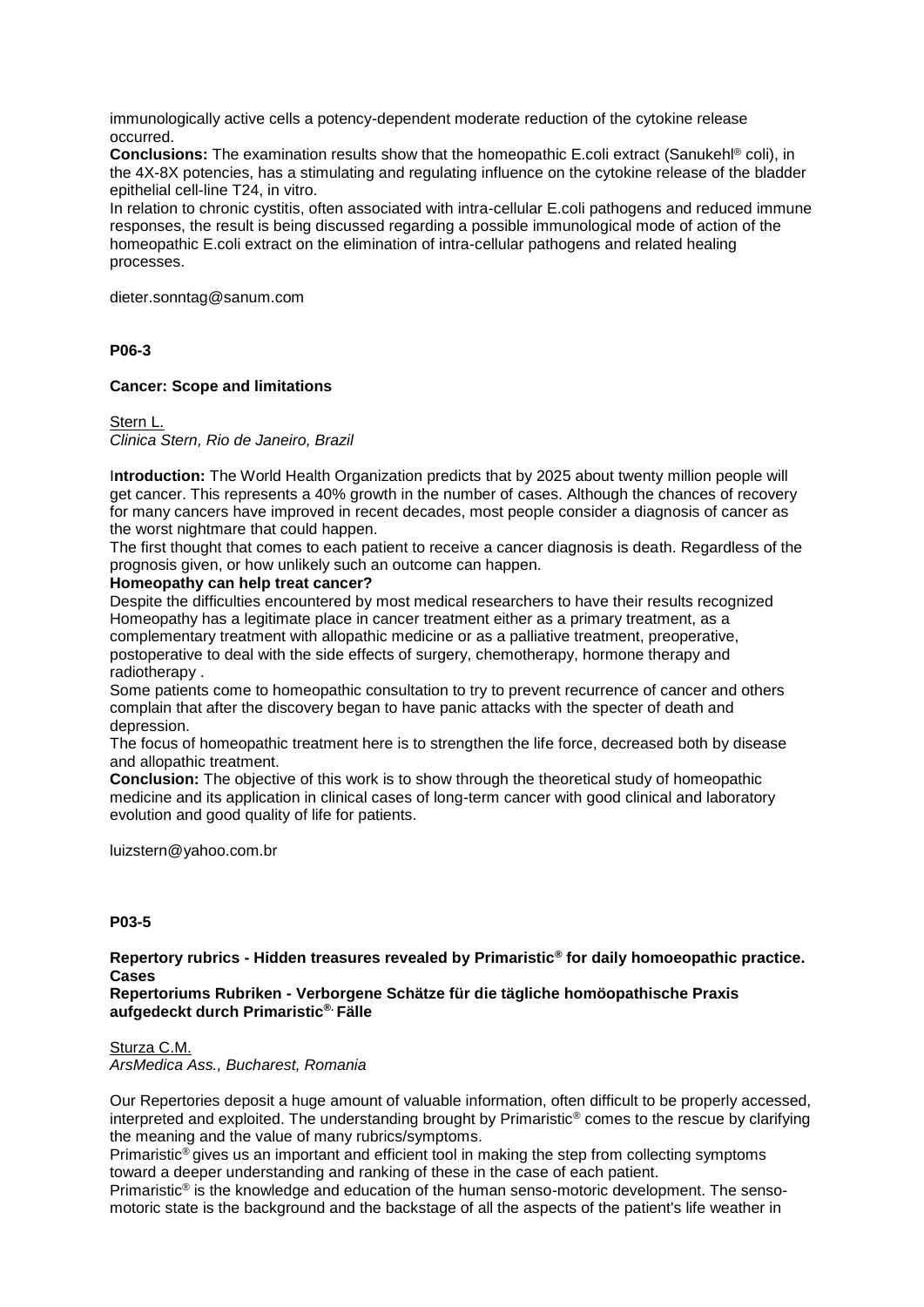immunologically active cells a potency-dependent moderate reduction of the cytokine release occurred.

**Conclusions:** The examination results show that the homeopathic E.coli extract (Sanukehl® coli), in the 4X-8X potencies, has a stimulating and regulating influence on the cytokine release of the bladder epithelial cell-line T24, in vitro.

In relation to chronic cystitis, often associated with intra-cellular E.coli pathogens and reduced immune responses, the result is being discussed regarding a possible immunological mode of action of the homeopathic E.coli extract on the elimination of intra-cellular pathogens and related healing processes.

dieter.sonntag@sanum.com

**P06-3**

**Cancer: Scope and limitations**

Stern L.
*Clinica Stern, Rio de Janeiro, Brazil*

I**ntroduction:** The World Health Organization predicts that by 2025 about twenty million people will get cancer. This represents a 40% growth in the number of cases. Although the chances of recovery for many cancers have improved in recent decades, most people consider a diagnosis of cancer as the worst nightmare that could happen.

The first thought that comes to each patient to receive a cancer diagnosis is death. Regardless of the prognosis given, or how unlikely such an outcome can happen.

**Homeopathy can help treat cancer?**

Despite the difficulties encountered by most medical researchers to have their results recognized Homeopathy has a legitimate place in cancer treatment either as a primary treatment, as a complementary treatment with allopathic medicine or as a palliative treatment, preoperative, postoperative to deal with the side effects of surgery, chemotherapy, hormone therapy and radiotherapy .

Some patients come to homeopathic consultation to try to prevent recurrence of cancer and others complain that after the discovery began to have panic attacks with the specter of death and depression.

The focus of homeopathic treatment here is to strengthen the life force, decreased both by disease and allopathic treatment.

**Conclusion:** The objective of this work is to show through the theoretical study of homeopathic medicine and its application in clinical cases of long-term cancer with good clinical and laboratory evolution and good quality of life for patients.

luizstern@yahoo.com.br

**P03-5**

**Repertory rubrics - Hidden treasures revealed by Primaristic® for daily homoeopathic practice. Cases**
**Repertoriums Rubriken - Verborgene Schätze für die tägliche homöopathische Praxis aufgedeckt durch Primaristic®. Fälle**

Sturza C.M.
*ArsMedica Ass., Bucharest, Romania*

Our Repertories deposit a huge amount of valuable information, often difficult to be properly accessed, interpreted and exploited. The understanding brought by Primaristic® comes to the rescue by clarifying the meaning and the value of many rubrics/symptoms.

Primaristic® gives us an important and efficient tool in making the step from collecting symptoms toward a deeper understanding and ranking of these in the case of each patient.

Primaristic® is the knowledge and education of the human senso-motoric development. The senso-motoric state is the background and the backstage of all the aspects of the patient's life weather in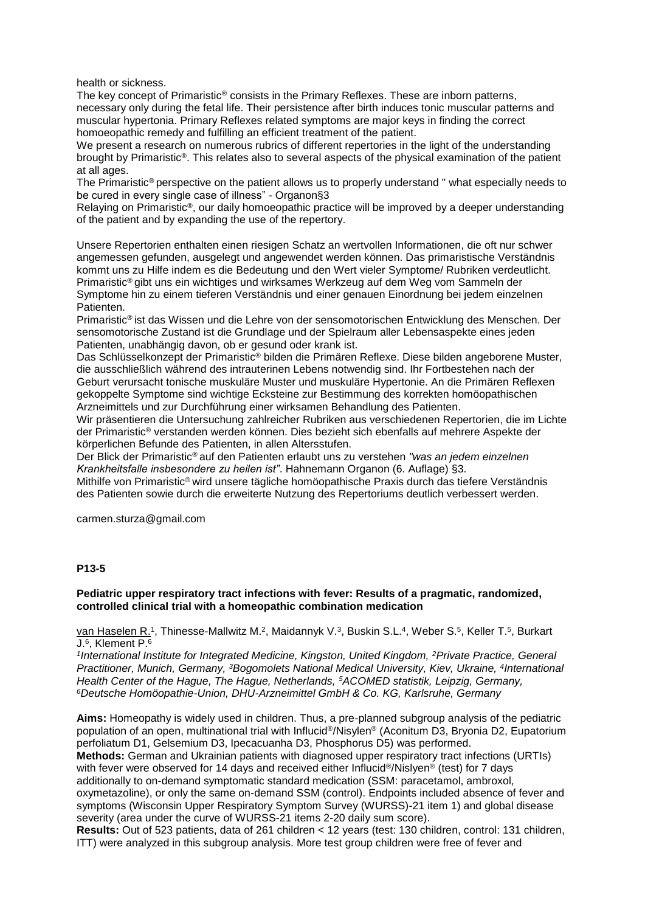health or sickness.

The key concept of Primaristic® consists in the Primary Reflexes. These are inborn patterns, necessary only during the fetal life. Their persistence after birth induces tonic muscular patterns and muscular hypertonia. Primary Reflexes related symptoms are major keys in finding the correct homoeopathic remedy and fulfilling an efficient treatment of the patient.

We present a research on numerous rubrics of different repertories in the light of the understanding brought by Primaristic®. This relates also to several aspects of the physical examination of the patient at all ages.

The Primaristic® perspective on the patient allows us to properly understand " what especially needs to be cured in every single case of illness" - Organon§3

Relaying on Primaristic®, our daily homoeopathic practice will be improved by a deeper understanding of the patient and by expanding the use of the repertory.

Unsere Repertorien enthalten einen riesigen Schatz an wertvollen Informationen, die oft nur schwer angemessen gefunden, ausgelegt und angewendet werden können. Das primaristische Verständnis kommt uns zu Hilfe indem es die Bedeutung und den Wert vieler Symptome/ Rubriken verdeutlicht. Primaristic® gibt uns ein wichtiges und wirksames Werkzeug auf dem Weg vom Sammeln der Symptome hin zu einem tieferen Verständnis und einer genauen Einordnung bei jedem einzelnen Patienten.

Primaristic® ist das Wissen und die Lehre von der sensomotorischen Entwicklung des Menschen. Der sensomotorische Zustand ist die Grundlage und der Spielraum aller Lebensaspekte eines jeden Patienten, unabhängig davon, ob er gesund oder krank ist.

Das Schlüsselkonzept der Primaristic® bilden die Primären Reflexe. Diese bilden angeborene Muster, die ausschließlich während des intrauterinen Lebens notwendig sind. Ihr Fortbestehen nach der Geburt verursacht tonische muskuläre Muster und muskuläre Hypertonie. An die Primären Reflexen gekoppelte Symptome sind wichtige Ecksteine zur Bestimmung des korrekten homöopathischen Arzneimittels und zur Durchführung einer wirksamen Behandlung des Patienten.

Wir präsentieren die Untersuchung zahlreicher Rubriken aus verschiedenen Repertorien, die im Lichte der Primaristic® verstanden werden können. Dies bezieht sich ebenfalls auf mehrere Aspekte der körperlichen Befunde des Patienten, in allen Altersstufen.

Der Blick der Primaristic® auf den Patienten erlaubt uns zu verstehen *"was an jedem einzelnen Krankheitsfalle insbesondere zu heilen ist"*. Hahnemann Organon (6. Auflage) §3.

Mithilfe von Primaristic® wird unsere tägliche homöopathische Praxis durch das tiefere Verständnis des Patienten sowie durch die erweiterte Nutzung des Repertoriums deutlich verbessert werden.

carmen.sturza@gmail.com

**P13-5**

**Pediatric upper respiratory tract infections with fever: Results of a pragmatic, randomized, controlled clinical trial with a homeopathic combination medication**

van Haselen R.[1], Thinesse-Mallwitz M.[2], Maidannyk V.[3], Buskin S.L.[4], Weber S.[5], Keller T.[5], Burkart J.[6], Klement P.[6]

*[1]International Institute for Integrated Medicine, Kingston, United Kingdom, [2]Private Practice, General Practitioner, Munich, Germany, [3]Bogomolets National Medical University, Kiev, Ukraine, [4]International Health Center of the Hague, The Hague, Netherlands, [5]ACOMED statistik, Leipzig, Germany, [6]Deutsche Homöopathie-Union, DHU-Arzneimittel GmbH & Co. KG, Karlsruhe, Germany*

**Aims:** Homeopathy is widely used in children. Thus, a pre-planned subgroup analysis of the pediatric population of an open, multinational trial with Influcid®/Nisylen® (Aconitum D3, Bryonia D2, Eupatorium perfoliatum D1, Gelsemium D3, Ipecacuanha D3, Phosphorus D5) was performed.

**Methods:** German and Ukrainian patients with diagnosed upper respiratory tract infections (URTIs) with fever were observed for 14 days and received either Influcid®/Nislyen® (test) for 7 days additionally to on-demand symptomatic standard medication (SSM: paracetamol, ambroxol, oxymetazoline), or only the same on-demand SSM (control). Endpoints included absence of fever and symptoms (Wisconsin Upper Respiratory Symptom Survey (WURSS)-21 item 1) and global disease severity (area under the curve of WURSS-21 items 2-20 daily sum score).

**Results:** Out of 523 patients, data of 261 children < 12 years (test: 130 children, control: 131 children, ITT) were analyzed in this subgroup analysis. More test group children were free of fever and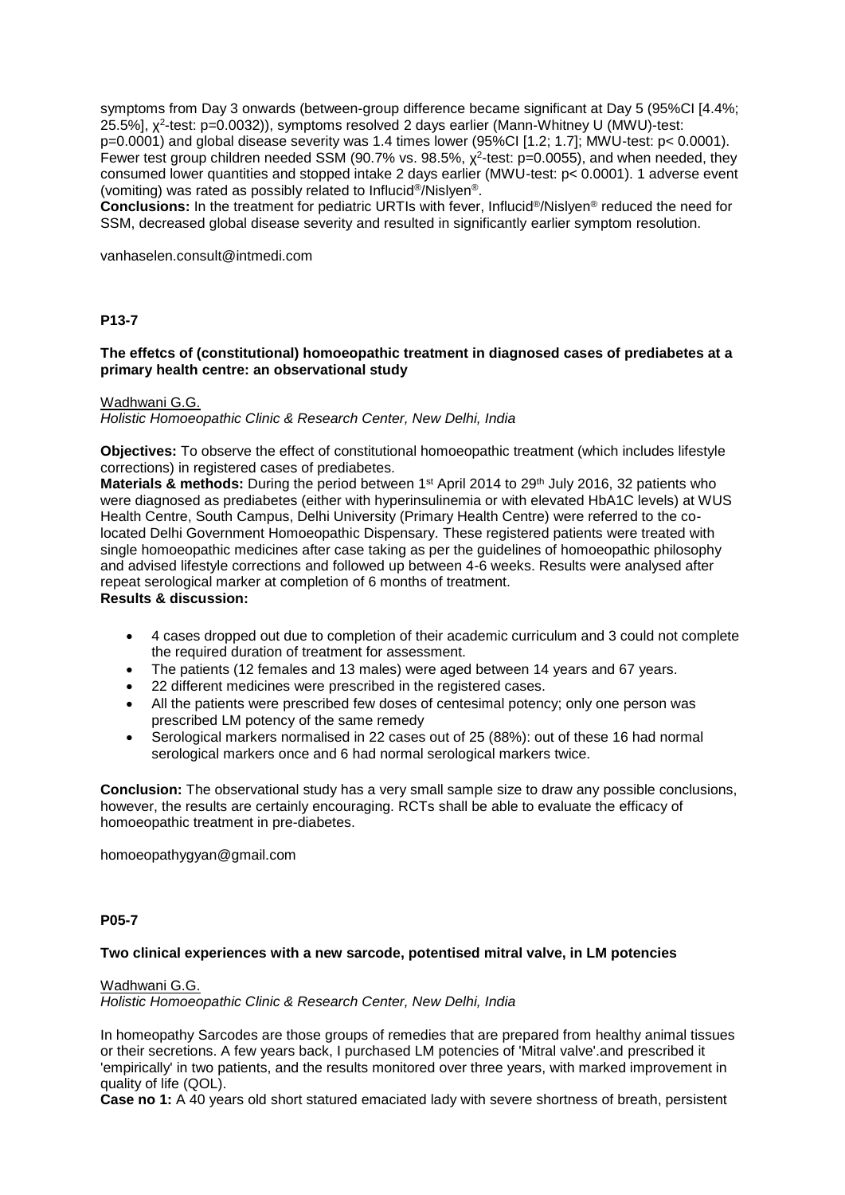symptoms from Day 3 onwards (between-group difference became significant at Day 5 (95%CI [4.4%; 25.5%], $\chi^2$-test: p=0.0032)), symptoms resolved 2 days earlier (Mann-Whitney U (MWU)-test: p=0.0001) and global disease severity was 1.4 times lower (95%CI [1.2; 1.7]; MWU-test: p< 0.0001). Fewer test group children needed SSM (90.7% vs. 98.5%, $\chi^2$-test: p=0.0055), and when needed, they consumed lower quantities and stopped intake 2 days earlier (MWU-test: p< 0.0001). 1 adverse event (vomiting) was rated as possibly related to Influcid®/Nislyen®.

**Conclusions:** In the treatment for pediatric URTIs with fever, Influcid®/Nislyen® reduced the need for SSM, decreased global disease severity and resulted in significantly earlier symptom resolution.

vanhaselen.consult@intmedi.com

**P13-7**

**The effetcs of (constitutional) homoeopathic treatment in diagnosed cases of prediabetes at a primary health centre: an observational study**

Wadhwani G.G.
*Holistic Homoeopathic Clinic & Research Center, New Delhi, India*

**Objectives:** To observe the effect of constitutional homoeopathic treatment (which includes lifestyle corrections) in registered cases of prediabetes.

**Materials & methods:** During the period between 1st April 2014 to 29th July 2016, 32 patients who were diagnosed as prediabetes (either with hyperinsulinemia or with elevated HbA1C levels) at WUS Health Centre, South Campus, Delhi University (Primary Health Centre) were referred to the co-located Delhi Government Homoeopathic Dispensary. These registered patients were treated with single homoeopathic medicines after case taking as per the guidelines of homoeopathic philosophy and advised lifestyle corrections and followed up between 4-6 weeks. Results were analysed after repeat serological marker at completion of 6 months of treatment.

**Results & discussion:**

- 4 cases dropped out due to completion of their academic curriculum and 3 could not complete the required duration of treatment for assessment.
- The patients (12 females and 13 males) were aged between 14 years and 67 years.
- 22 different medicines were prescribed in the registered cases.
- All the patients were prescribed few doses of centesimal potency; only one person was prescribed LM potency of the same remedy
- Serological markers normalised in 22 cases out of 25 (88%): out of these 16 had normal serological markers once and 6 had normal serological markers twice.

**Conclusion:** The observational study has a very small sample size to draw any possible conclusions, however, the results are certainly encouraging. RCTs shall be able to evaluate the efficacy of homoeopathic treatment in pre-diabetes.

homoeopathygyan@gmail.com

**P05-7**

**Two clinical experiences with a new sarcode, potentised mitral valve, in LM potencies**

Wadhwani G.G.
*Holistic Homoeopathic Clinic & Research Center, New Delhi, India*

In homeopathy Sarcodes are those groups of remedies that are prepared from healthy animal tissues or their secretions. A few years back, I purchased LM potencies of 'Mitral valve'.and prescribed it 'empirically' in two patients, and the results monitored over three years, with marked improvement in quality of life (QOL).

**Case no 1:** A 40 years old short statured emaciated lady with severe shortness of breath, persistent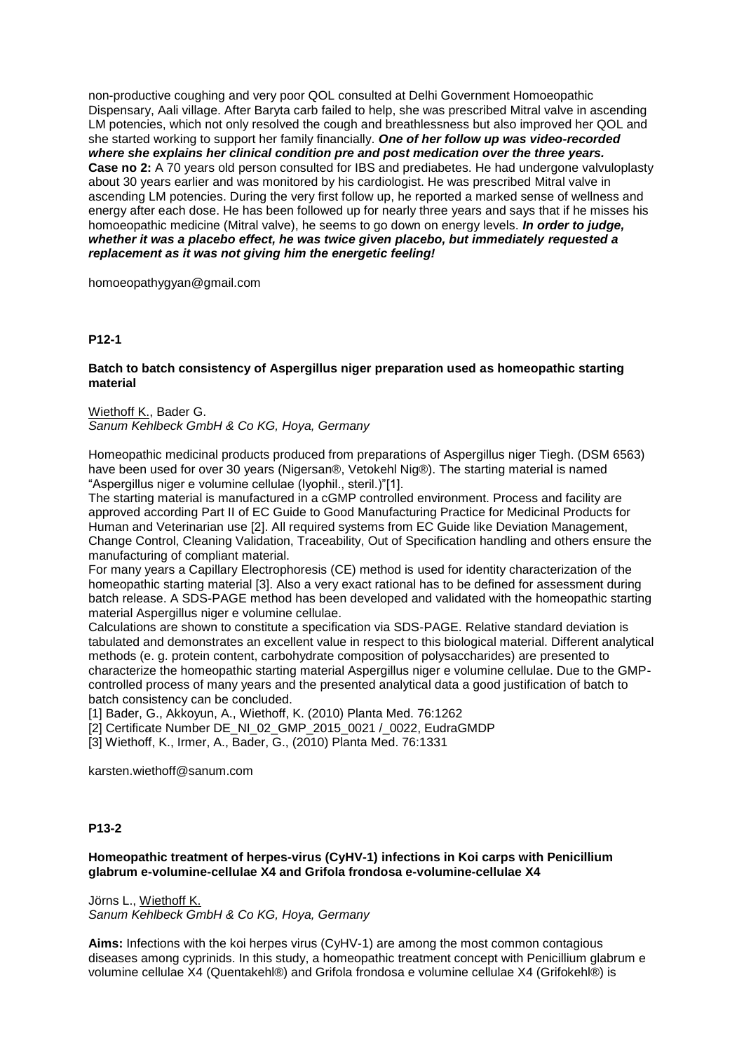non-productive coughing and very poor QOL consulted at Delhi Government Homoeopathic Dispensary, Aali village. After Baryta carb failed to help, she was prescribed Mitral valve in ascending LM potencies, which not only resolved the cough and breathlessness but also improved her QOL and she started working to support her family financially. ***One of her follow up was video-recorded where she explains her clinical condition pre and post medication over the three years.***
**Case no 2:** A 70 years old person consulted for IBS and prediabetes. He had undergone valvuloplasty about 30 years earlier and was monitored by his cardiologist. He was prescribed Mitral valve in ascending LM potencies. During the very first follow up, he reported a marked sense of wellness and energy after each dose. He has been followed up for nearly three years and says that if he misses his homoeopathic medicine (Mitral valve), he seems to go down on energy levels. ***In order to judge, whether it was a placebo effect, he was twice given placebo, but immediately requested a replacement as it was not giving him the energetic feeling!***

homoeopathygyan@gmail.com

## P12-1

### Batch to batch consistency of Aspergillus niger preparation used as homeopathic starting material

Wiethoff K., Bader G.
*Sanum Kehlbeck GmbH & Co KG, Hoya, Germany*

Homeopathic medicinal products produced from preparations of Aspergillus niger Tiegh. (DSM 6563) have been used for over 30 years (Nigersan®, Vetokehl Nig®). The starting material is named "Aspergillus niger e volumine cellulae (lyophil., steril.)"[1].

The starting material is manufactured in a cGMP controlled environment. Process and facility are approved according Part II of EC Guide to Good Manufacturing Practice for Medicinal Products for Human and Veterinarian use [2]. All required systems from EC Guide like Deviation Management, Change Control, Cleaning Validation, Traceability, Out of Specification handling and others ensure the manufacturing of compliant material.

For many years a Capillary Electrophoresis (CE) method is used for identity characterization of the homeopathic starting material [3]. Also a very exact rational has to be defined for assessment during batch release. A SDS-PAGE method has been developed and validated with the homeopathic starting material Aspergillus niger e volumine cellulae.

Calculations are shown to constitute a specification via SDS-PAGE. Relative standard deviation is tabulated and demonstrates an excellent value in respect to this biological material. Different analytical methods (e. g. protein content, carbohydrate composition of polysaccharides) are presented to characterize the homeopathic starting material Aspergillus niger e volumine cellulae. Due to the GMP-controlled process of many years and the presented analytical data a good justification of batch to batch consistency can be concluded.

[1] Bader, G., Akkoyun, A., Wiethoff, K. (2010) Planta Med. 76:1262
[2] Certificate Number DE_NI_02_GMP_2015_0021 /_0022, EudraGMDP
[3] Wiethoff, K., Irmer, A., Bader, G., (2010) Planta Med. 76:1331

karsten.wiethoff@sanum.com

## P13-2

### Homeopathic treatment of herpes-virus (CyHV-1) infections in Koi carps with Penicillium glabrum e-volumine-cellulae X4 and Grifola frondosa e-volumine-cellulae X4

Jörns L., Wiethoff K.
*Sanum Kehlbeck GmbH & Co KG, Hoya, Germany*

**Aims:** Infections with the koi herpes virus (CyHV-1) are among the most common contagious diseases among cyprinids. In this study, a homeopathic treatment concept with Penicillium glabrum e volumine cellulae X4 (Quentakehl®) and Grifola frondosa e volumine cellulae X4 (Grifokehl®) is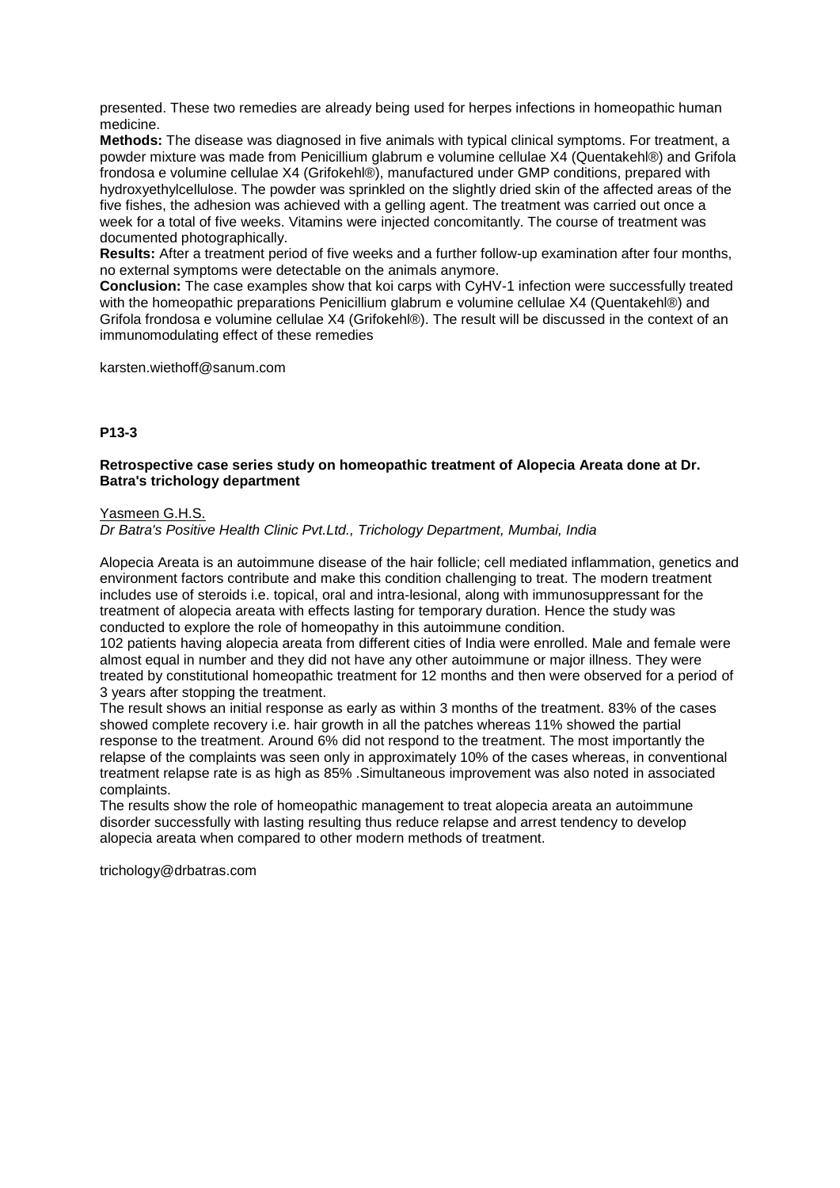presented. These two remedies are already being used for herpes infections in homeopathic human medicine.

**Methods:** The disease was diagnosed in five animals with typical clinical symptoms. For treatment, a powder mixture was made from Penicillium glabrum e volumine cellulae X4 (Quentakehl®) and Grifola frondosa e volumine cellulae X4 (Grifokehl®), manufactured under GMP conditions, prepared with hydroxyethylcellulose. The powder was sprinkled on the slightly dried skin of the affected areas of the five fishes, the adhesion was achieved with a gelling agent. The treatment was carried out once a week for a total of five weeks. Vitamins were injected concomitantly. The course of treatment was documented photographically.

**Results:** After a treatment period of five weeks and a further follow-up examination after four months, no external symptoms were detectable on the animals anymore.

**Conclusion:** The case examples show that koi carps with CyHV-1 infection were successfully treated with the homeopathic preparations Penicillium glabrum e volumine cellulae X4 (Quentakehl®) and Grifola frondosa e volumine cellulae X4 (Grifokehl®). The result will be discussed in the context of an immunomodulating effect of these remedies

karsten.wiethoff@sanum.com

**P13-3**

**Retrospective case series study on homeopathic treatment of Alopecia Areata done at Dr. Batra's trichology department**

Yasmeen G.H.S.

*Dr Batra's Positive Health Clinic Pvt.Ltd., Trichology Department, Mumbai, India*

Alopecia Areata is an autoimmune disease of the hair follicle; cell mediated inflammation, genetics and environment factors contribute and make this condition challenging to treat. The modern treatment includes use of steroids i.e. topical, oral and intra-lesional, along with immunosuppressant for the treatment of alopecia areata with effects lasting for temporary duration. Hence the study was conducted to explore the role of homeopathy in this autoimmune condition.

102 patients having alopecia areata from different cities of India were enrolled. Male and female were almost equal in number and they did not have any other autoimmune or major illness. They were treated by constitutional homeopathic treatment for 12 months and then were observed for a period of 3 years after stopping the treatment.

The result shows an initial response as early as within 3 months of the treatment. 83% of the cases showed complete recovery i.e. hair growth in all the patches whereas 11% showed the partial response to the treatment. Around 6% did not respond to the treatment. The most importantly the relapse of the complaints was seen only in approximately 10% of the cases whereas, in conventional treatment relapse rate is as high as 85% .Simultaneous improvement was also noted in associated complaints.

The results show the role of homeopathic management to treat alopecia areata an autoimmune disorder successfully with lasting resulting thus reduce relapse and arrest tendency to develop alopecia areata when compared to other modern methods of treatment.

trichology@drbatras.com